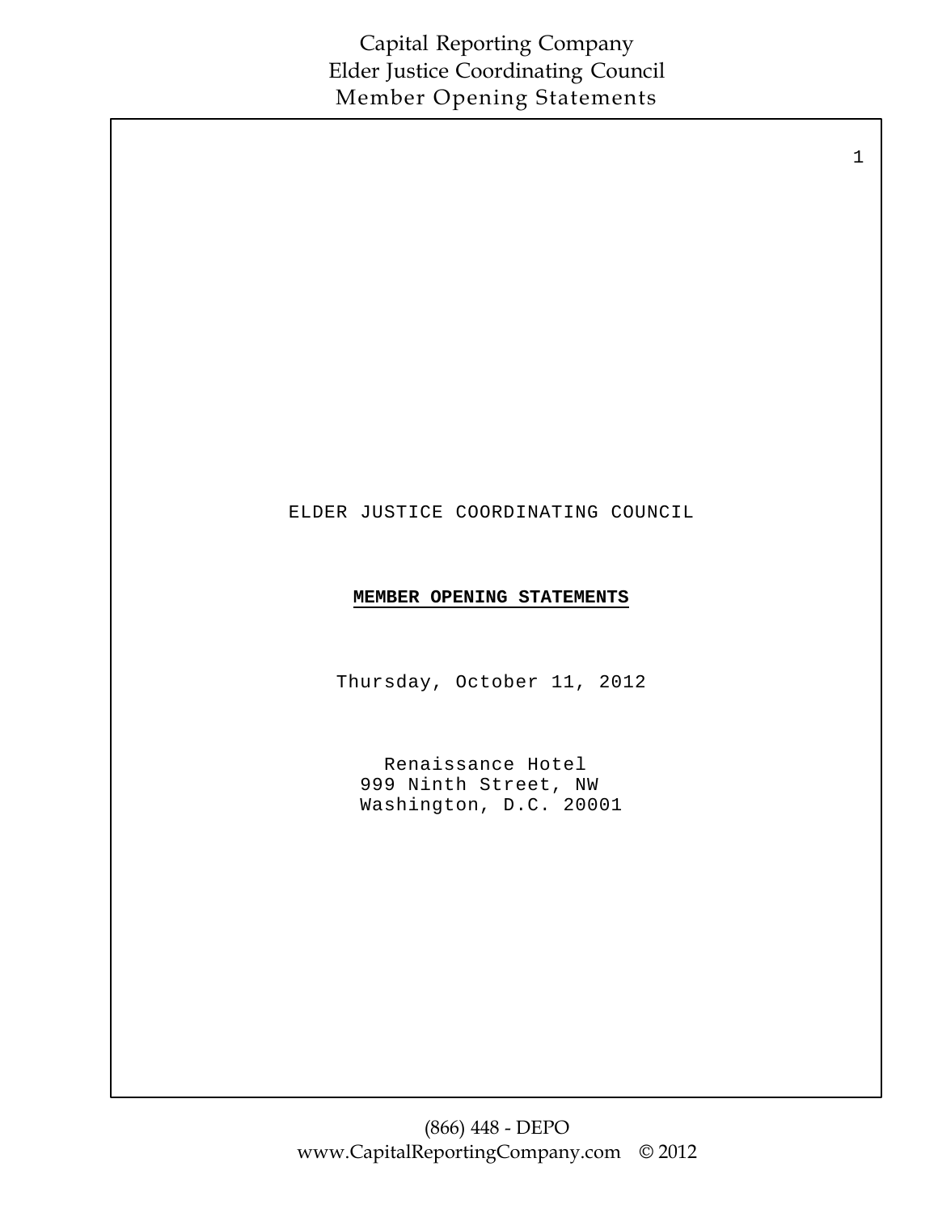# ELDER JUSTICE COORDINATING COUNCIL

## **MEMBER OPENING STATEMENTS**

Thursday, October 11, 2012

Renaissance Hotel
999 Ninth Street, NW
Washington, D.C. 20001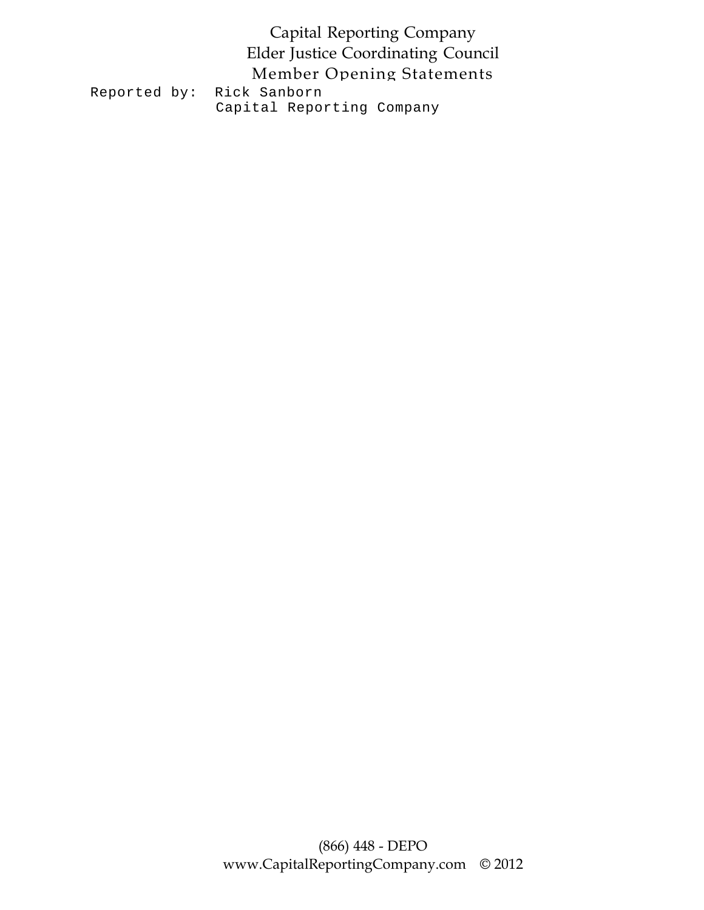Reported by: Rick Sanborn
Capital Reporting Company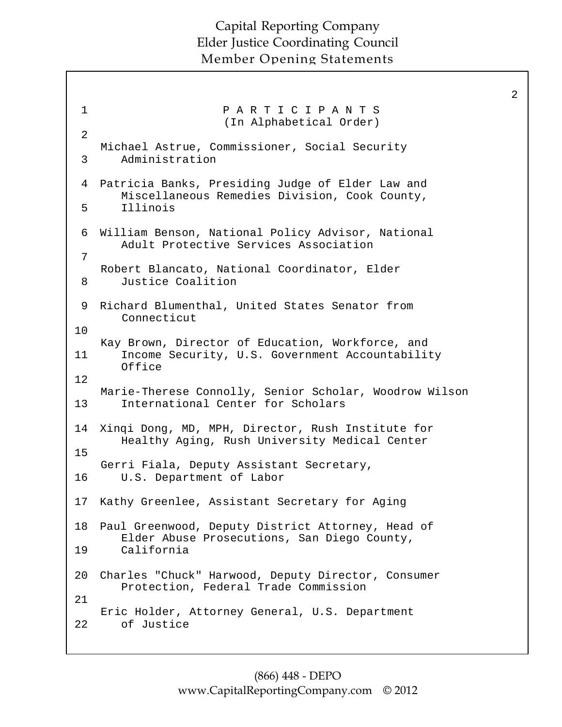P A R T I C I P A N T S
(In Alphabetical Order)

Michael Astrue, Commissioner, Social Security Administration

Patricia Banks, Presiding Judge of Elder Law and Miscellaneous Remedies Division, Cook County, Illinois

William Benson, National Policy Advisor, National Adult Protective Services Association

Robert Blancato, National Coordinator, Elder Justice Coalition

Richard Blumenthal, United States Senator from Connecticut

Kay Brown, Director of Education, Workforce, and Income Security, U.S. Government Accountability Office

Marie-Therese Connolly, Senior Scholar, Woodrow Wilson International Center for Scholars

Xinqi Dong, MD, MPH, Director, Rush Institute for Healthy Aging, Rush University Medical Center

Gerri Fiala, Deputy Assistant Secretary, U.S. Department of Labor

Kathy Greenlee, Assistant Secretary for Aging

Paul Greenwood, Deputy District Attorney, Head of Elder Abuse Prosecutions, San Diego County, California

Charles "Chuck" Harwood, Deputy Director, Consumer Protection, Federal Trade Commission

Eric Holder, Attorney General, U.S. Department of Justice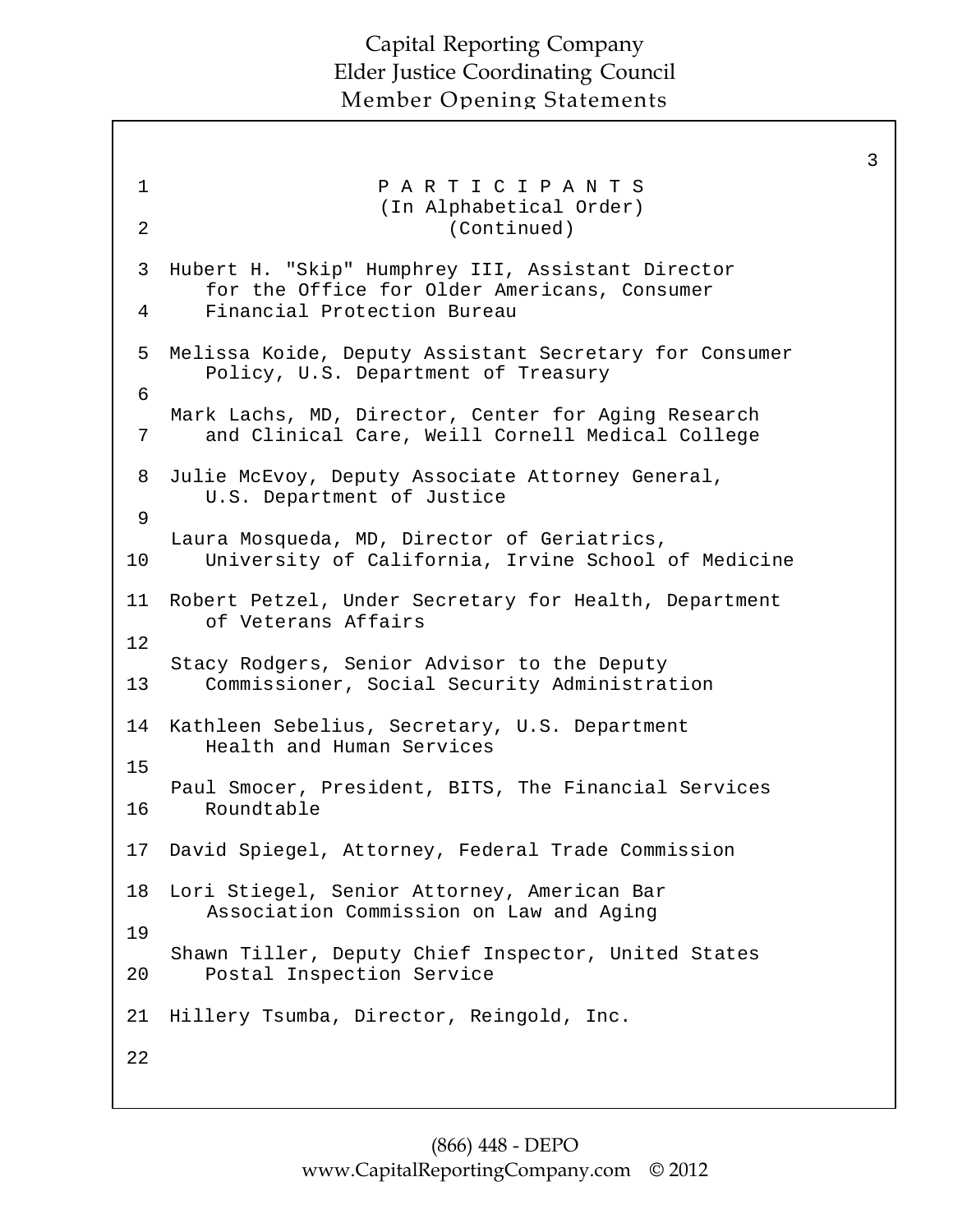# PARTICIPANTS
(In Alphabetical Order)
(Continued)

Hubert H. "Skip" Humphrey III, Assistant Director for the Office for Older Americans, Consumer Financial Protection Bureau

Melissa Koide, Deputy Assistant Secretary for Consumer Policy, U.S. Department of Treasury

Mark Lachs, MD, Director, Center for Aging Research and Clinical Care, Weill Cornell Medical College

Julie McEvoy, Deputy Associate Attorney General, U.S. Department of Justice

Laura Mosqueda, MD, Director of Geriatrics, University of California, Irvine School of Medicine

Robert Petzel, Under Secretary for Health, Department of Veterans Affairs

Stacy Rodgers, Senior Advisor to the Deputy Commissioner, Social Security Administration

Kathleen Sebelius, Secretary, U.S. Department Health and Human Services

Paul Smocer, President, BITS, The Financial Services Roundtable

David Spiegel, Attorney, Federal Trade Commission

Lori Stiegel, Senior Attorney, American Bar Association Commission on Law and Aging

Shawn Tiller, Deputy Chief Inspector, United States Postal Inspection Service

Hillery Tsumba, Director, Reingold, Inc.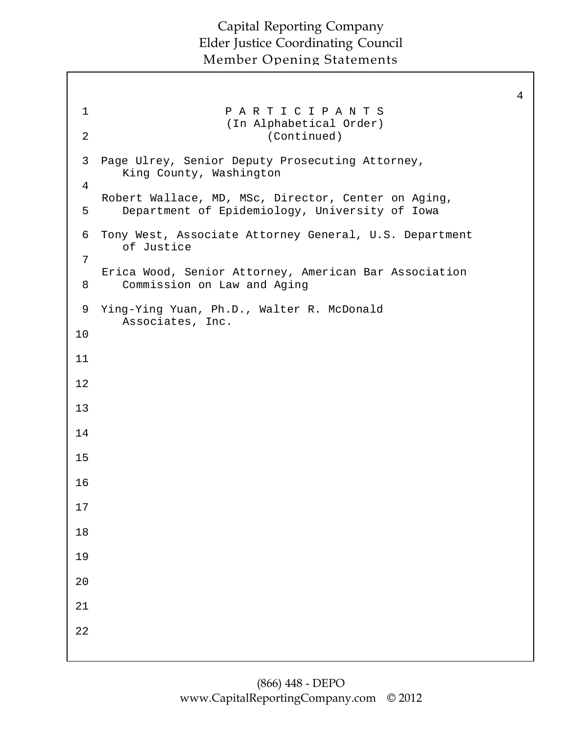# PARTICIPANTS

(In Alphabetical Order)

(Continued)

Page Ulrey, Senior Deputy Prosecuting Attorney, King County, Washington

Robert Wallace, MD, MSc, Director, Center on Aging, Department of Epidemiology, University of Iowa

Tony West, Associate Attorney General, U.S. Department of Justice

Erica Wood, Senior Attorney, American Bar Association Commission on Law and Aging

Ying-Ying Yuan, Ph.D., Walter R. McDonald Associates, Inc.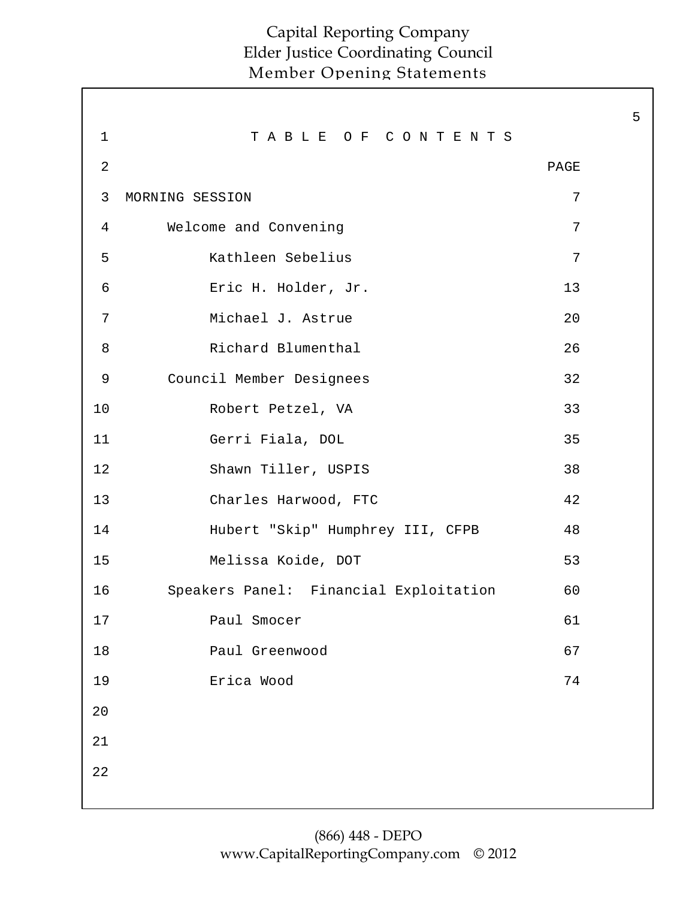# TABLE OF CONTENTS

| | PAGE |
|---|---|
| MORNING SESSION | 7 |
| Welcome and Convening | 7 |
| Kathleen Sebelius | 7 |
| Eric H. Holder, Jr. | 13 |
| Michael J. Astrue | 20 |
| Richard Blumenthal | 26 |
| Council Member Designees | 32 |
| Robert Petzel, VA | 33 |
| Gerri Fiala, DOL | 35 |
| Shawn Tiller, USPIS | 38 |
| Charles Harwood, FTC | 42 |
| Hubert "Skip" Humphrey III, CFPB | 48 |
| Melissa Koide, DOT | 53 |
| Speakers Panel: Financial Exploitation | 60 |
| Paul Smocer | 61 |
| Paul Greenwood | 67 |
| Erica Wood | 74 |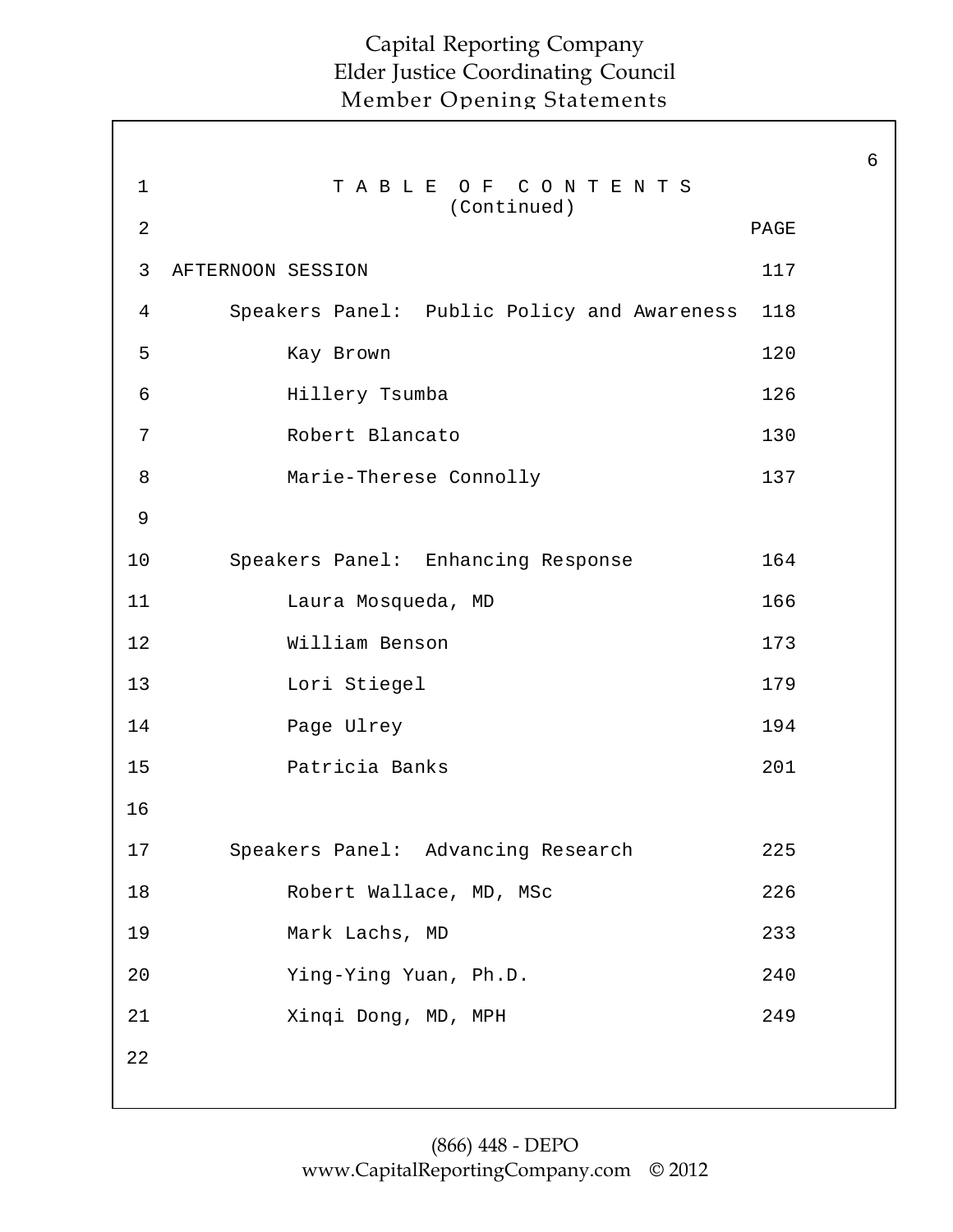# TABLE OF CONTENTS (Continued)

| | PAGE |
|---|---|
| AFTERNOON SESSION | 117 |
| Speakers Panel: Public Policy and Awareness | 118 |
| Kay Brown | 120 |
| Hillery Tsumba | 126 |
| Robert Blancato | 130 |
| Marie-Therese Connolly | 137 |
| | |
| Speakers Panel: Enhancing Response | 164 |
| Laura Mosqueda, MD | 166 |
| William Benson | 173 |
| Lori Stiegel | 179 |
| Page Ulrey | 194 |
| Patricia Banks | 201 |
| | |
| Speakers Panel: Advancing Research | 225 |
| Robert Wallace, MD, MSc | 226 |
| Mark Lachs, MD | 233 |
| Ying-Ying Yuan, Ph.D. | 240 |
| Xinqi Dong, MD, MPH | 249 |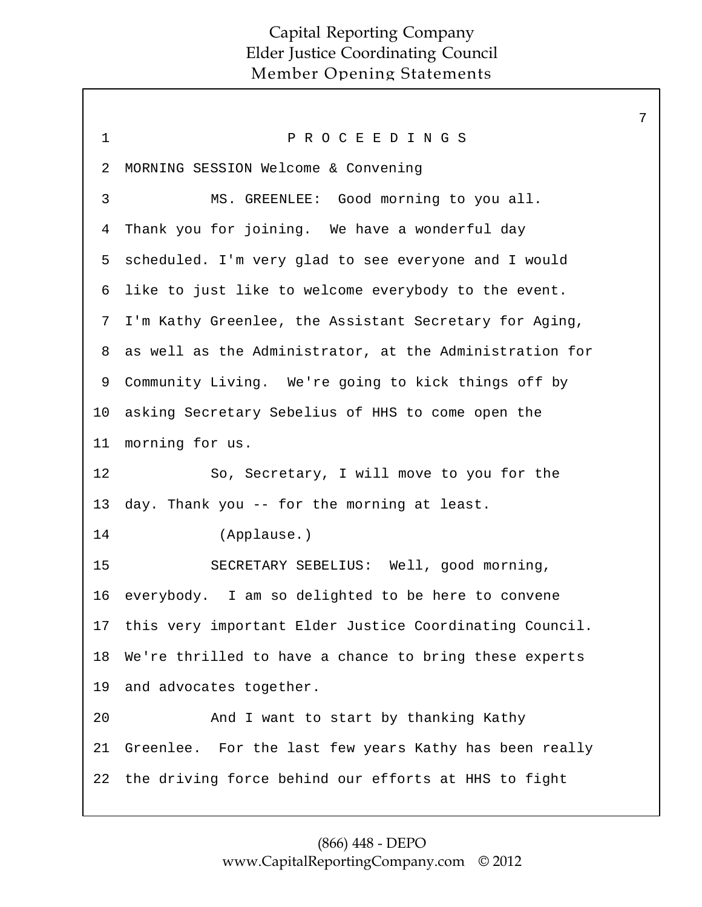P R O C E E D I N G S

MORNING SESSION Welcome & Convening

MS. GREENLEE: Good morning to you all. Thank you for joining. We have a wonderful day scheduled. I'm very glad to see everyone and I would like to just like to welcome everybody to the event. I'm Kathy Greenlee, the Assistant Secretary for Aging, as well as the Administrator, at the Administration for Community Living. We're going to kick things off by asking Secretary Sebelius of HHS to come open the morning for us.

So, Secretary, I will move to you for the day. Thank you -- for the morning at least.

(Applause.)

SECRETARY SEBELIUS: Well, good morning, everybody. I am so delighted to be here to convene this very important Elder Justice Coordinating Council. We're thrilled to have a chance to bring these experts and advocates together.

And I want to start by thanking Kathy Greenlee. For the last few years Kathy has been really the driving force behind our efforts at HHS to fight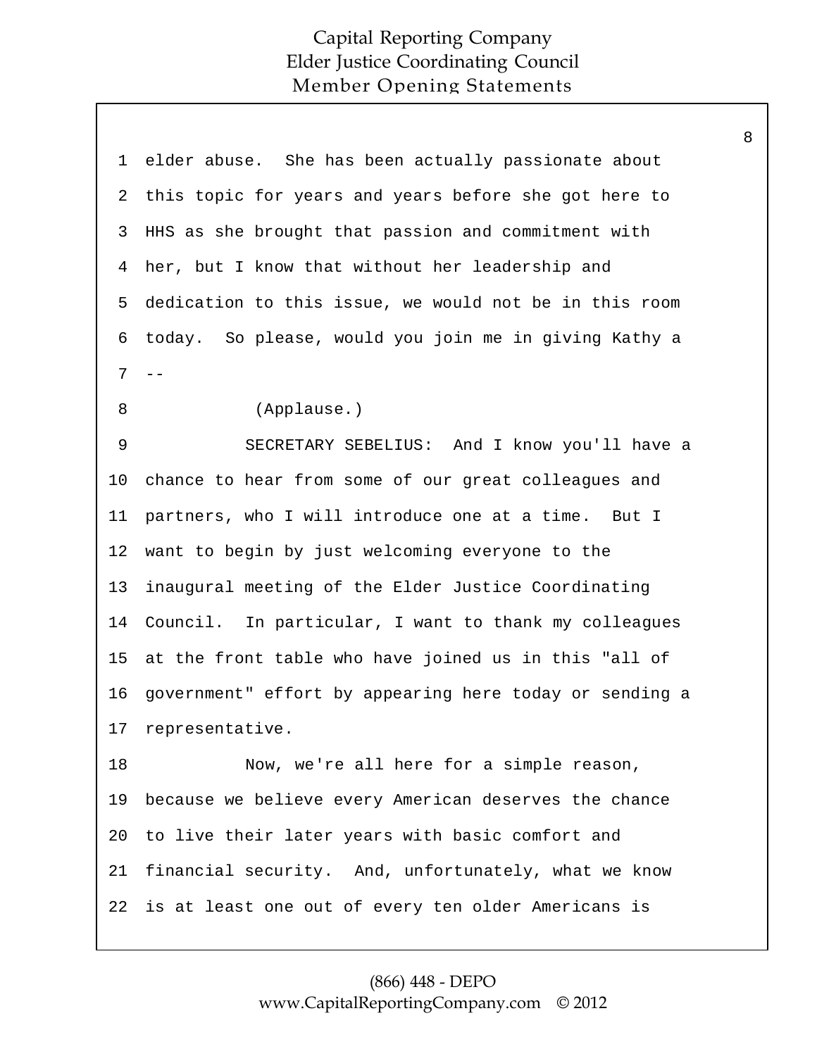1 elder abuse. She has been actually passionate about
2 this topic for years and years before she got here to
3 HHS as she brought that passion and commitment with
4 her, but I know that without her leadership and
5 dedication to this issue, we would not be in this room
6 today. So please, would you join me in giving Kathy a
7 --
8 (Applause.)
9 SECRETARY SEBELIUS: And I know you'll have a
10 chance to hear from some of our great colleagues and
11 partners, who I will introduce one at a time. But I
12 want to begin by just welcoming everyone to the
13 inaugural meeting of the Elder Justice Coordinating
14 Council. In particular, I want to thank my colleagues
15 at the front table who have joined us in this "all of
16 government" effort by appearing here today or sending a
17 representative.
18 Now, we're all here for a simple reason,
19 because we believe every American deserves the chance
20 to live their later years with basic comfort and
21 financial security. And, unfortunately, what we know
22 is at least one out of every ten older Americans is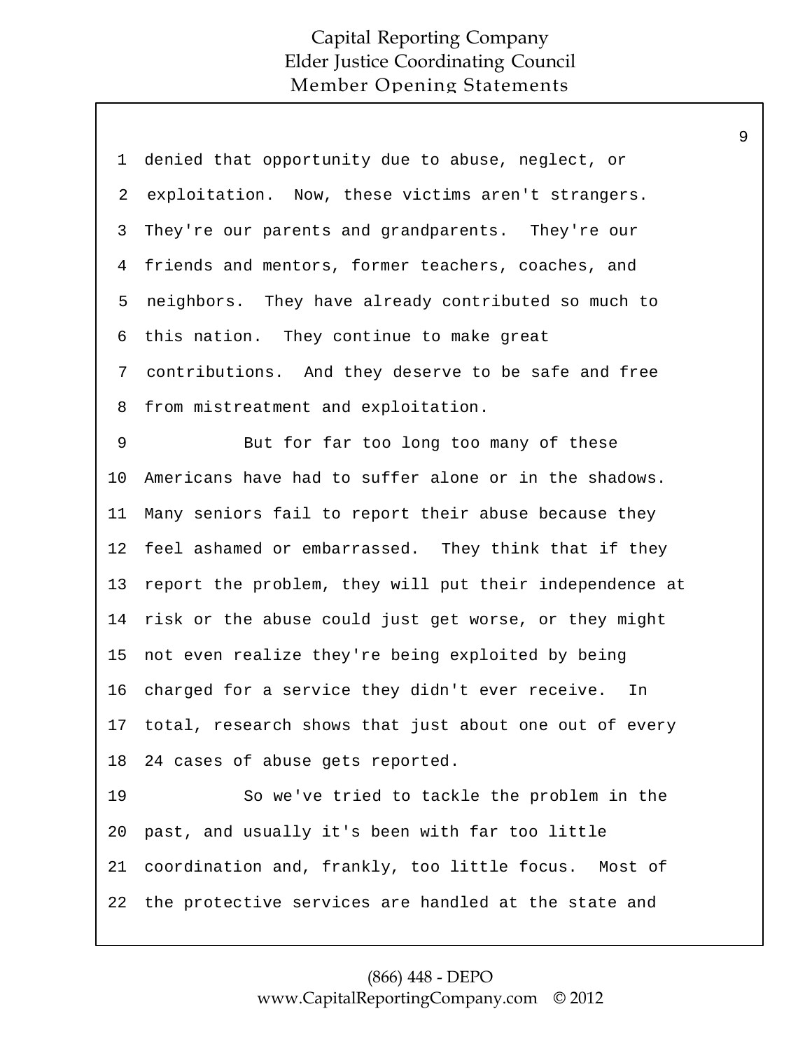denied that opportunity due to abuse, neglect, or exploitation. Now, these victims aren't strangers. They're our parents and grandparents. They're our friends and mentors, former teachers, coaches, and neighbors. They have already contributed so much to this nation. They continue to make great contributions. And they deserve to be safe and free from mistreatment and exploitation.

But for far too long too many of these Americans have had to suffer alone or in the shadows. Many seniors fail to report their abuse because they feel ashamed or embarrassed. They think that if they report the problem, they will put their independence at risk or the abuse could just get worse, or they might not even realize they're being exploited by being charged for a service they didn't ever receive. In total, research shows that just about one out of every 24 cases of abuse gets reported.

So we've tried to tackle the problem in the past, and usually it's been with far too little coordination and, frankly, too little focus. Most of the protective services are handled at the state and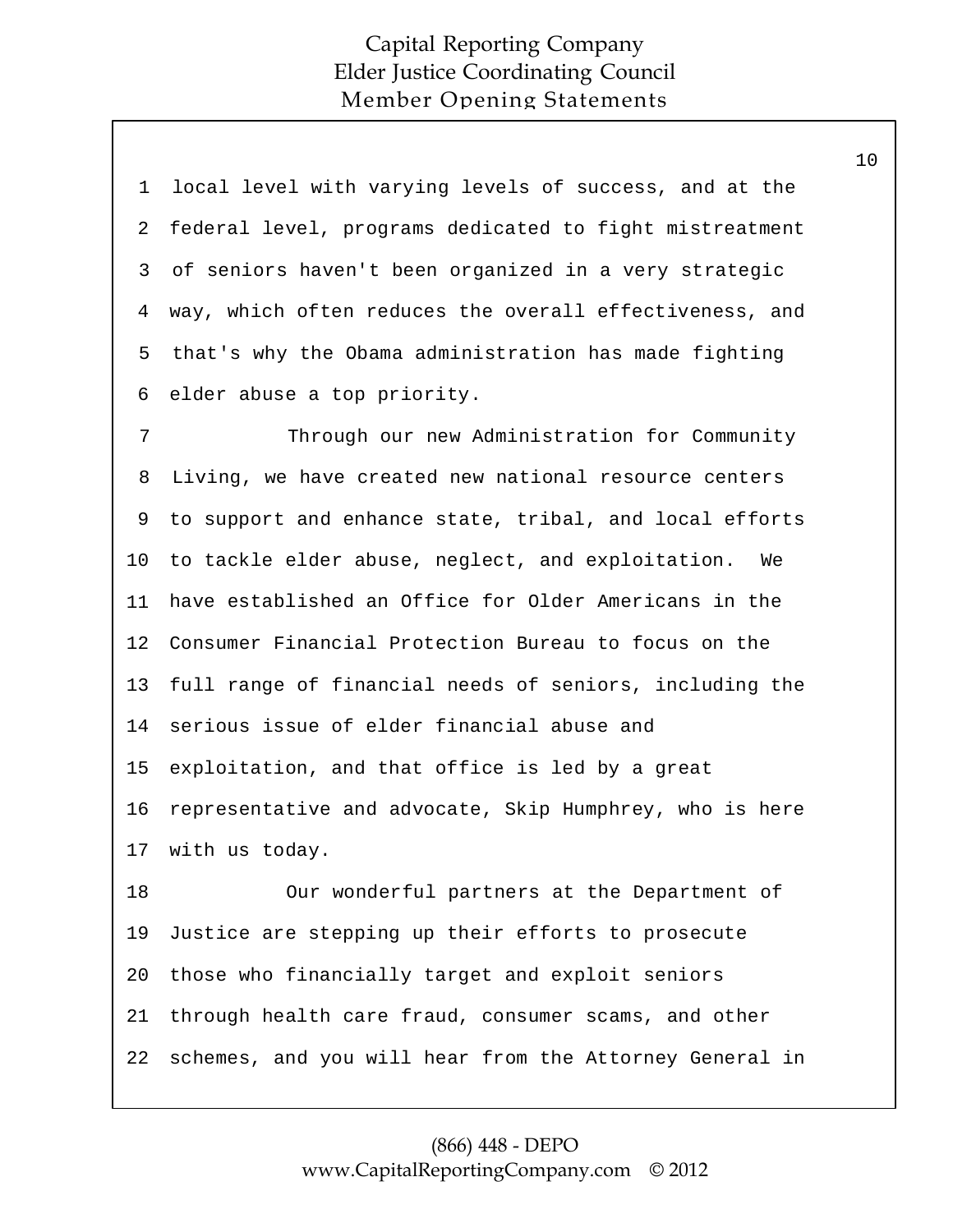1 local level with varying levels of success, and at the
2 federal level, programs dedicated to fight mistreatment
3 of seniors haven't been organized in a very strategic
4 way, which often reduces the overall effectiveness, and
5 that's why the Obama administration has made fighting
6 elder abuse a top priority.

7 Through our new Administration for Community
8 Living, we have created new national resource centers
9 to support and enhance state, tribal, and local efforts
10 to tackle elder abuse, neglect, and exploitation. We
11 have established an Office for Older Americans in the
12 Consumer Financial Protection Bureau to focus on the
13 full range of financial needs of seniors, including the
14 serious issue of elder financial abuse and
15 exploitation, and that office is led by a great
16 representative and advocate, Skip Humphrey, who is here
17 with us today.

18 Our wonderful partners at the Department of
19 Justice are stepping up their efforts to prosecute
20 those who financially target and exploit seniors
21 through health care fraud, consumer scams, and other
22 schemes, and you will hear from the Attorney General in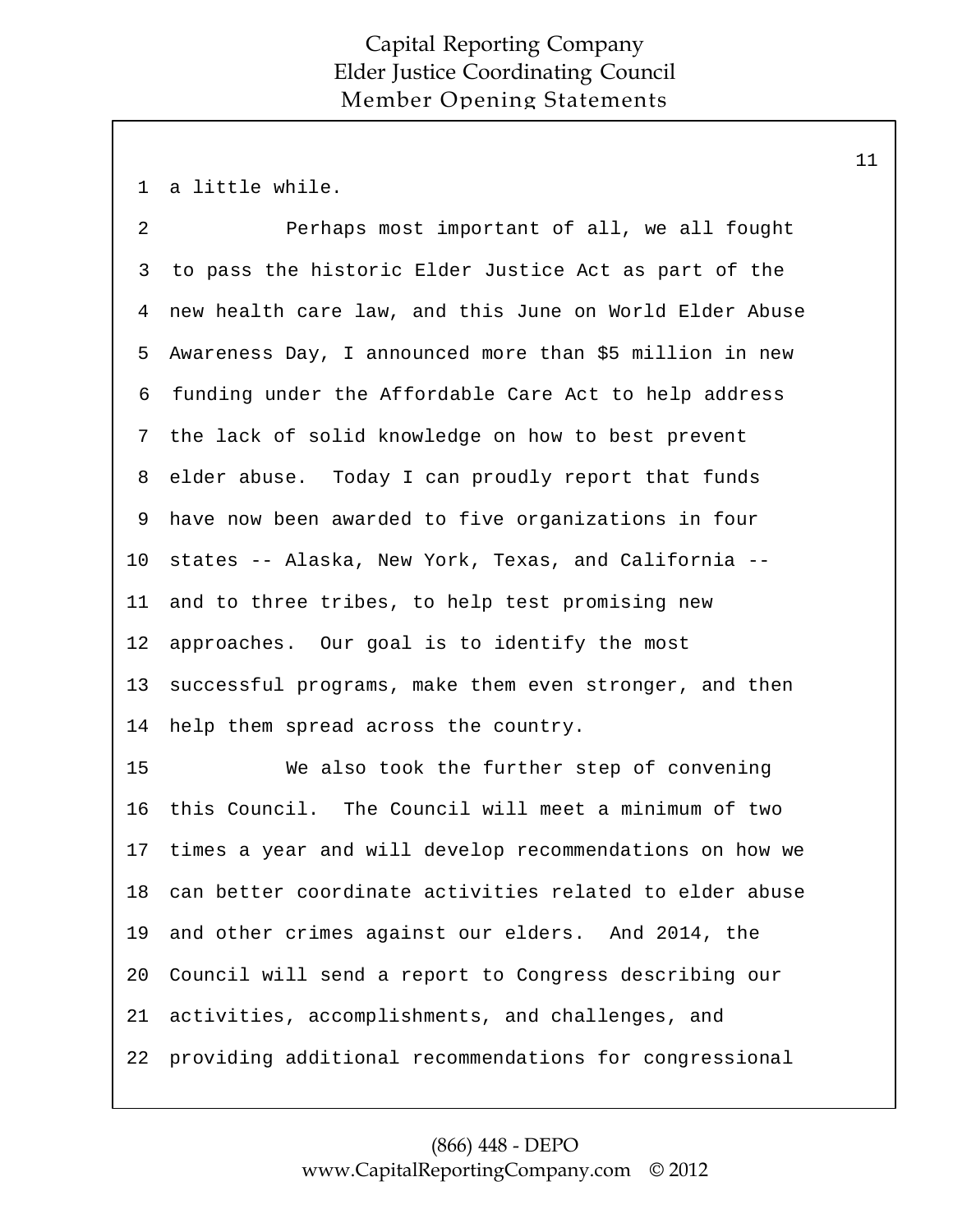a little while.

Perhaps most important of all, we all fought to pass the historic Elder Justice Act as part of the new health care law, and this June on World Elder Abuse Awareness Day, I announced more than $5 million in new funding under the Affordable Care Act to help address the lack of solid knowledge on how to best prevent elder abuse. Today I can proudly report that funds have now been awarded to five organizations in four states -- Alaska, New York, Texas, and California -- and to three tribes, to help test promising new approaches. Our goal is to identify the most successful programs, make them even stronger, and then help them spread across the country.

We also took the further step of convening this Council. The Council will meet a minimum of two times a year and will develop recommendations on how we can better coordinate activities related to elder abuse and other crimes against our elders. And 2014, the Council will send a report to Congress describing our activities, accomplishments, and challenges, and providing additional recommendations for congressional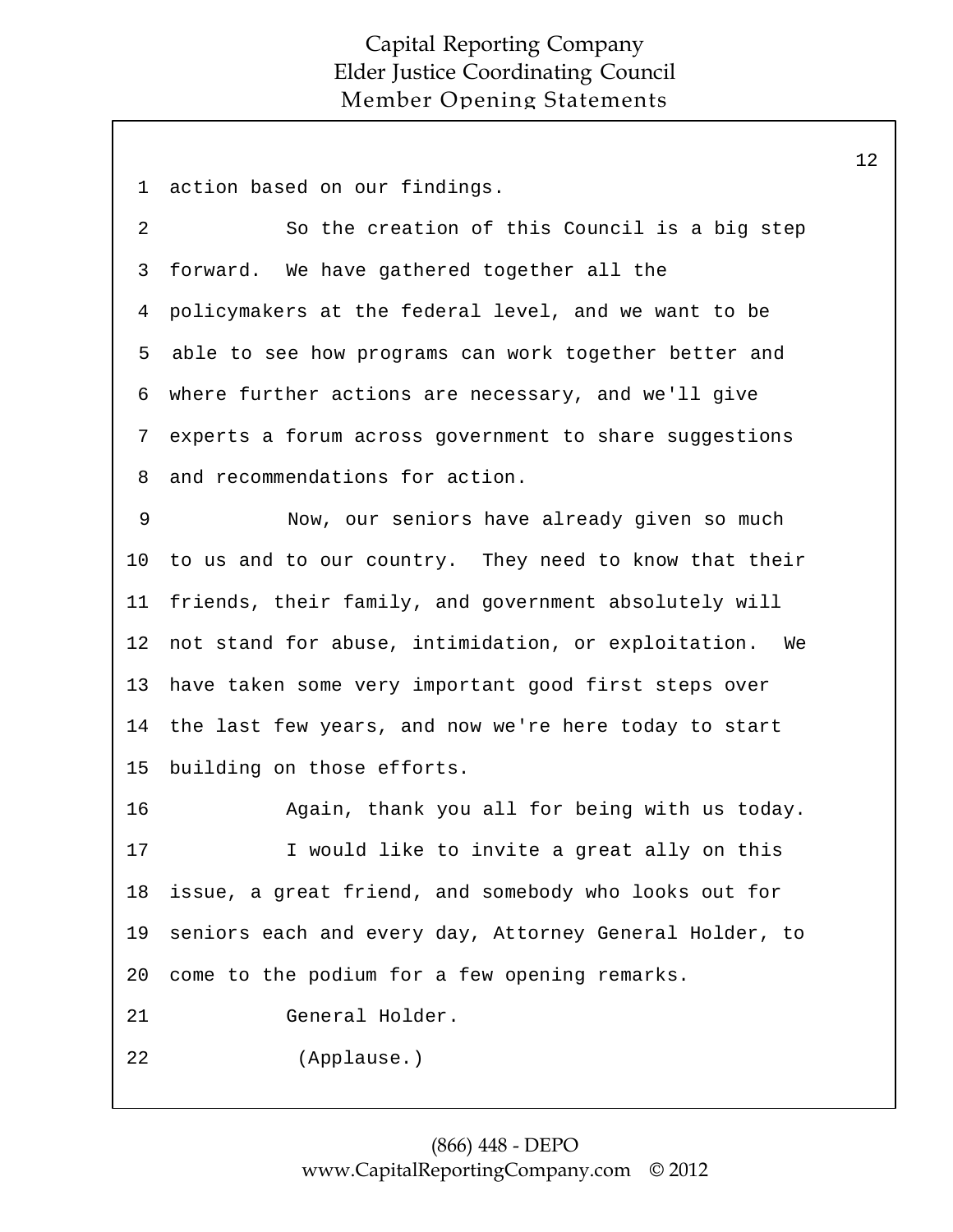1 action based on our findings.

2 So the creation of this Council is a big step

3 forward. We have gathered together all the

4 policymakers at the federal level, and we want to be

5 able to see how programs can work together better and

6 where further actions are necessary, and we'll give

7 experts a forum across government to share suggestions

8 and recommendations for action.

9 Now, our seniors have already given so much

10 to us and to our country. They need to know that their

11 friends, their family, and government absolutely will

12 not stand for abuse, intimidation, or exploitation. We

13 have taken some very important good first steps over

14 the last few years, and now we're here today to start

15 building on those efforts.

16 Again, thank you all for being with us today.

17 I would like to invite a great ally on this

18 issue, a great friend, and somebody who looks out for

19 seniors each and every day, Attorney General Holder, to

20 come to the podium for a few opening remarks.

21 General Holder.

22 (Applause.)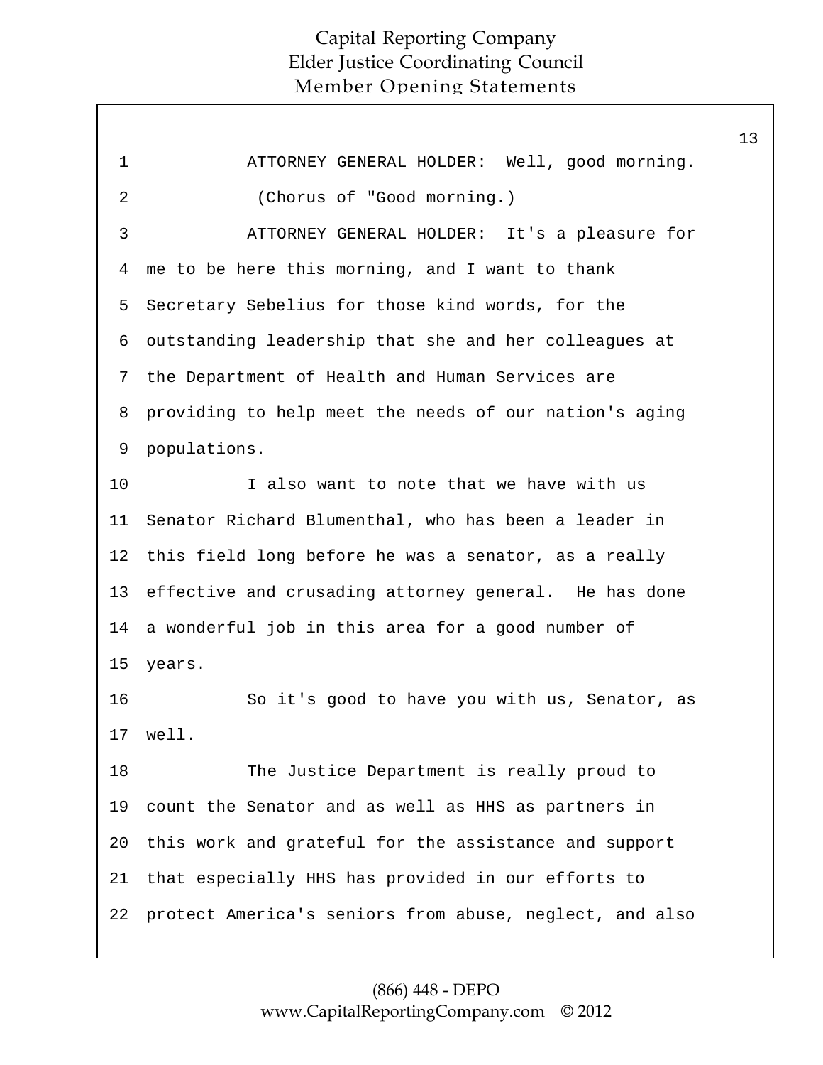ATTORNEY GENERAL HOLDER: Well, good morning.

(Chorus of "Good morning.)

ATTORNEY GENERAL HOLDER: It's a pleasure for me to be here this morning, and I want to thank Secretary Sebelius for those kind words, for the outstanding leadership that she and her colleagues at the Department of Health and Human Services are providing to help meet the needs of our nation's aging populations.

I also want to note that we have with us Senator Richard Blumenthal, who has been a leader in this field long before he was a senator, as a really effective and crusading attorney general. He has done a wonderful job in this area for a good number of years.

So it's good to have you with us, Senator, as well.

The Justice Department is really proud to count the Senator and as well as HHS as partners in this work and grateful for the assistance and support that especially HHS has provided in our efforts to protect America's seniors from abuse, neglect, and also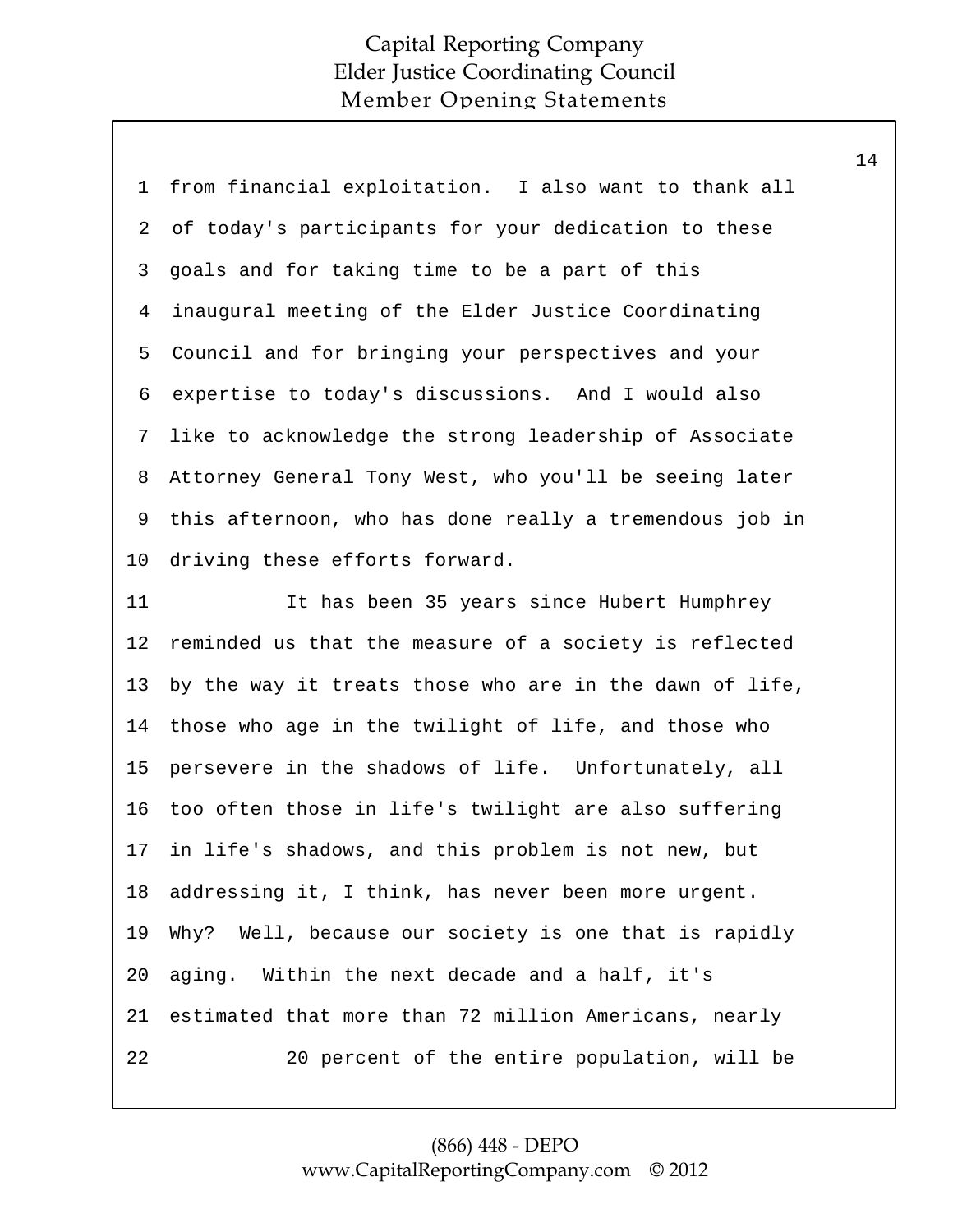from financial exploitation. I also want to thank all of today's participants for your dedication to these goals and for taking time to be a part of this inaugural meeting of the Elder Justice Coordinating Council and for bringing your perspectives and your expertise to today's discussions. And I would also like to acknowledge the strong leadership of Associate Attorney General Tony West, who you'll be seeing later this afternoon, who has done really a tremendous job in driving these efforts forward.

It has been 35 years since Hubert Humphrey reminded us that the measure of a society is reflected by the way it treats those who are in the dawn of life, those who age in the twilight of life, and those who persevere in the shadows of life. Unfortunately, all too often those in life's twilight are also suffering in life's shadows, and this problem is not new, but addressing it, I think, has never been more urgent. Why? Well, because our society is one that is rapidly aging. Within the next decade and a half, it's estimated that more than 72 million Americans, nearly

20 percent of the entire population, will be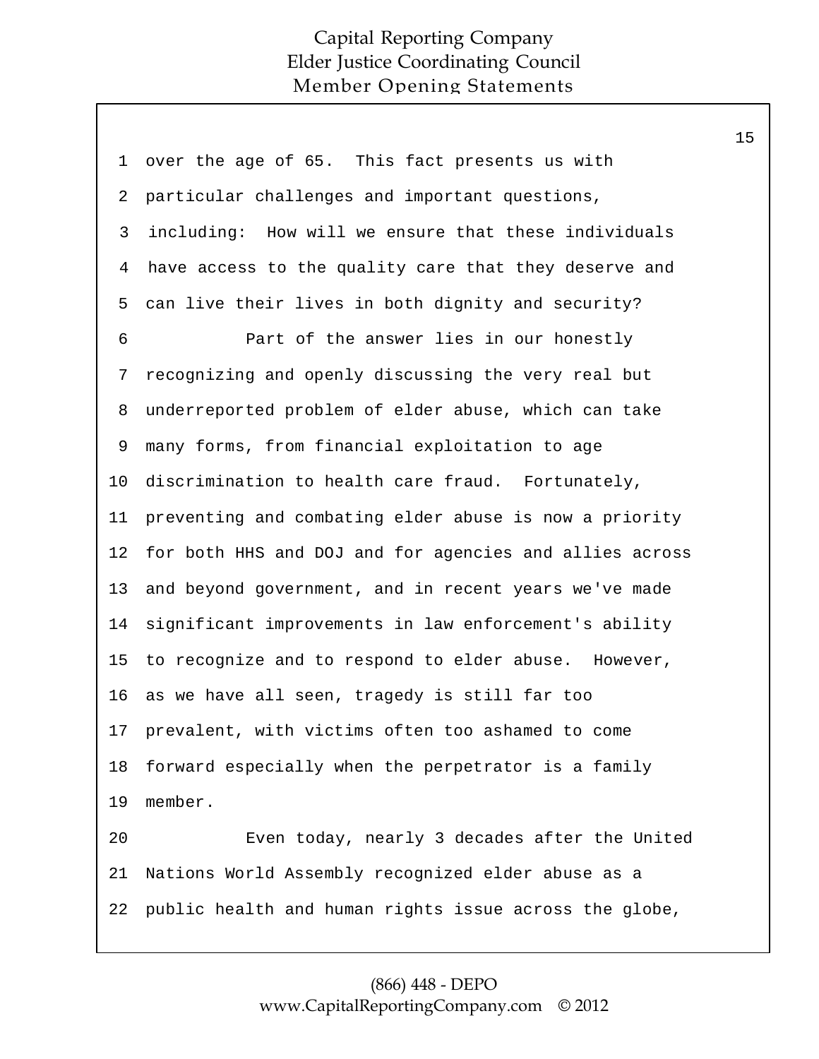over the age of 65. This fact presents us with particular challenges and important questions, including: How will we ensure that these individuals have access to the quality care that they deserve and can live their lives in both dignity and security?

Part of the answer lies in our honestly recognizing and openly discussing the very real but underreported problem of elder abuse, which can take many forms, from financial exploitation to age discrimination to health care fraud. Fortunately, preventing and combating elder abuse is now a priority for both HHS and DOJ and for agencies and allies across and beyond government, and in recent years we've made significant improvements in law enforcement's ability to recognize and to respond to elder abuse. However, as we have all seen, tragedy is still far too prevalent, with victims often too ashamed to come forward especially when the perpetrator is a family member.

Even today, nearly 3 decades after the United Nations World Assembly recognized elder abuse as a public health and human rights issue across the globe,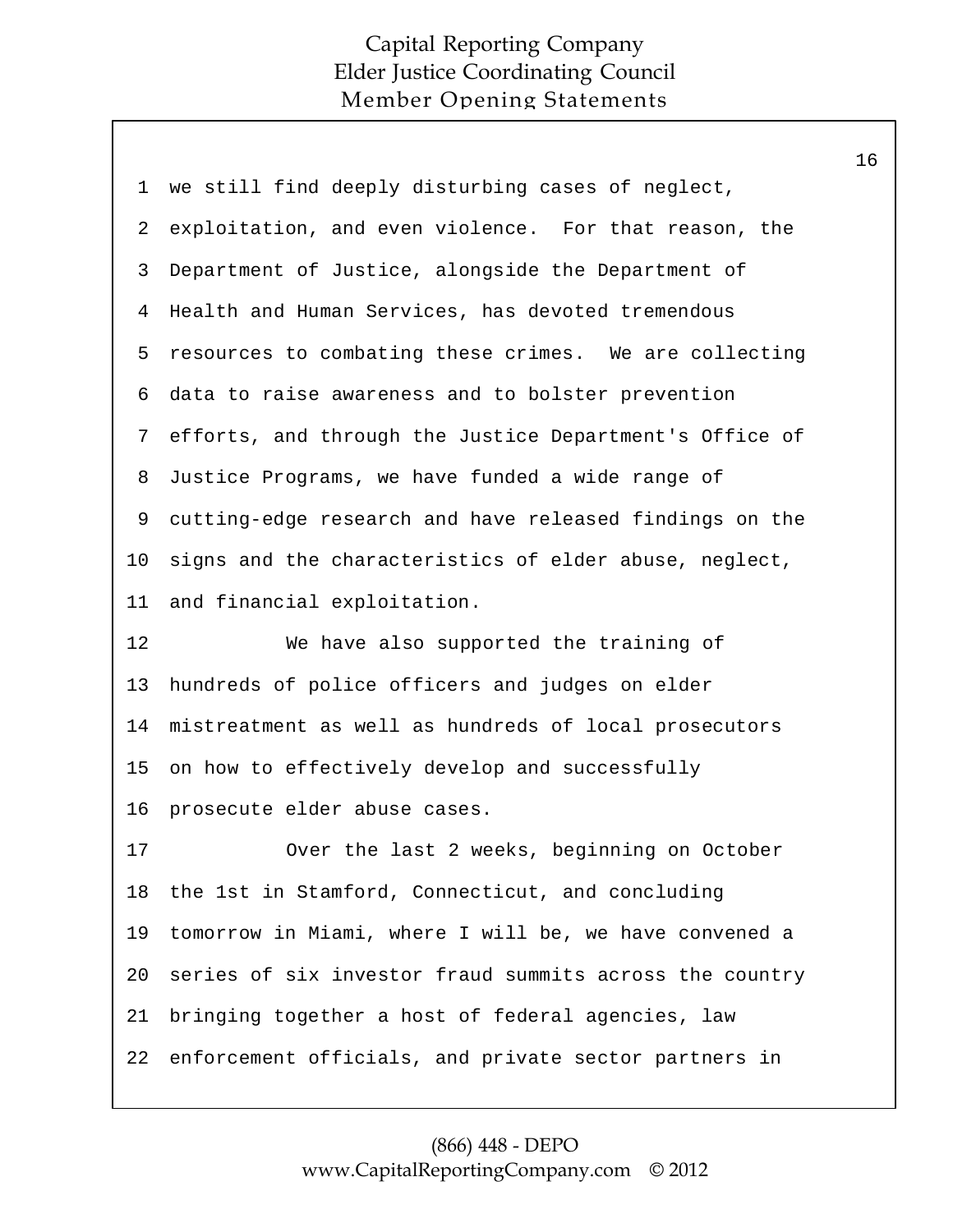we still find deeply disturbing cases of neglect, exploitation, and even violence. For that reason, the Department of Justice, alongside the Department of Health and Human Services, has devoted tremendous resources to combating these crimes. We are collecting data to raise awareness and to bolster prevention efforts, and through the Justice Department's Office of Justice Programs, we have funded a wide range of cutting-edge research and have released findings on the signs and the characteristics of elder abuse, neglect, and financial exploitation.

We have also supported the training of hundreds of police officers and judges on elder mistreatment as well as hundreds of local prosecutors on how to effectively develop and successfully prosecute elder abuse cases.

Over the last 2 weeks, beginning on October the 1st in Stamford, Connecticut, and concluding tomorrow in Miami, where I will be, we have convened a series of six investor fraud summits across the country bringing together a host of federal agencies, law enforcement officials, and private sector partners in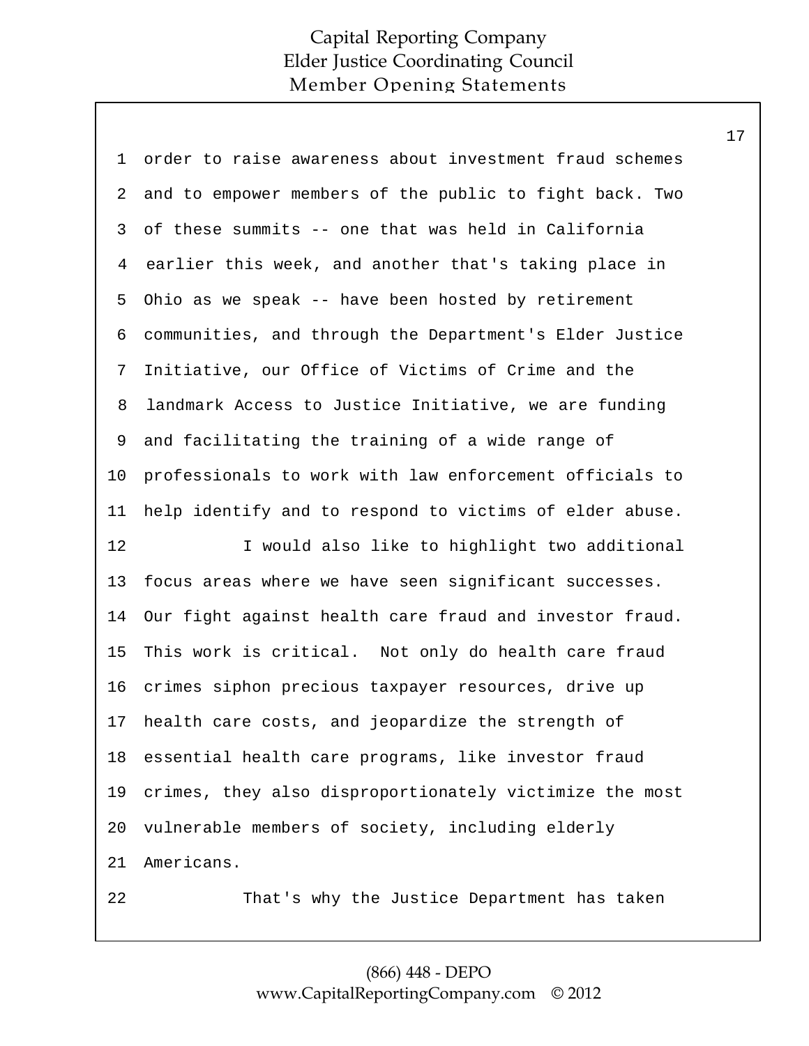order to raise awareness about investment fraud schemes and to empower members of the public to fight back. Two of these summits -- one that was held in California earlier this week, and another that's taking place in Ohio as we speak -- have been hosted by retirement communities, and through the Department's Elder Justice Initiative, our Office of Victims of Crime and the landmark Access to Justice Initiative, we are funding and facilitating the training of a wide range of professionals to work with law enforcement officials to help identify and to respond to victims of elder abuse.

I would also like to highlight two additional focus areas where we have seen significant successes. Our fight against health care fraud and investor fraud. This work is critical. Not only do health care fraud crimes siphon precious taxpayer resources, drive up health care costs, and jeopardize the strength of essential health care programs, like investor fraud crimes, they also disproportionately victimize the most vulnerable members of society, including elderly Americans.

That's why the Justice Department has taken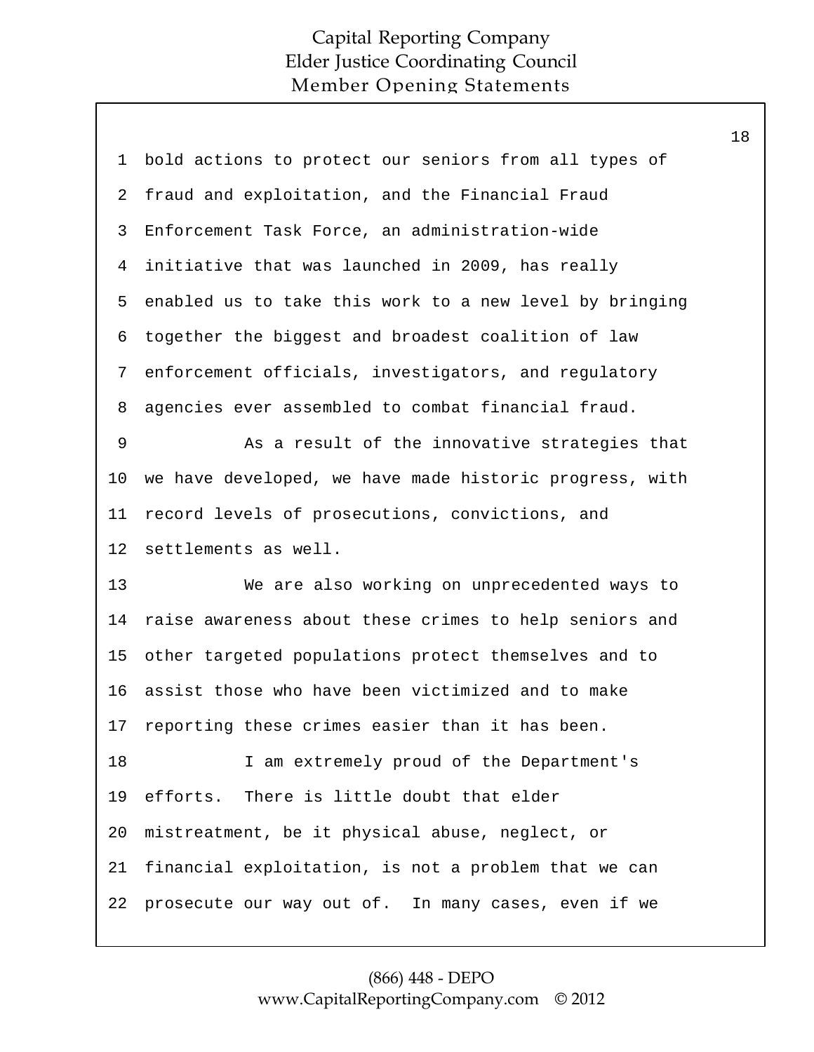bold actions to protect our seniors from all types of fraud and exploitation, and the Financial Fraud Enforcement Task Force, an administration-wide initiative that was launched in 2009, has really enabled us to take this work to a new level by bringing together the biggest and broadest coalition of law enforcement officials, investigators, and regulatory agencies ever assembled to combat financial fraud.

As a result of the innovative strategies that we have developed, we have made historic progress, with record levels of prosecutions, convictions, and settlements as well.

We are also working on unprecedented ways to raise awareness about these crimes to help seniors and other targeted populations protect themselves and to assist those who have been victimized and to make reporting these crimes easier than it has been.

I am extremely proud of the Department's efforts. There is little doubt that elder mistreatment, be it physical abuse, neglect, or financial exploitation, is not a problem that we can prosecute our way out of. In many cases, even if we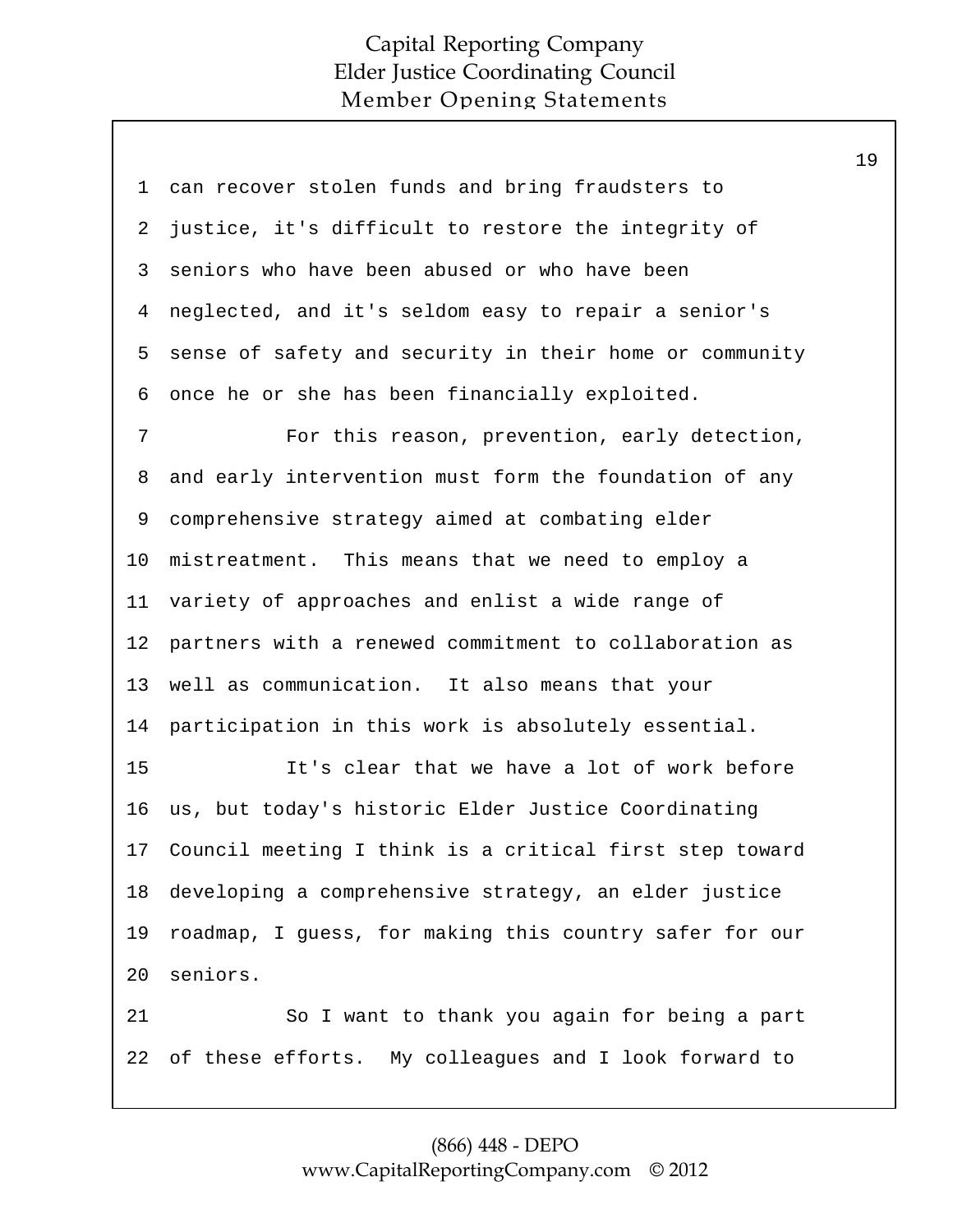can recover stolen funds and bring fraudsters to justice, it's difficult to restore the integrity of seniors who have been abused or who have been neglected, and it's seldom easy to repair a senior's sense of safety and security in their home or community once he or she has been financially exploited.

For this reason, prevention, early detection, and early intervention must form the foundation of any comprehensive strategy aimed at combating elder mistreatment. This means that we need to employ a variety of approaches and enlist a wide range of partners with a renewed commitment to collaboration as well as communication. It also means that your participation in this work is absolutely essential.

It's clear that we have a lot of work before us, but today's historic Elder Justice Coordinating Council meeting I think is a critical first step toward developing a comprehensive strategy, an elder justice roadmap, I guess, for making this country safer for our seniors.

So I want to thank you again for being a part of these efforts. My colleagues and I look forward to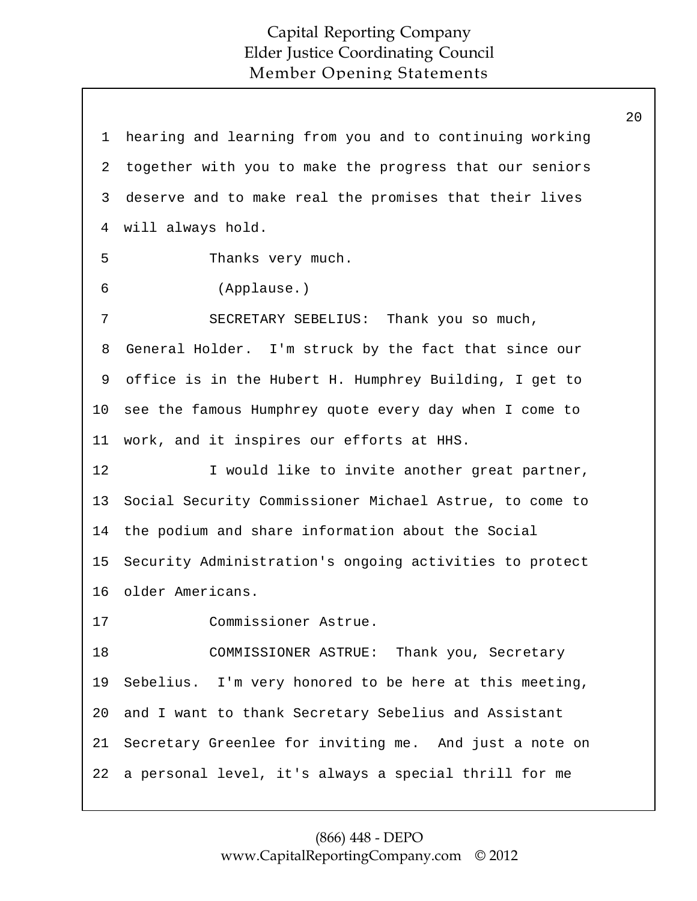hearing and learning from you and to continuing working together with you to make the progress that our seniors deserve and to make real the promises that their lives will always hold.

Thanks very much.

(Applause.)

SECRETARY SEBELIUS: Thank you so much, General Holder. I'm struck by the fact that since our office is in the Hubert H. Humphrey Building, I get to see the famous Humphrey quote every day when I come to work, and it inspires our efforts at HHS.

I would like to invite another great partner, Social Security Commissioner Michael Astrue, to come to the podium and share information about the Social Security Administration's ongoing activities to protect older Americans.

Commissioner Astrue.

COMMISSIONER ASTRUE: Thank you, Secretary Sebelius. I'm very honored to be here at this meeting, and I want to thank Secretary Sebelius and Assistant Secretary Greenlee for inviting me. And just a note on a personal level, it's always a special thrill for me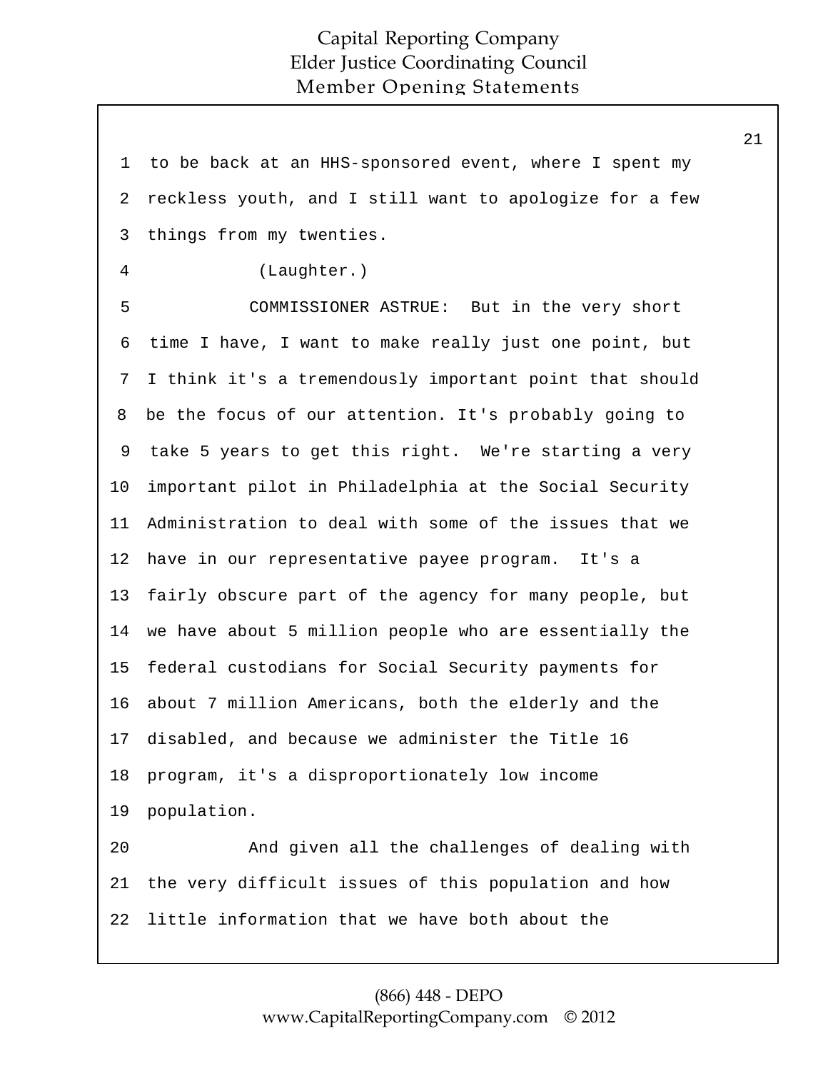to be back at an HHS-sponsored event, where I spent my reckless youth, and I still want to apologize for a few things from my twenties.

(Laughter.)

COMMISSIONER ASTRUE: But in the very short time I have, I want to make really just one point, but I think it's a tremendously important point that should be the focus of our attention. It's probably going to take 5 years to get this right. We're starting a very important pilot in Philadelphia at the Social Security Administration to deal with some of the issues that we have in our representative payee program. It's a fairly obscure part of the agency for many people, but we have about 5 million people who are essentially the federal custodians for Social Security payments for about 7 million Americans, both the elderly and the disabled, and because we administer the Title 16 program, it's a disproportionately low income population.

And given all the challenges of dealing with the very difficult issues of this population and how little information that we have both about the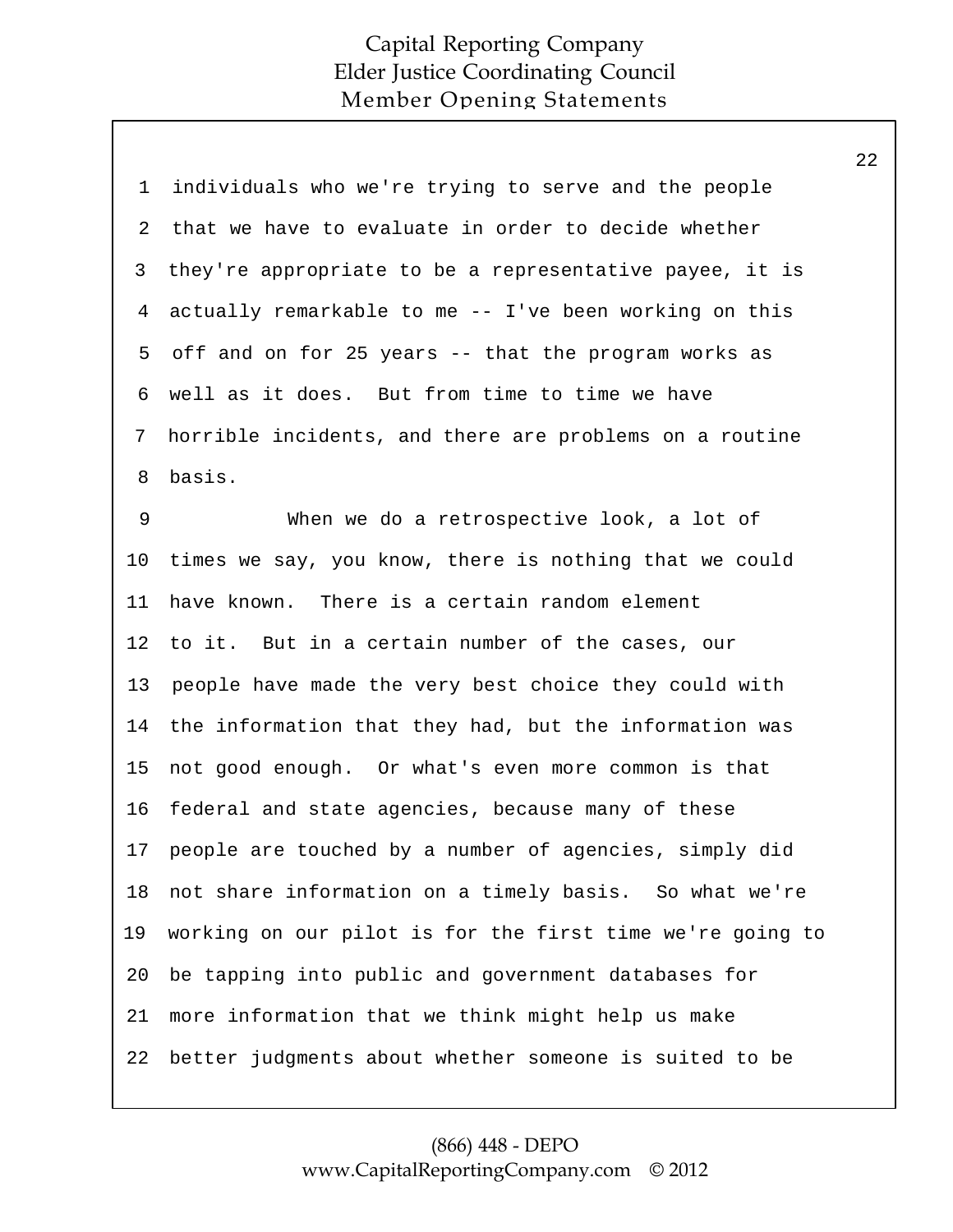individuals who we're trying to serve and the people that we have to evaluate in order to decide whether they're appropriate to be a representative payee, it is actually remarkable to me -- I've been working on this off and on for 25 years -- that the program works as well as it does. But from time to time we have horrible incidents, and there are problems on a routine basis.

When we do a retrospective look, a lot of times we say, you know, there is nothing that we could have known. There is a certain random element to it. But in a certain number of the cases, our people have made the very best choice they could with the information that they had, but the information was not good enough. Or what's even more common is that federal and state agencies, because many of these people are touched by a number of agencies, simply did not share information on a timely basis. So what we're working on our pilot is for the first time we're going to be tapping into public and government databases for more information that we think might help us make better judgments about whether someone is suited to be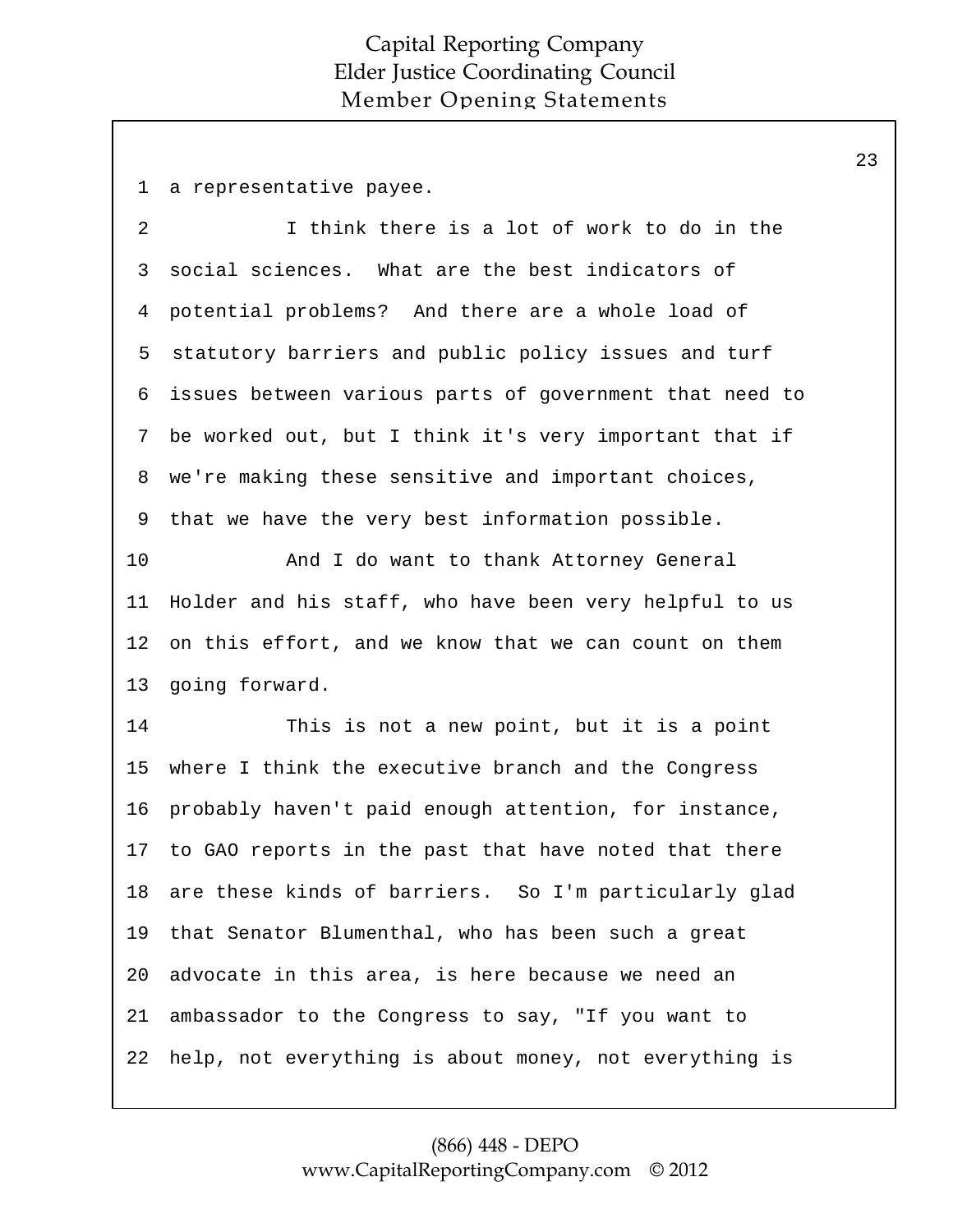a representative payee.

I think there is a lot of work to do in the social sciences. What are the best indicators of potential problems? And there are a whole load of statutory barriers and public policy issues and turf issues between various parts of government that need to be worked out, but I think it's very important that if we're making these sensitive and important choices, that we have the very best information possible.

And I do want to thank Attorney General Holder and his staff, who have been very helpful to us on this effort, and we know that we can count on them going forward.

This is not a new point, but it is a point where I think the executive branch and the Congress probably haven't paid enough attention, for instance, to GAO reports in the past that have noted that there are these kinds of barriers. So I'm particularly glad that Senator Blumenthal, who has been such a great advocate in this area, is here because we need an ambassador to the Congress to say, "If you want to help, not everything is about money, not everything is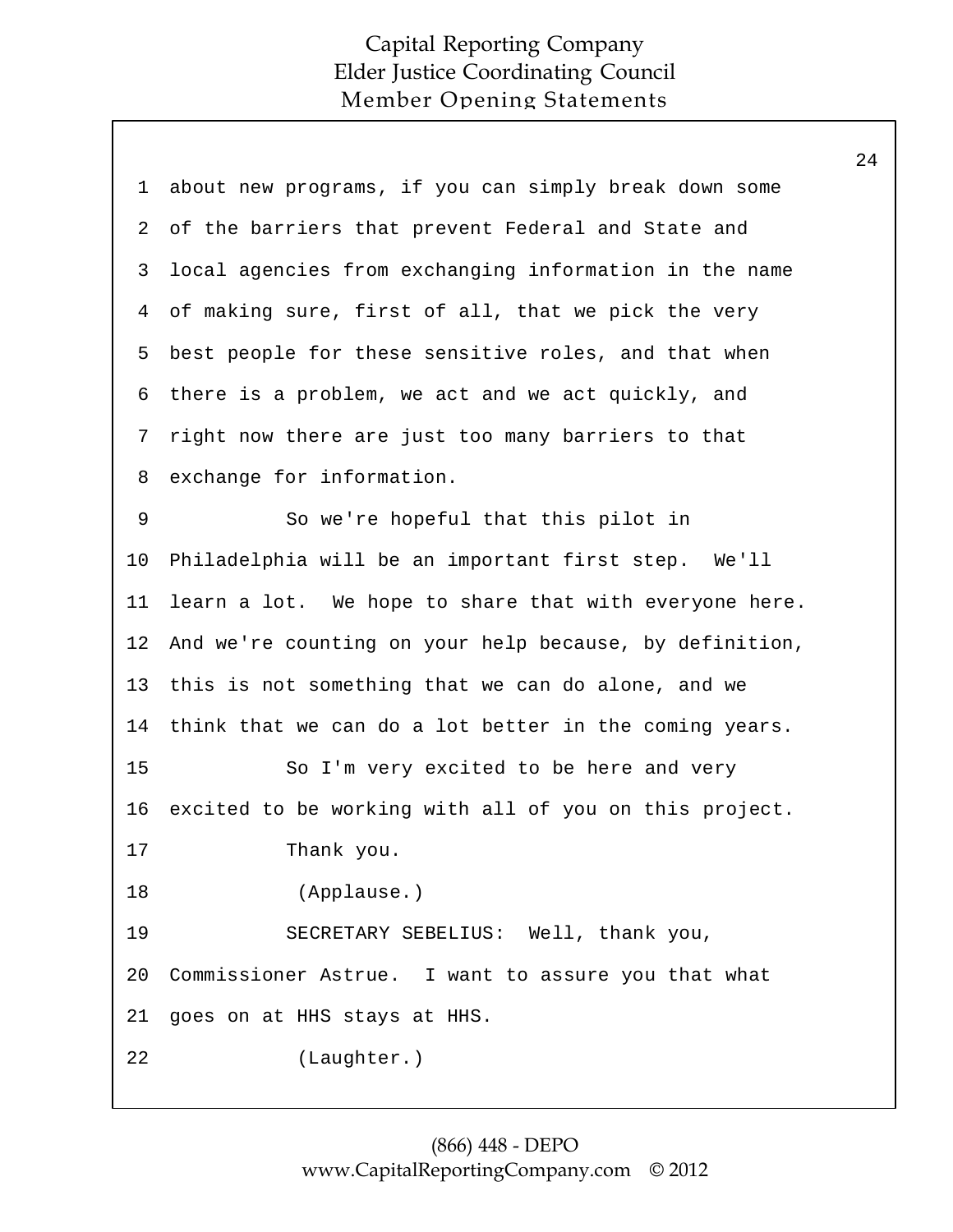about new programs, if you can simply break down some of the barriers that prevent Federal and State and local agencies from exchanging information in the name of making sure, first of all, that we pick the very best people for these sensitive roles, and that when there is a problem, we act and we act quickly, and right now there are just too many barriers to that exchange for information.

So we're hopeful that this pilot in Philadelphia will be an important first step. We'll learn a lot. We hope to share that with everyone here. And we're counting on your help because, by definition, this is not something that we can do alone, and we think that we can do a lot better in the coming years.

So I'm very excited to be here and very excited to be working with all of you on this project.

Thank you.

(Applause.)

SECRETARY SEBELIUS: Well, thank you, Commissioner Astrue. I want to assure you that what goes on at HHS stays at HHS.

(Laughter.)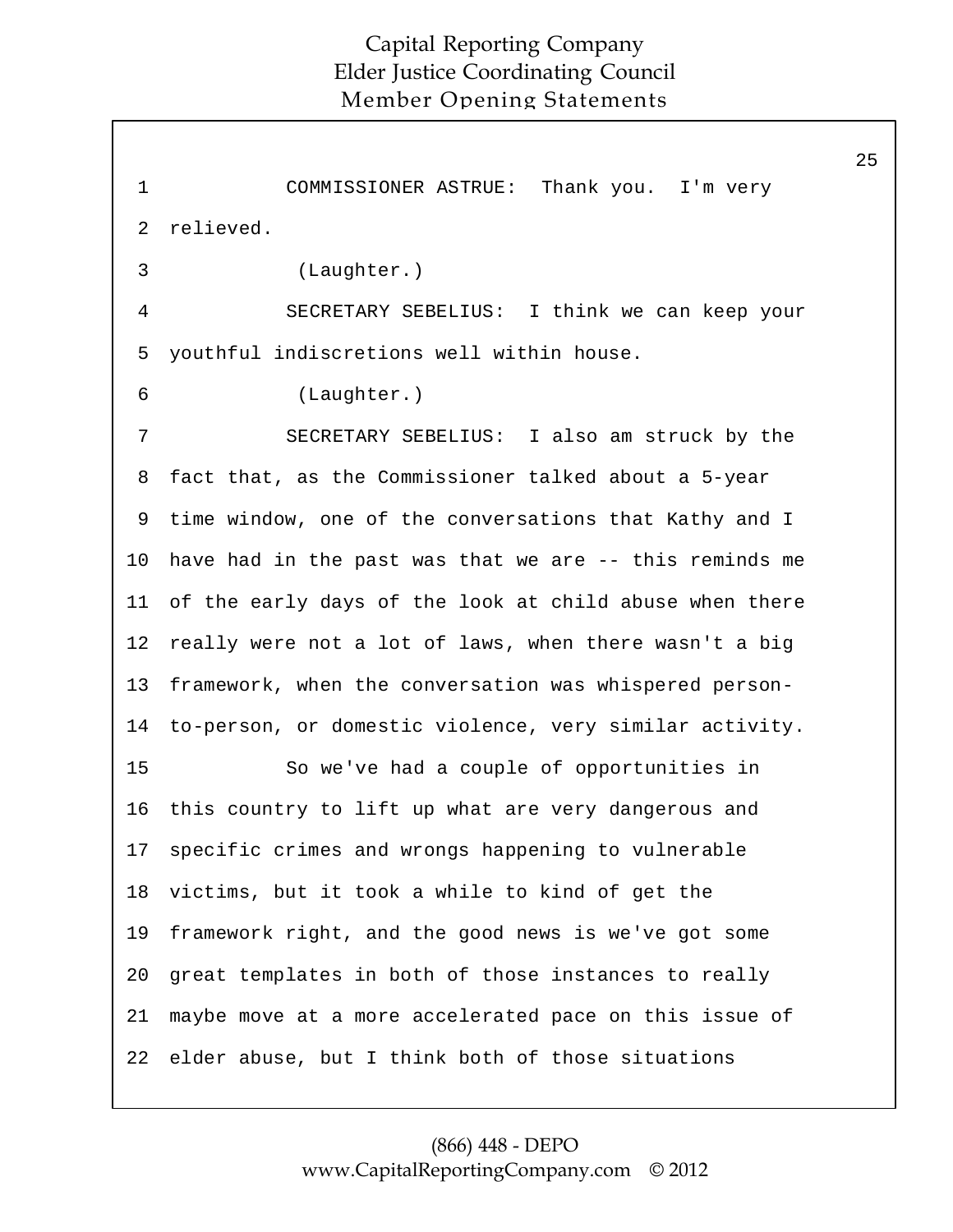COMMISSIONER ASTRUE: Thank you. I'm very relieved.

(Laughter.)

SECRETARY SEBELIUS: I think we can keep your youthful indiscretions well within house.

(Laughter.)

SECRETARY SEBELIUS: I also am struck by the fact that, as the Commissioner talked about a 5-year time window, one of the conversations that Kathy and I have had in the past was that we are -- this reminds me of the early days of the look at child abuse when there really were not a lot of laws, when there wasn't a big framework, when the conversation was whispered person-to-person, or domestic violence, very similar activity.

So we've had a couple of opportunities in this country to lift up what are very dangerous and specific crimes and wrongs happening to vulnerable victims, but it took a while to kind of get the framework right, and the good news is we've got some great templates in both of those instances to really maybe move at a more accelerated pace on this issue of elder abuse, but I think both of those situations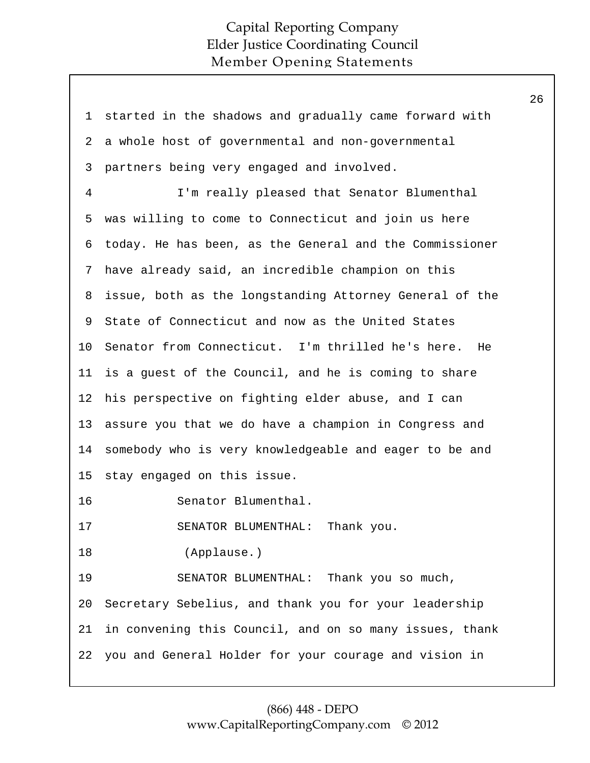1 started in the shadows and gradually came forward with
2 a whole host of governmental and non-governmental
3 partners being very engaged and involved.

4 I'm really pleased that Senator Blumenthal
5 was willing to come to Connecticut and join us here
6 today. He has been, as the General and the Commissioner
7 have already said, an incredible champion on this
8 issue, both as the longstanding Attorney General of the
9 State of Connecticut and now as the United States
10 Senator from Connecticut. I'm thrilled he's here. He
11 is a guest of the Council, and he is coming to share
12 his perspective on fighting elder abuse, and I can
13 assure you that we do have a champion in Congress and
14 somebody who is very knowledgeable and eager to be and
15 stay engaged on this issue.

16 Senator Blumenthal.

17 SENATOR BLUMENTHAL: Thank you.

18 (Applause.)

19 SENATOR BLUMENTHAL: Thank you so much,
20 Secretary Sebelius, and thank you for your leadership
21 in convening this Council, and on so many issues, thank
22 you and General Holder for your courage and vision in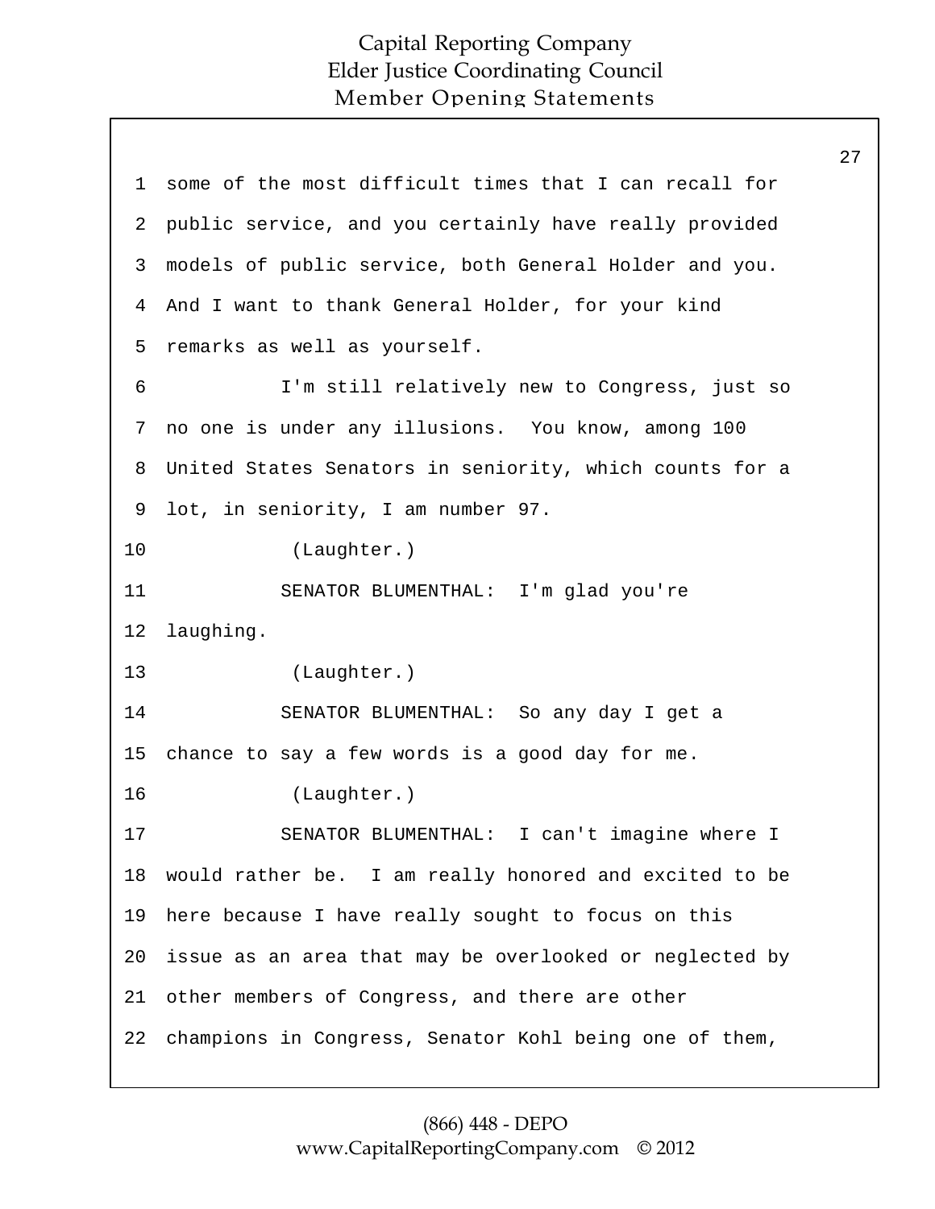some of the most difficult times that I can recall for public service, and you certainly have really provided models of public service, both General Holder and you. And I want to thank General Holder, for your kind remarks as well as yourself.

I'm still relatively new to Congress, just so no one is under any illusions. You know, among 100 United States Senators in seniority, which counts for a lot, in seniority, I am number 97.

(Laughter.)

SENATOR BLUMENTHAL: I'm glad you're laughing.

(Laughter.)

SENATOR BLUMENTHAL: So any day I get a chance to say a few words is a good day for me.

(Laughter.)

SENATOR BLUMENTHAL: I can't imagine where I would rather be. I am really honored and excited to be here because I have really sought to focus on this issue as an area that may be overlooked or neglected by other members of Congress, and there are other champions in Congress, Senator Kohl being one of them,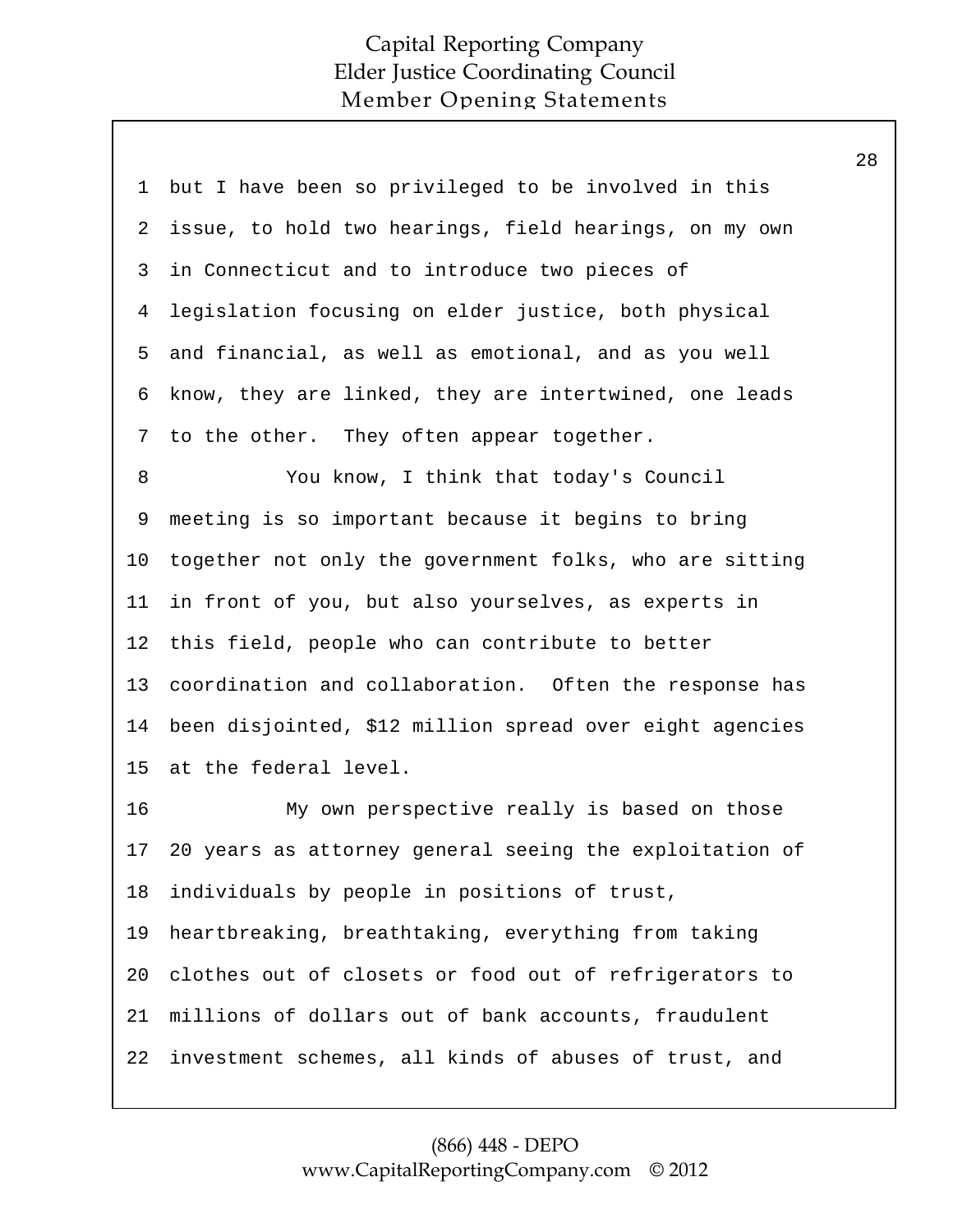but I have been so privileged to be involved in this issue, to hold two hearings, field hearings, on my own in Connecticut and to introduce two pieces of legislation focusing on elder justice, both physical and financial, as well as emotional, and as you well know, they are linked, they are intertwined, one leads to the other. They often appear together.

You know, I think that today's Council meeting is so important because it begins to bring together not only the government folks, who are sitting in front of you, but also yourselves, as experts in this field, people who can contribute to better coordination and collaboration. Often the response has been disjointed, $12 million spread over eight agencies at the federal level.

My own perspective really is based on those 20 years as attorney general seeing the exploitation of individuals by people in positions of trust, heartbreaking, breathtaking, everything from taking clothes out of closets or food out of refrigerators to millions of dollars out of bank accounts, fraudulent investment schemes, all kinds of abuses of trust, and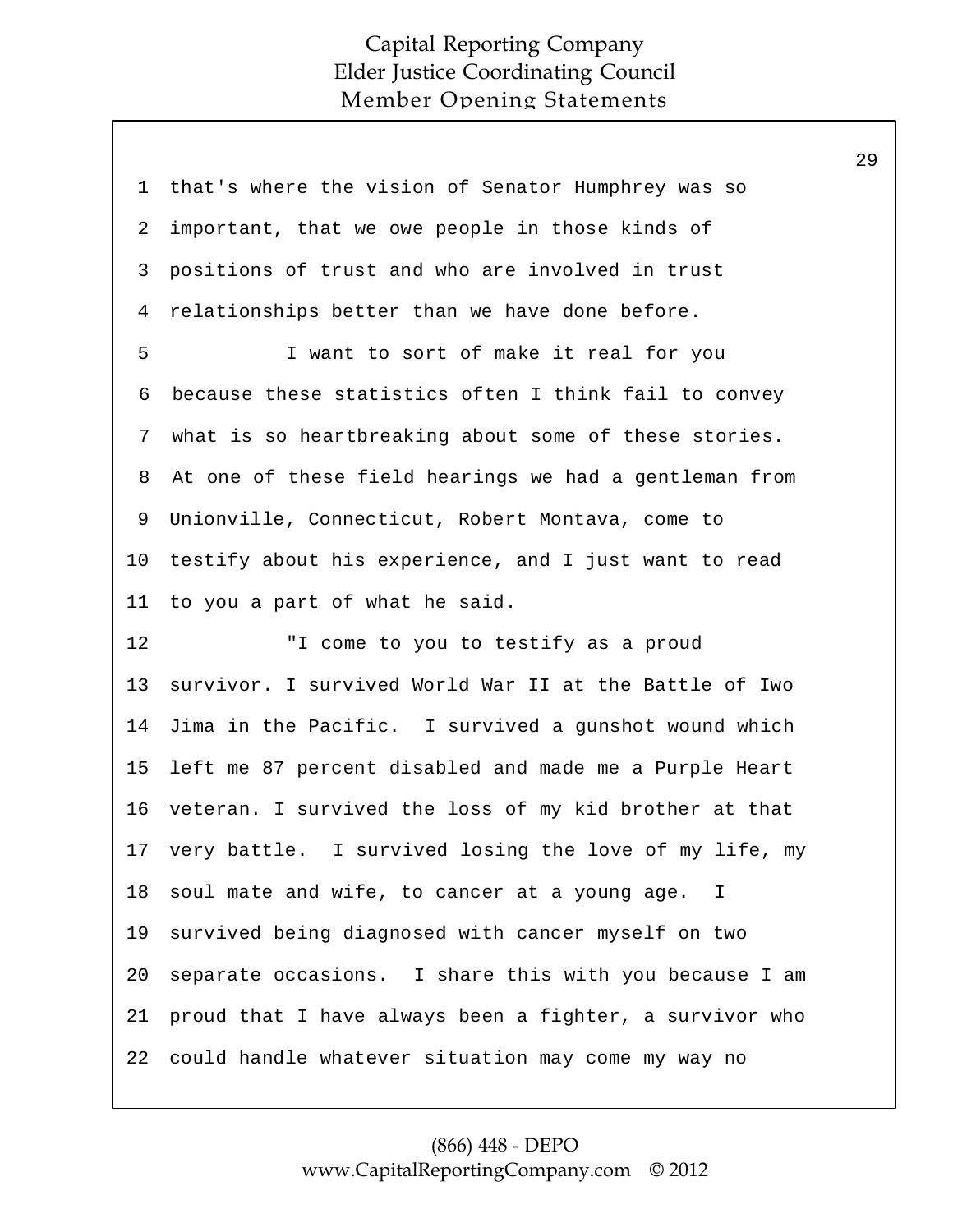that's where the vision of Senator Humphrey was so important, that we owe people in those kinds of positions of trust and who are involved in trust relationships better than we have done before.

I want to sort of make it real for you because these statistics often I think fail to convey what is so heartbreaking about some of these stories. At one of these field hearings we had a gentleman from Unionville, Connecticut, Robert Montava, come to testify about his experience, and I just want to read to you a part of what he said.

"I come to you to testify as a proud survivor. I survived World War II at the Battle of Iwo Jima in the Pacific. I survived a gunshot wound which left me 87 percent disabled and made me a Purple Heart veteran. I survived the loss of my kid brother at that very battle. I survived losing the love of my life, my soul mate and wife, to cancer at a young age. I survived being diagnosed with cancer myself on two separate occasions. I share this with you because I am proud that I have always been a fighter, a survivor who could handle whatever situation may come my way no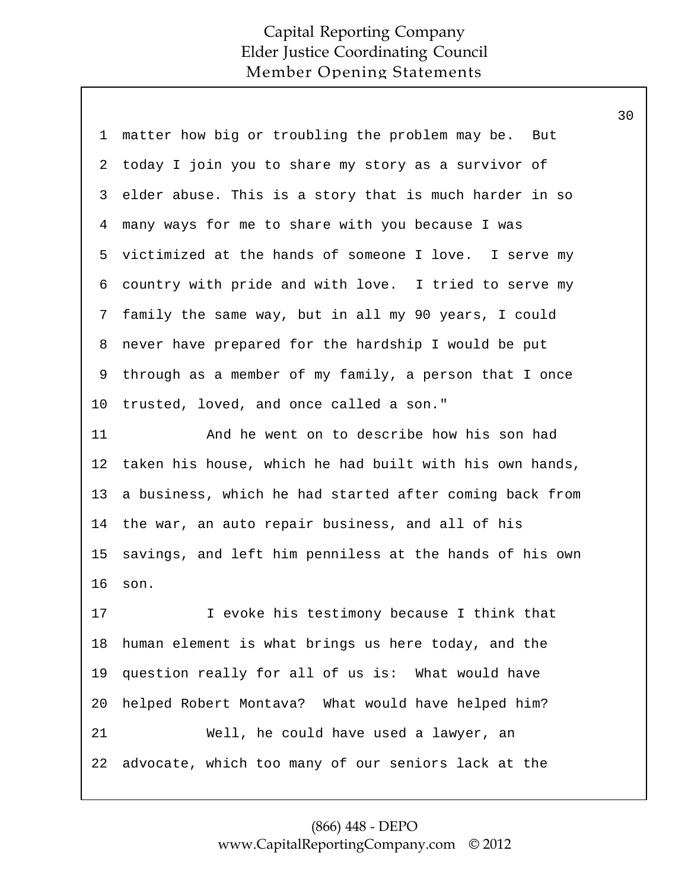matter how big or troubling the problem may be. But today I join you to share my story as a survivor of elder abuse. This is a story that is much harder in so many ways for me to share with you because I was victimized at the hands of someone I love. I serve my country with pride and with love. I tried to serve my family the same way, but in all my 90 years, I could never have prepared for the hardship I would be put through as a member of my family, a person that I once trusted, loved, and once called a son."

And he went on to describe how his son had taken his house, which he had built with his own hands, a business, which he had started after coming back from the war, an auto repair business, and all of his savings, and left him penniless at the hands of his own son.

I evoke his testimony because I think that human element is what brings us here today, and the question really for all of us is: What would have helped Robert Montava? What would have helped him?

Well, he could have used a lawyer, an advocate, which too many of our seniors lack at the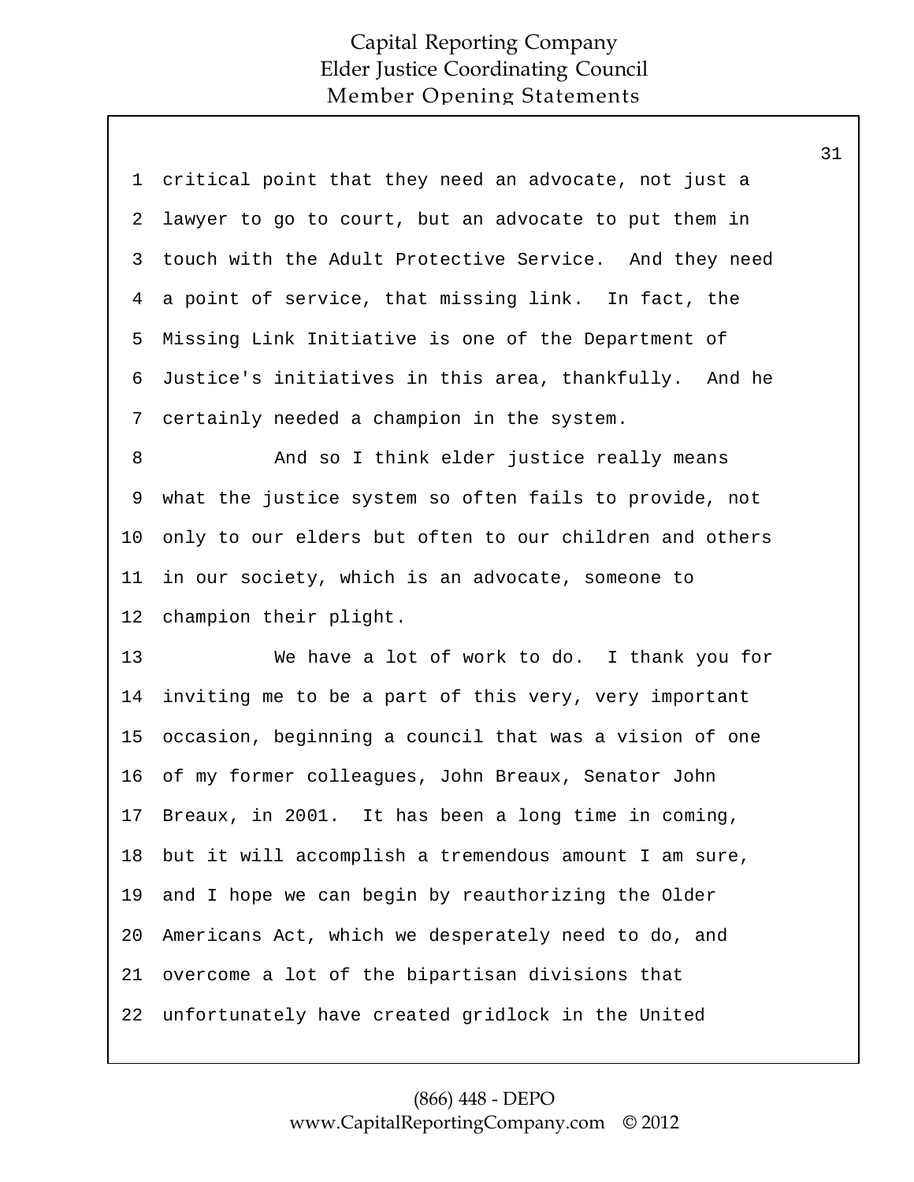critical point that they need an advocate, not just a lawyer to go to court, but an advocate to put them in touch with the Adult Protective Service. And they need a point of service, that missing link. In fact, the Missing Link Initiative is one of the Department of Justice's initiatives in this area, thankfully. And he certainly needed a champion in the system.

And so I think elder justice really means what the justice system so often fails to provide, not only to our elders but often to our children and others in our society, which is an advocate, someone to champion their plight.

We have a lot of work to do. I thank you for inviting me to be a part of this very, very important occasion, beginning a council that was a vision of one of my former colleagues, John Breaux, Senator John Breaux, in 2001. It has been a long time in coming, but it will accomplish a tremendous amount I am sure, and I hope we can begin by reauthorizing the Older Americans Act, which we desperately need to do, and overcome a lot of the bipartisan divisions that unfortunately have created gridlock in the United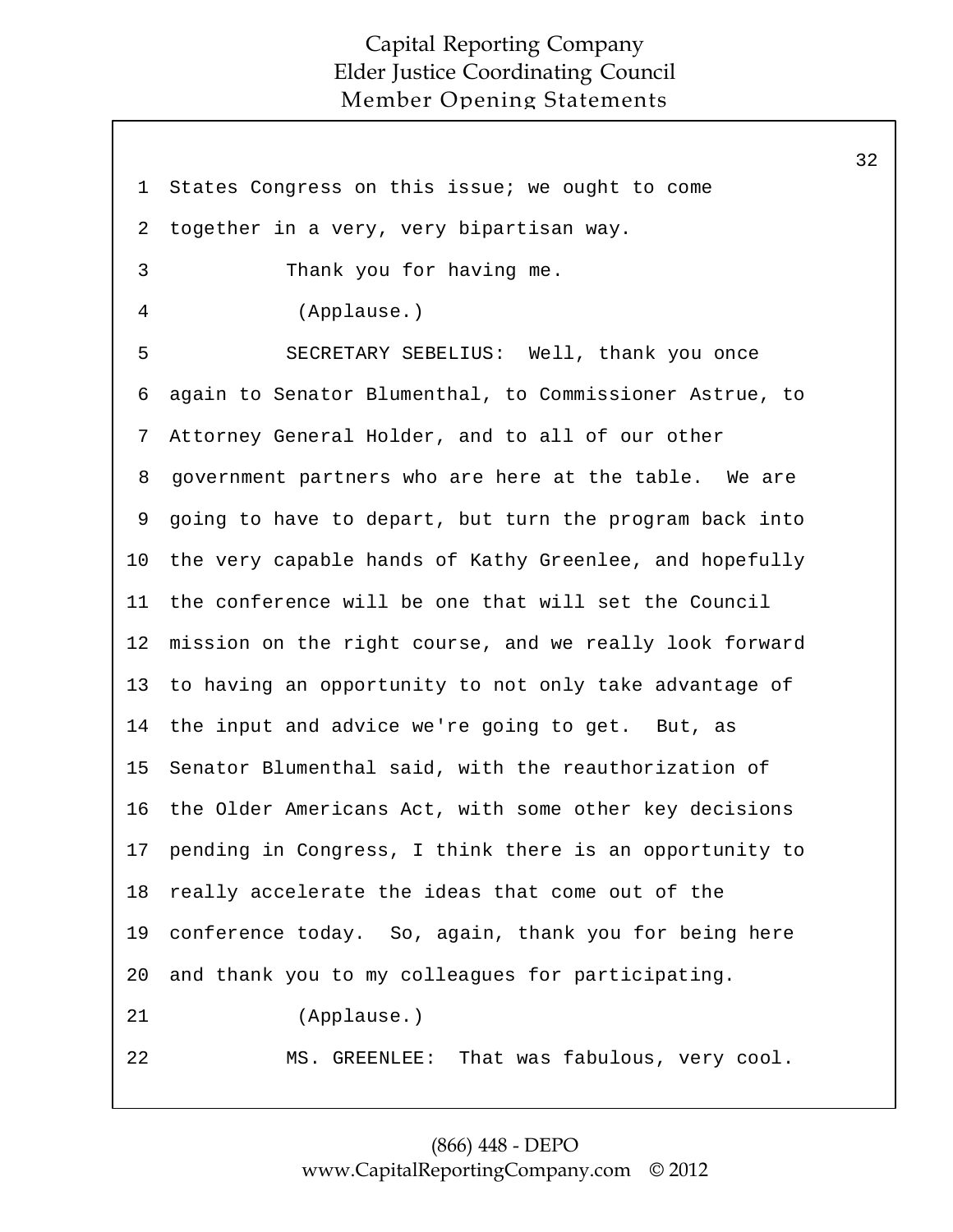1 States Congress on this issue; we ought to come

2 together in a very, very bipartisan way.

3 Thank you for having me.

4 (Applause.)

5 SECRETARY SEBELIUS: Well, thank you once

6 again to Senator Blumenthal, to Commissioner Astrue, to

7 Attorney General Holder, and to all of our other

8 government partners who are here at the table. We are

9 going to have to depart, but turn the program back into

10 the very capable hands of Kathy Greenlee, and hopefully

11 the conference will be one that will set the Council

12 mission on the right course, and we really look forward

13 to having an opportunity to not only take advantage of

14 the input and advice we're going to get. But, as

15 Senator Blumenthal said, with the reauthorization of

16 the Older Americans Act, with some other key decisions

17 pending in Congress, I think there is an opportunity to

18 really accelerate the ideas that come out of the

19 conference today. So, again, thank you for being here

20 and thank you to my colleagues for participating.

21 (Applause.)

22 MS. GREENLEE: That was fabulous, very cool.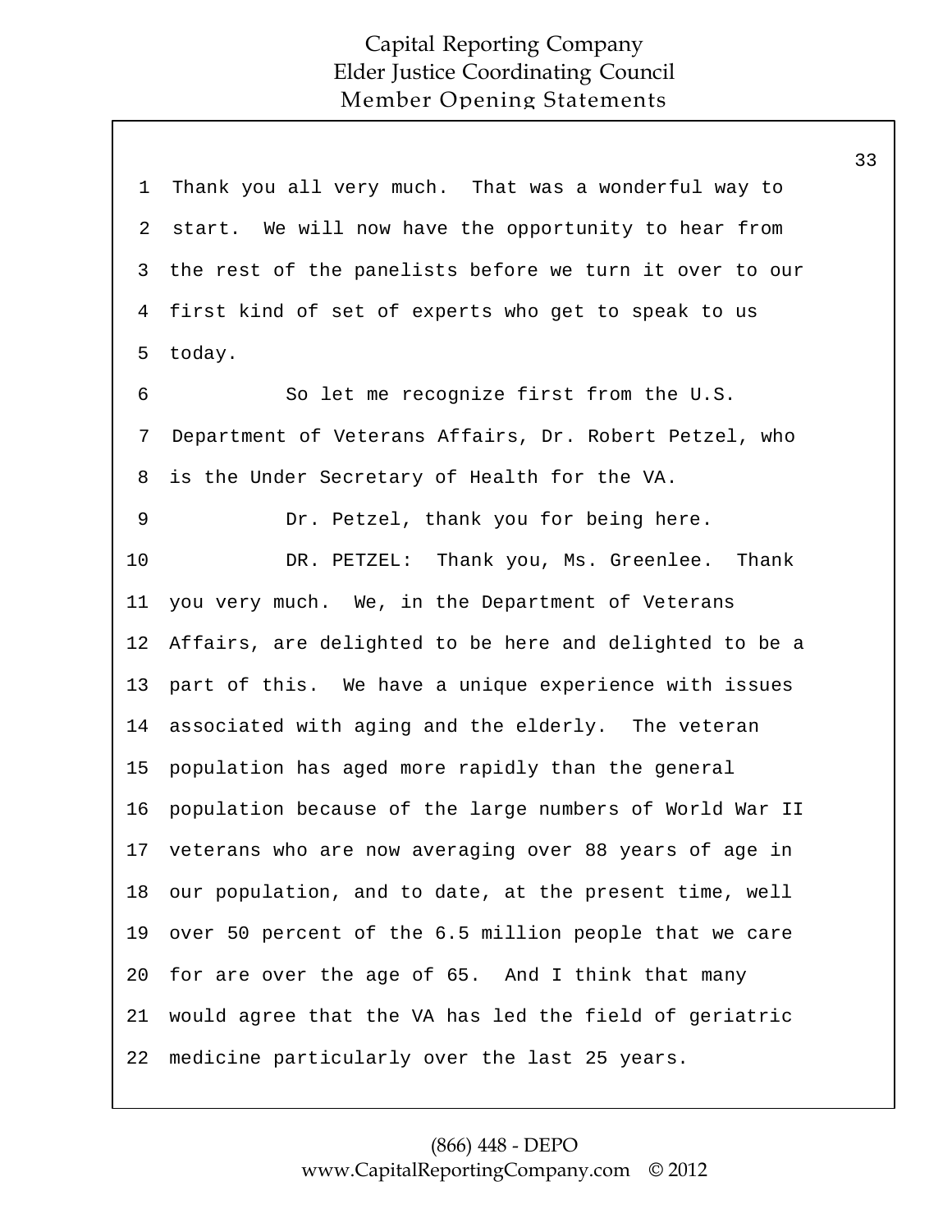Thank you all very much. That was a wonderful way to start. We will now have the opportunity to hear from the rest of the panelists before we turn it over to our first kind of set of experts who get to speak to us today.

So let me recognize first from the U.S. Department of Veterans Affairs, Dr. Robert Petzel, who is the Under Secretary of Health for the VA.

Dr. Petzel, thank you for being here.

DR. PETZEL: Thank you, Ms. Greenlee. Thank you very much. We, in the Department of Veterans Affairs, are delighted to be here and delighted to be a part of this. We have a unique experience with issues associated with aging and the elderly. The veteran population has aged more rapidly than the general population because of the large numbers of World War II veterans who are now averaging over 88 years of age in our population, and to date, at the present time, well over 50 percent of the 6.5 million people that we care for are over the age of 65. And I think that many would agree that the VA has led the field of geriatric medicine particularly over the last 25 years.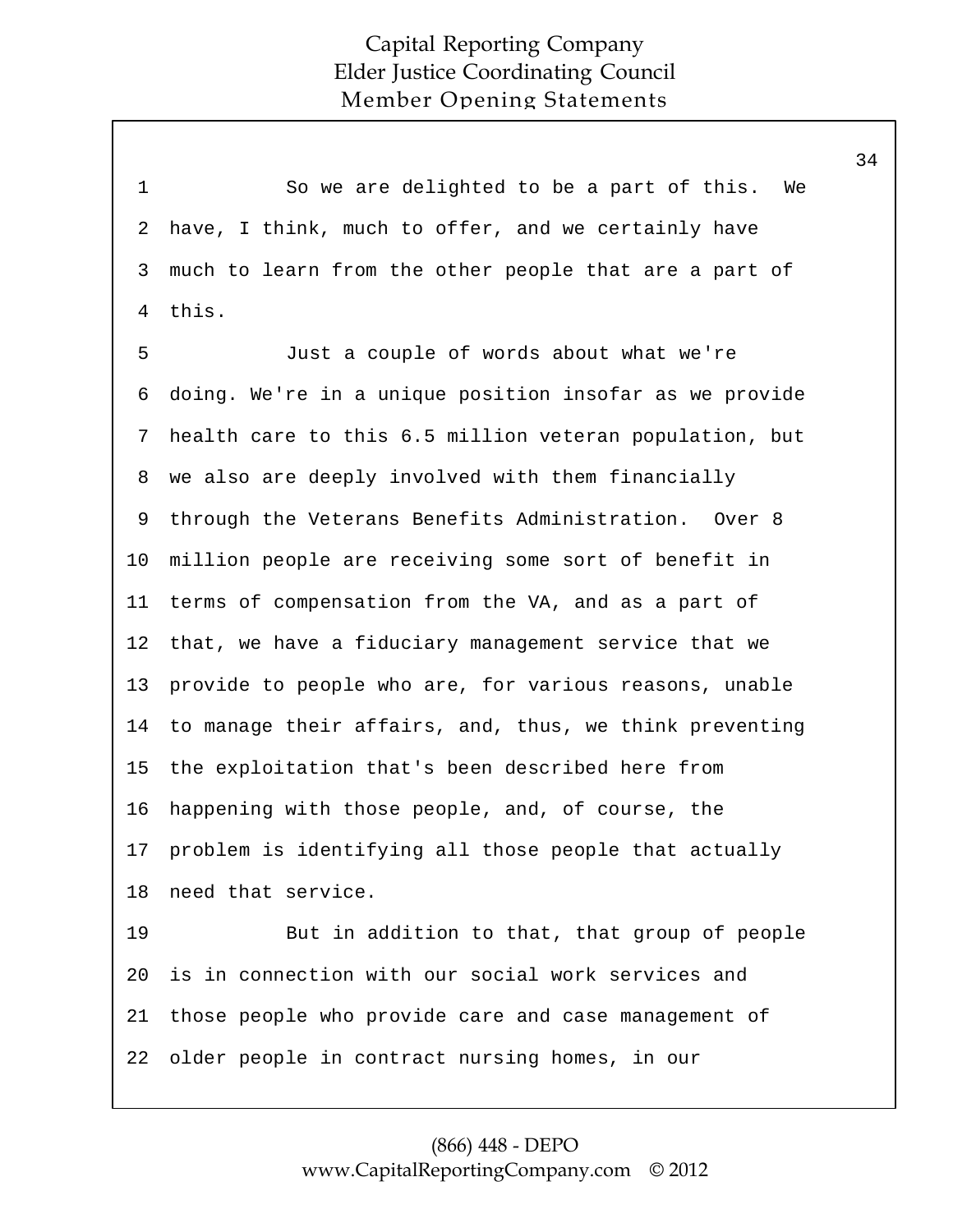So we are delighted to be a part of this. We have, I think, much to offer, and we certainly have much to learn from the other people that are a part of this.

Just a couple of words about what we're doing. We're in a unique position insofar as we provide health care to this 6.5 million veteran population, but we also are deeply involved with them financially through the Veterans Benefits Administration. Over 8 million people are receiving some sort of benefit in terms of compensation from the VA, and as a part of that, we have a fiduciary management service that we provide to people who are, for various reasons, unable to manage their affairs, and, thus, we think preventing the exploitation that's been described here from happening with those people, and, of course, the problem is identifying all those people that actually need that service.

But in addition to that, that group of people is in connection with our social work services and those people who provide care and case management of older people in contract nursing homes, in our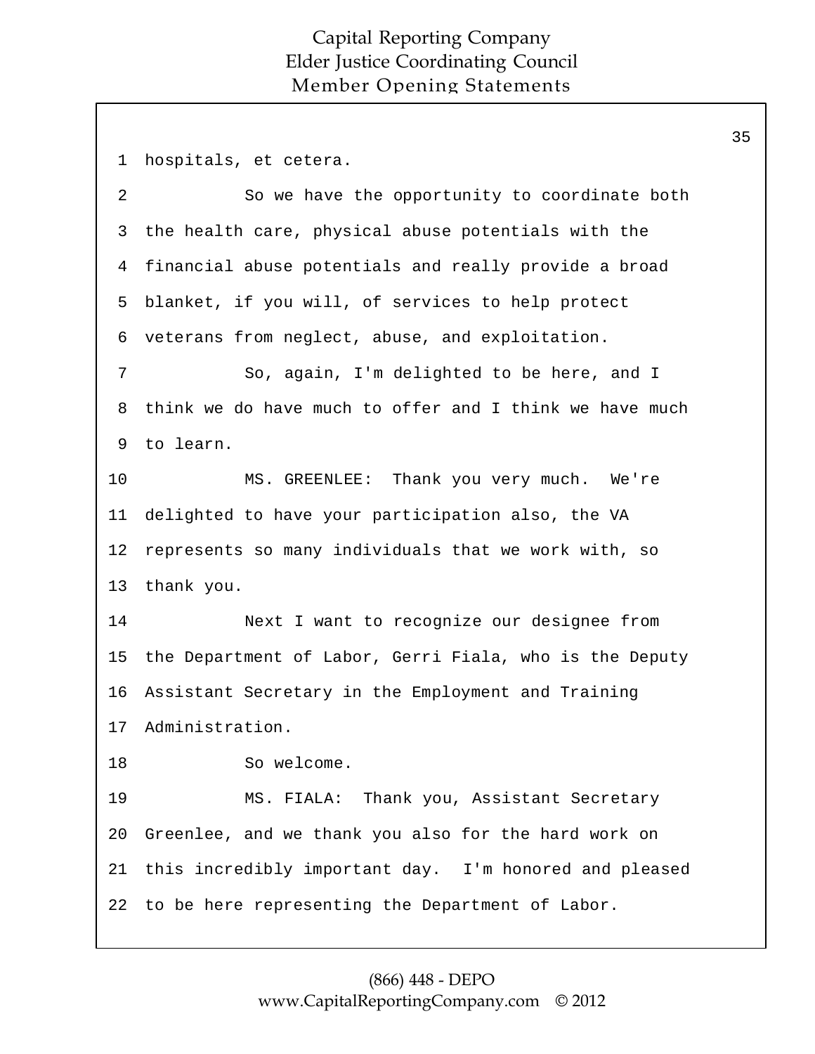hospitals, et cetera.

So we have the opportunity to coordinate both the health care, physical abuse potentials with the financial abuse potentials and really provide a broad blanket, if you will, of services to help protect veterans from neglect, abuse, and exploitation.

So, again, I'm delighted to be here, and I think we do have much to offer and I think we have much to learn.

MS. GREENLEE: Thank you very much. We're delighted to have your participation also, the VA represents so many individuals that we work with, so thank you.

Next I want to recognize our designee from the Department of Labor, Gerri Fiala, who is the Deputy Assistant Secretary in the Employment and Training Administration.

So welcome.

MS. FIALA: Thank you, Assistant Secretary Greenlee, and we thank you also for the hard work on this incredibly important day. I'm honored and pleased to be here representing the Department of Labor.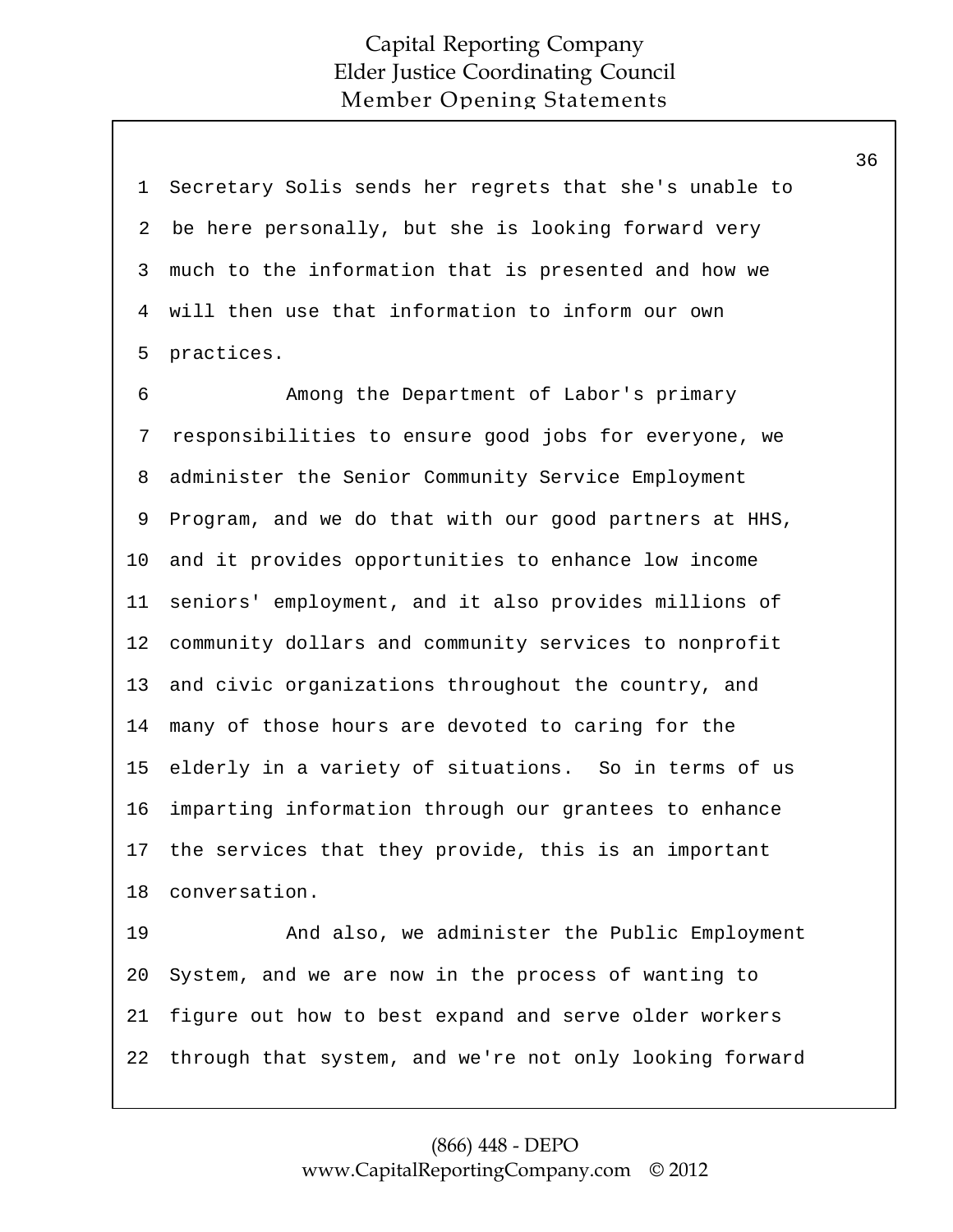Secretary Solis sends her regrets that she's unable to be here personally, but she is looking forward very much to the information that is presented and how we will then use that information to inform our own practices.

Among the Department of Labor's primary responsibilities to ensure good jobs for everyone, we administer the Senior Community Service Employment Program, and we do that with our good partners at HHS, and it provides opportunities to enhance low income seniors' employment, and it also provides millions of community dollars and community services to nonprofit and civic organizations throughout the country, and many of those hours are devoted to caring for the elderly in a variety of situations. So in terms of us imparting information through our grantees to enhance the services that they provide, this is an important conversation.

And also, we administer the Public Employment System, and we are now in the process of wanting to figure out how to best expand and serve older workers through that system, and we're not only looking forward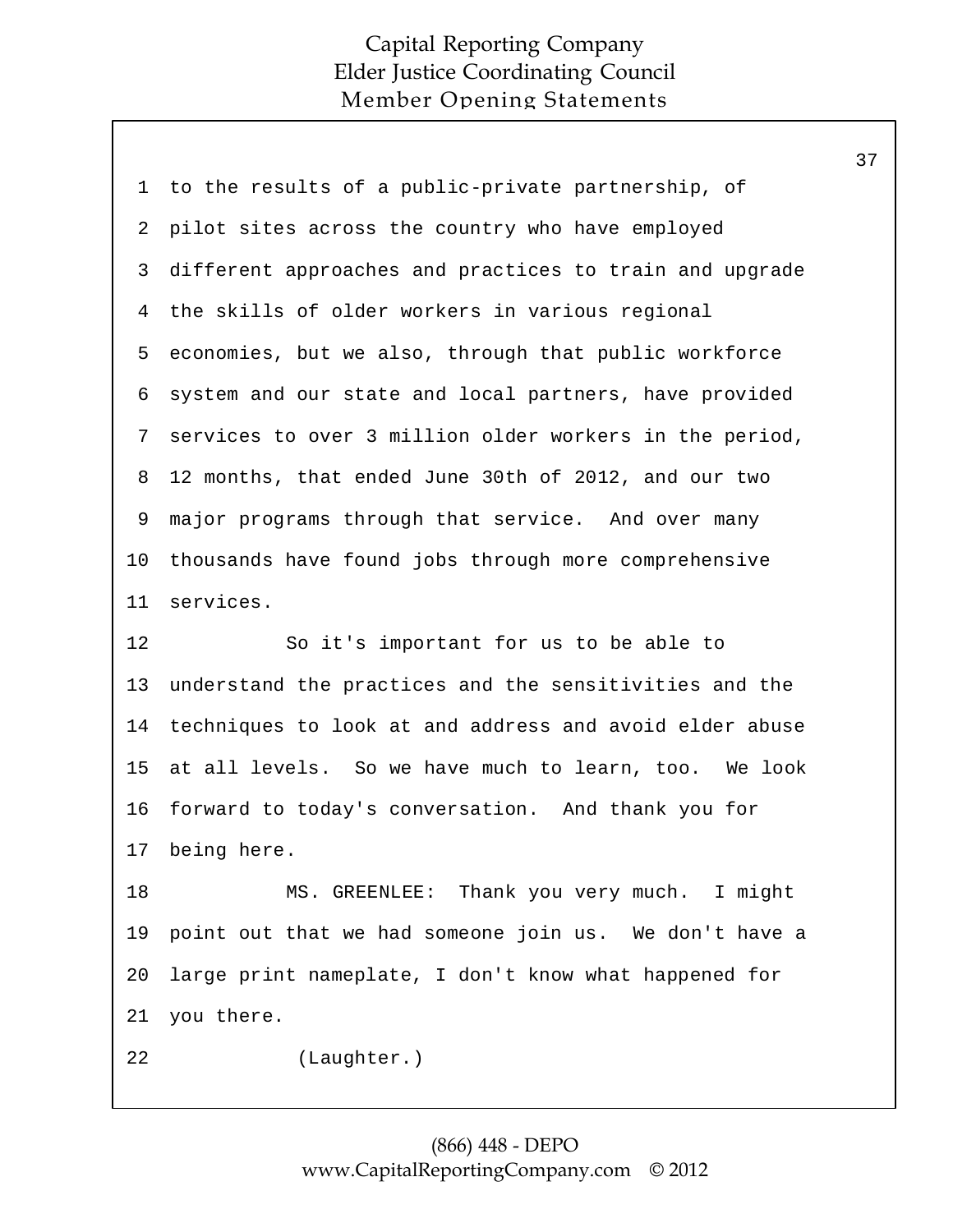to the results of a public-private partnership, of pilot sites across the country who have employed different approaches and practices to train and upgrade the skills of older workers in various regional economies, but we also, through that public workforce system and our state and local partners, have provided services to over 3 million older workers in the period, 12 months, that ended June 30th of 2012, and our two major programs through that service. And over many thousands have found jobs through more comprehensive services.

So it's important for us to be able to understand the practices and the sensitivities and the techniques to look at and address and avoid elder abuse at all levels. So we have much to learn, too. We look forward to today's conversation. And thank you for being here.

MS. GREENLEE: Thank you very much. I might point out that we had someone join us. We don't have a large print nameplate, I don't know what happened for you there.

(Laughter.)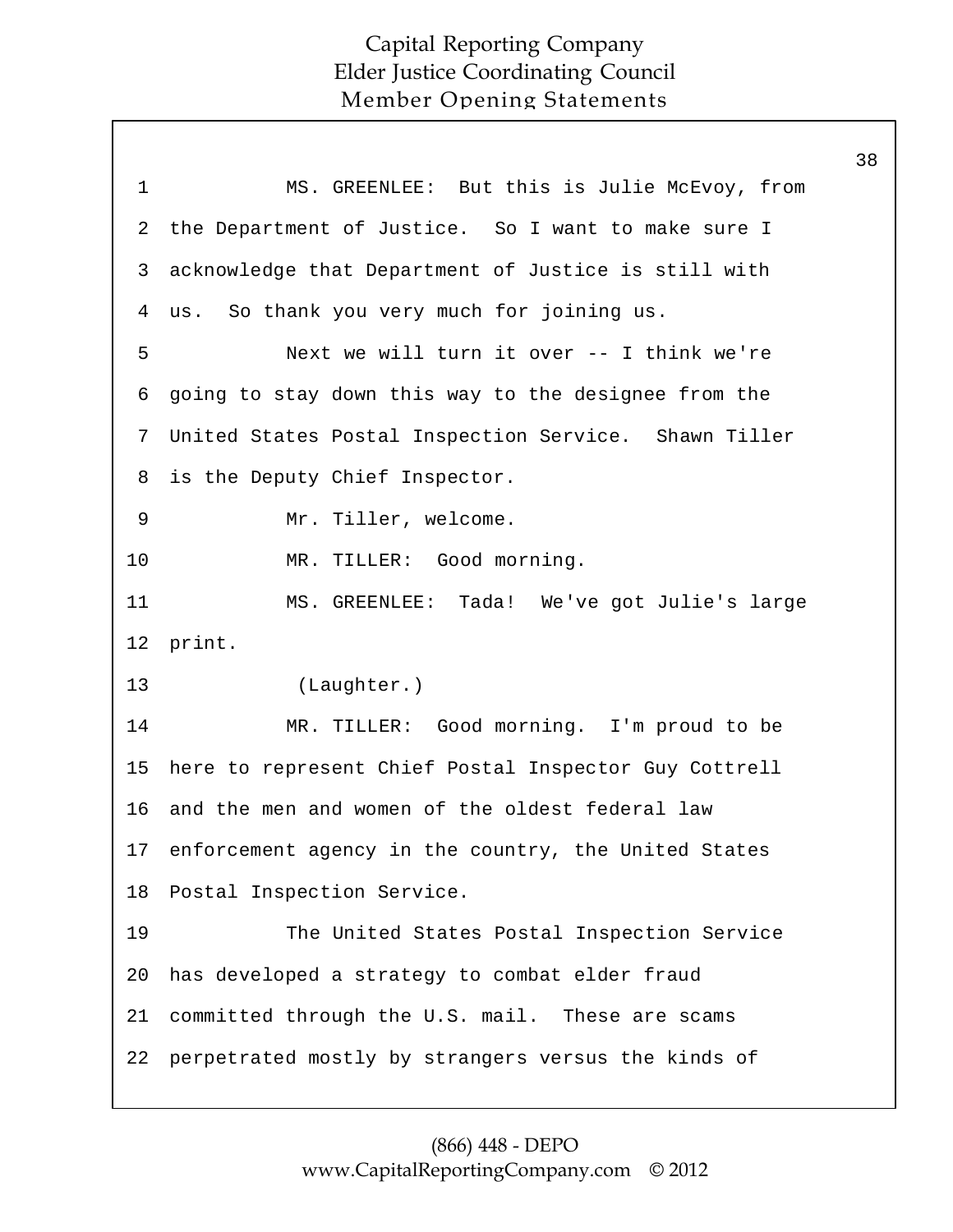MS. GREENLEE: But this is Julie McEvoy, from the Department of Justice. So I want to make sure I acknowledge that Department of Justice is still with us. So thank you very much for joining us.

Next we will turn it over -- I think we're going to stay down this way to the designee from the United States Postal Inspection Service. Shawn Tiller is the Deputy Chief Inspector.

Mr. Tiller, welcome.

MR. TILLER: Good morning.

MS. GREENLEE: Tada! We've got Julie's large print.

(Laughter.)

MR. TILLER: Good morning. I'm proud to be here to represent Chief Postal Inspector Guy Cottrell and the men and women of the oldest federal law enforcement agency in the country, the United States Postal Inspection Service.

The United States Postal Inspection Service has developed a strategy to combat elder fraud committed through the U.S. mail. These are scams perpetrated mostly by strangers versus the kinds of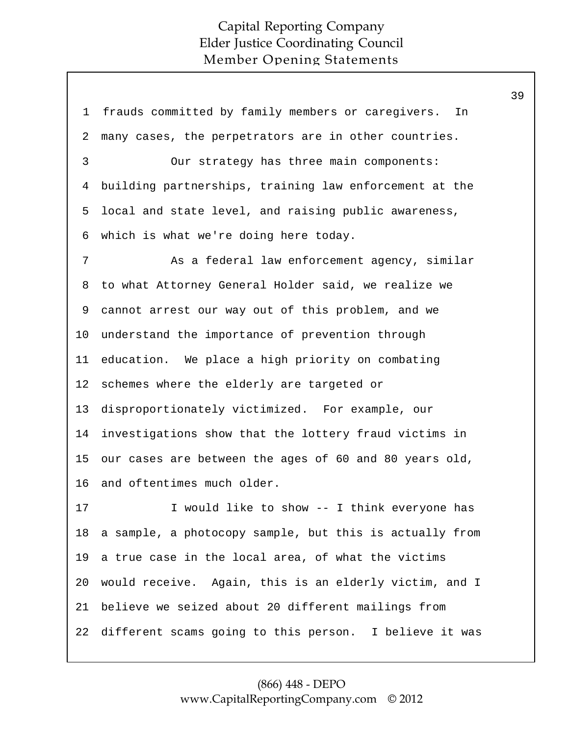frauds committed by family members or caregivers. In many cases, the perpetrators are in other countries.

Our strategy has three main components: building partnerships, training law enforcement at the local and state level, and raising public awareness, which is what we're doing here today.

As a federal law enforcement agency, similar to what Attorney General Holder said, we realize we cannot arrest our way out of this problem, and we understand the importance of prevention through education. We place a high priority on combating schemes where the elderly are targeted or disproportionately victimized. For example, our investigations show that the lottery fraud victims in our cases are between the ages of 60 and 80 years old, and oftentimes much older.

I would like to show -- I think everyone has a sample, a photocopy sample, but this is actually from a true case in the local area, of what the victims would receive. Again, this is an elderly victim, and I believe we seized about 20 different mailings from different scams going to this person. I believe it was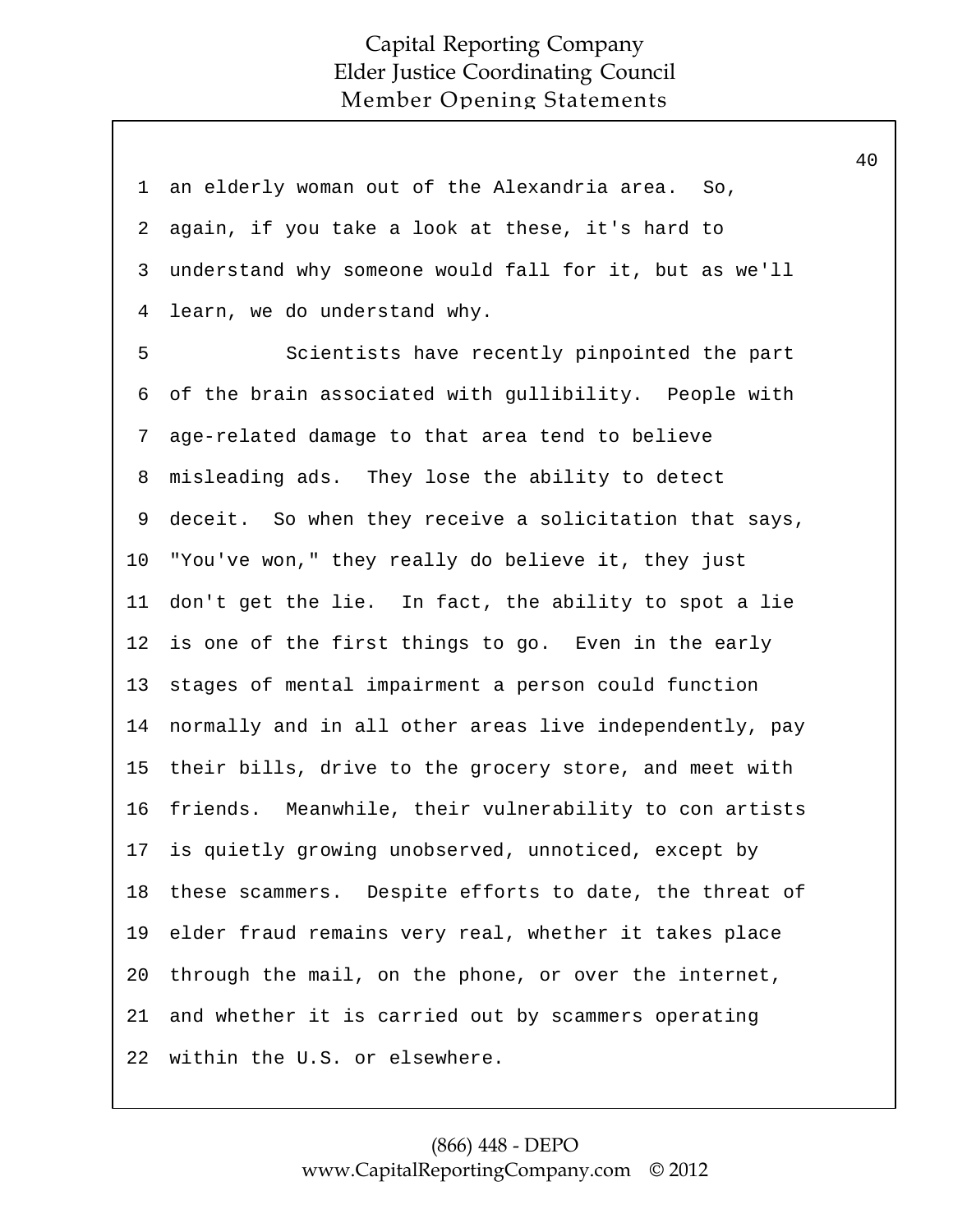an elderly woman out of the Alexandria area. So, again, if you take a look at these, it's hard to understand why someone would fall for it, but as we'll learn, we do understand why.

Scientists have recently pinpointed the part of the brain associated with gullibility. People with age-related damage to that area tend to believe misleading ads. They lose the ability to detect deceit. So when they receive a solicitation that says, "You've won," they really do believe it, they just don't get the lie. In fact, the ability to spot a lie is one of the first things to go. Even in the early stages of mental impairment a person could function normally and in all other areas live independently, pay their bills, drive to the grocery store, and meet with friends. Meanwhile, their vulnerability to con artists is quietly growing unobserved, unnoticed, except by these scammers. Despite efforts to date, the threat of elder fraud remains very real, whether it takes place through the mail, on the phone, or over the internet, and whether it is carried out by scammers operating within the U.S. or elsewhere.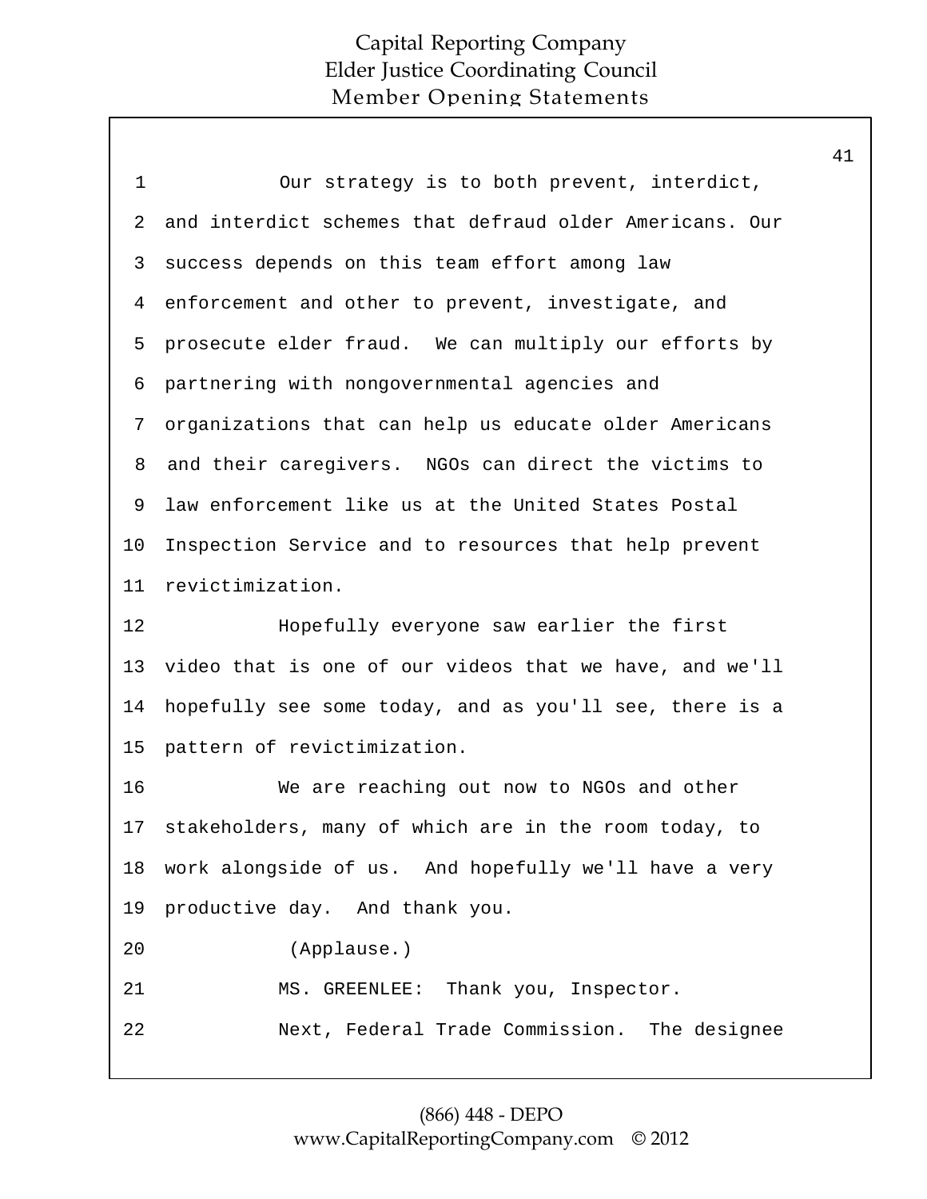Our strategy is to both prevent, interdict, and interdict schemes that defraud older Americans. Our success depends on this team effort among law enforcement and other to prevent, investigate, and prosecute elder fraud. We can multiply our efforts by partnering with nongovernmental agencies and organizations that can help us educate older Americans and their caregivers. NGOs can direct the victims to law enforcement like us at the United States Postal Inspection Service and to resources that help prevent revictimization.

Hopefully everyone saw earlier the first video that is one of our videos that we have, and we'll hopefully see some today, and as you'll see, there is a pattern of revictimization.

We are reaching out now to NGOs and other stakeholders, many of which are in the room today, to work alongside of us. And hopefully we'll have a very productive day. And thank you.

(Applause.)

MS. GREENLEE: Thank you, Inspector.

Next, Federal Trade Commission. The designee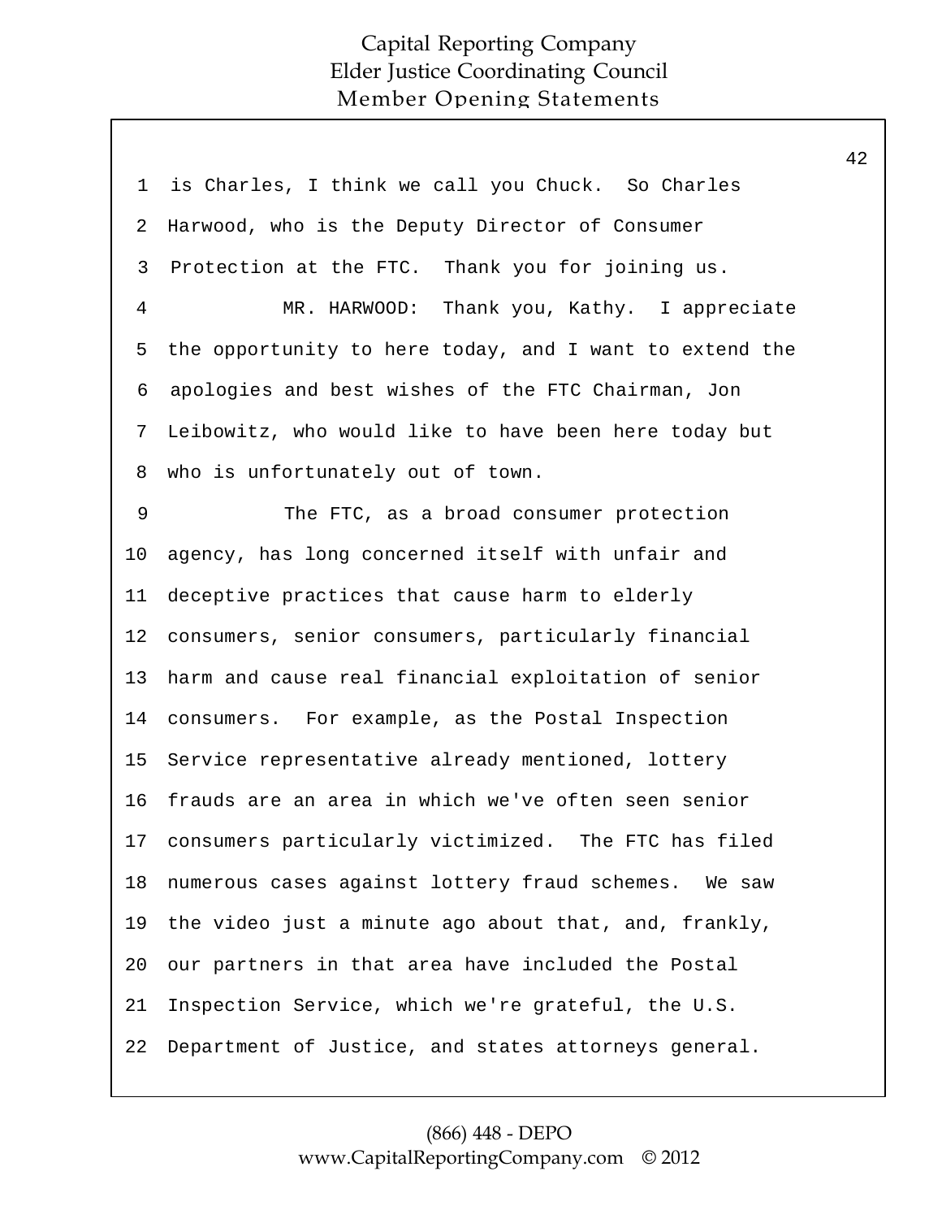1 is Charles, I think we call you Chuck. So Charles
2 Harwood, who is the Deputy Director of Consumer
3 Protection at the FTC. Thank you for joining us.
4 MR. HARWOOD: Thank you, Kathy. I appreciate
5 the opportunity to here today, and I want to extend the
6 apologies and best wishes of the FTC Chairman, Jon
7 Leibowitz, who would like to have been here today but
8 who is unfortunately out of town.
9 The FTC, as a broad consumer protection
10 agency, has long concerned itself with unfair and
11 deceptive practices that cause harm to elderly
12 consumers, senior consumers, particularly financial
13 harm and cause real financial exploitation of senior
14 consumers. For example, as the Postal Inspection
15 Service representative already mentioned, lottery
16 frauds are an area in which we've often seen senior
17 consumers particularly victimized. The FTC has filed
18 numerous cases against lottery fraud schemes. We saw
19 the video just a minute ago about that, and, frankly,
20 our partners in that area have included the Postal
21 Inspection Service, which we're grateful, the U.S.
22 Department of Justice, and states attorneys general.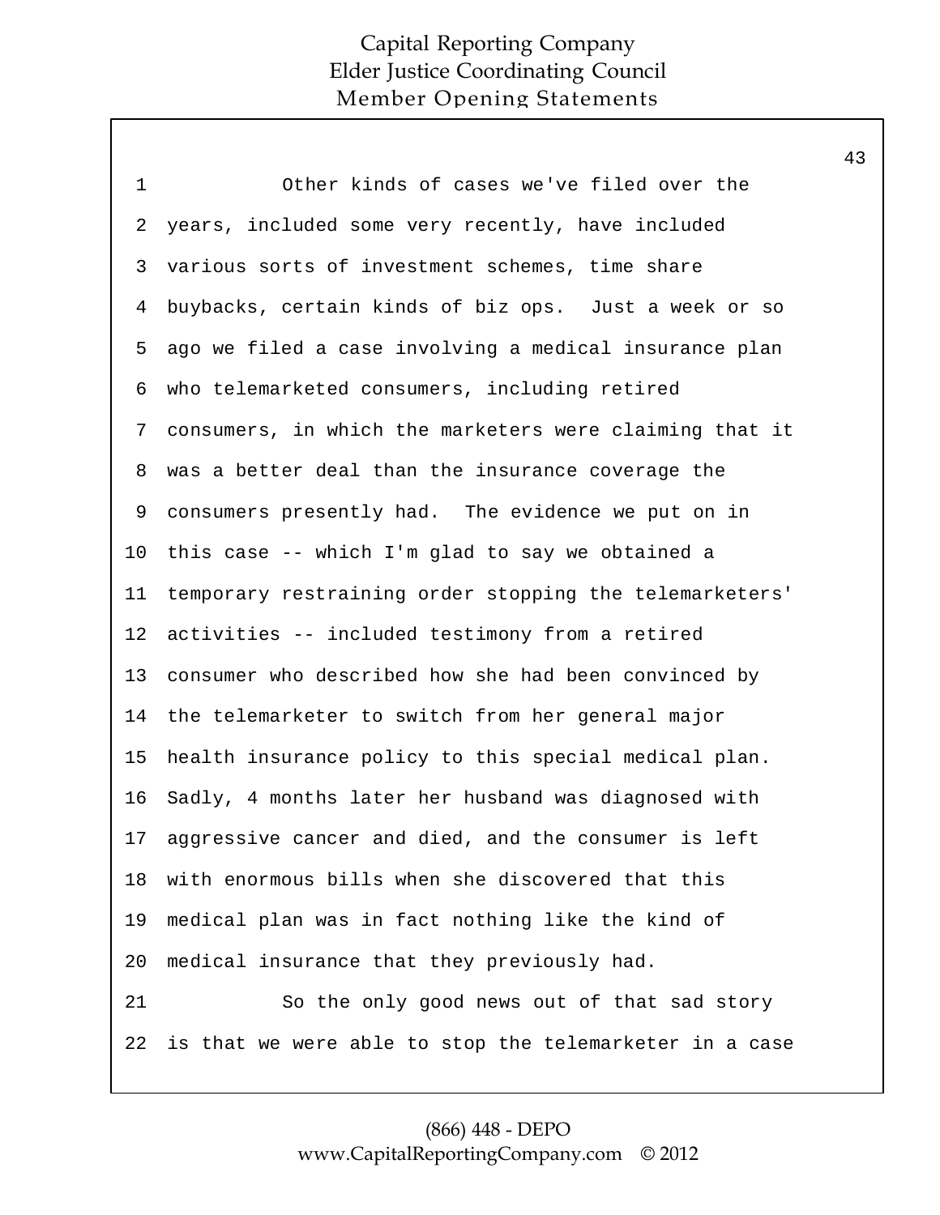Other kinds of cases we've filed over the years, included some very recently, have included various sorts of investment schemes, time share buybacks, certain kinds of biz ops. Just a week or so ago we filed a case involving a medical insurance plan who telemarketed consumers, including retired consumers, in which the marketers were claiming that it was a better deal than the insurance coverage the consumers presently had. The evidence we put on in this case -- which I'm glad to say we obtained a temporary restraining order stopping the telemarketers' activities -- included testimony from a retired consumer who described how she had been convinced by the telemarketer to switch from her general major health insurance policy to this special medical plan. Sadly, 4 months later her husband was diagnosed with aggressive cancer and died, and the consumer is left with enormous bills when she discovered that this medical plan was in fact nothing like the kind of medical insurance that they previously had.

So the only good news out of that sad story is that we were able to stop the telemarketer in a case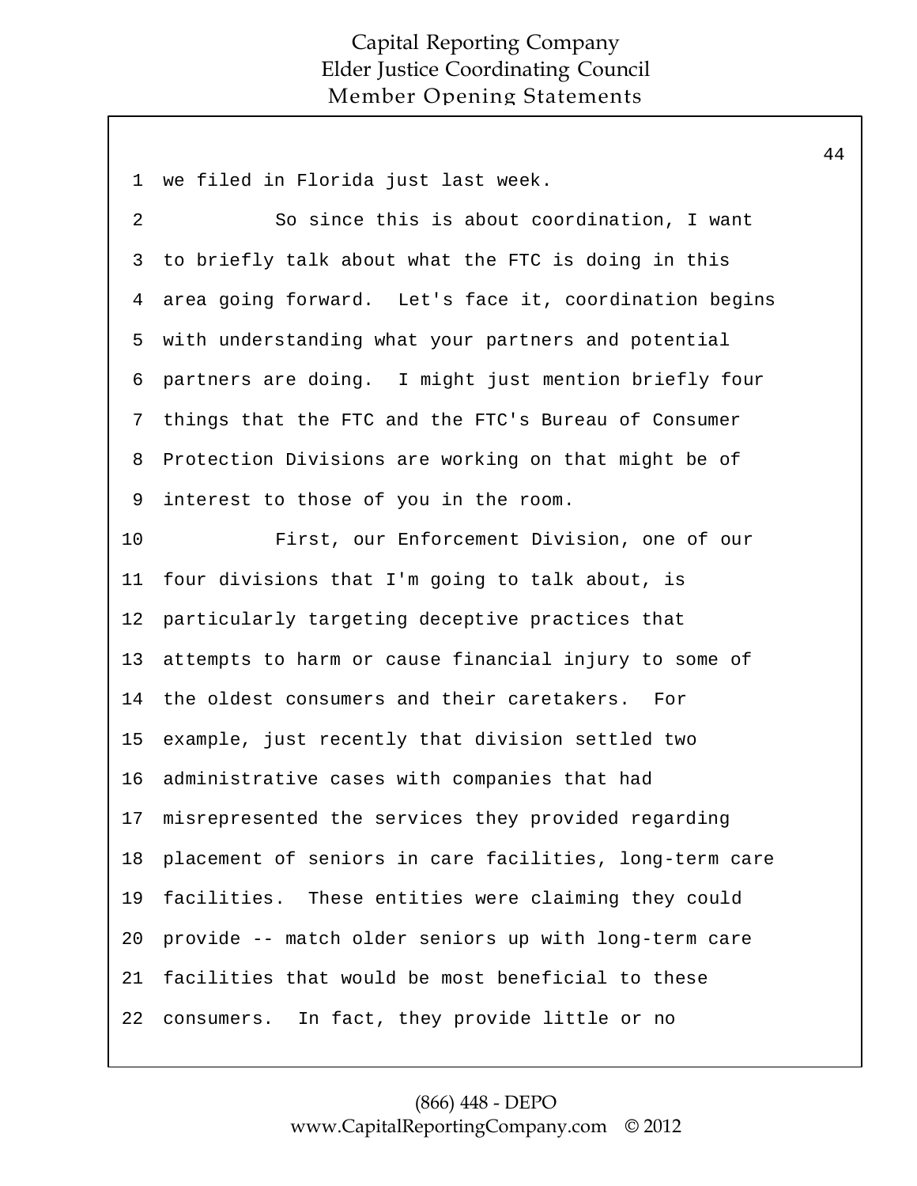1 we filed in Florida just last week.

2 So since this is about coordination, I want

3 to briefly talk about what the FTC is doing in this

4 area going forward. Let's face it, coordination begins

5 with understanding what your partners and potential

6 partners are doing. I might just mention briefly four

7 things that the FTC and the FTC's Bureau of Consumer

8 Protection Divisions are working on that might be of

9 interest to those of you in the room.

10 First, our Enforcement Division, one of our

11 four divisions that I'm going to talk about, is

12 particularly targeting deceptive practices that

13 attempts to harm or cause financial injury to some of

14 the oldest consumers and their caretakers. For

15 example, just recently that division settled two

16 administrative cases with companies that had

17 misrepresented the services they provided regarding

18 placement of seniors in care facilities, long-term care

19 facilities. These entities were claiming they could

20 provide -- match older seniors up with long-term care

21 facilities that would be most beneficial to these

22 consumers. In fact, they provide little or no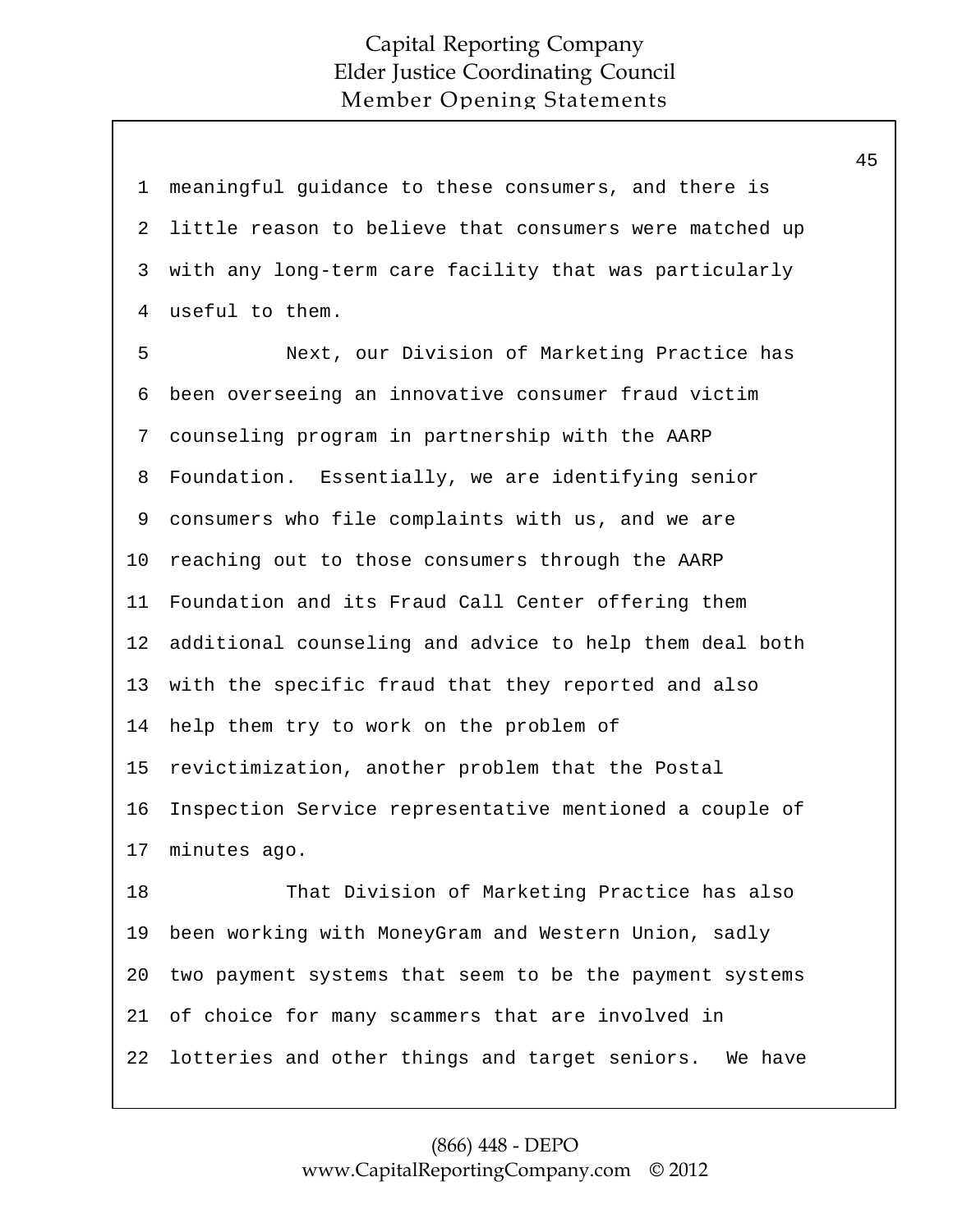meaningful guidance to these consumers, and there is little reason to believe that consumers were matched up with any long-term care facility that was particularly useful to them.

Next, our Division of Marketing Practice has been overseeing an innovative consumer fraud victim counseling program in partnership with the AARP Foundation. Essentially, we are identifying senior consumers who file complaints with us, and we are reaching out to those consumers through the AARP Foundation and its Fraud Call Center offering them additional counseling and advice to help them deal both with the specific fraud that they reported and also help them try to work on the problem of revictimization, another problem that the Postal Inspection Service representative mentioned a couple of minutes ago.

That Division of Marketing Practice has also been working with MoneyGram and Western Union, sadly two payment systems that seem to be the payment systems of choice for many scammers that are involved in lotteries and other things and target seniors. We have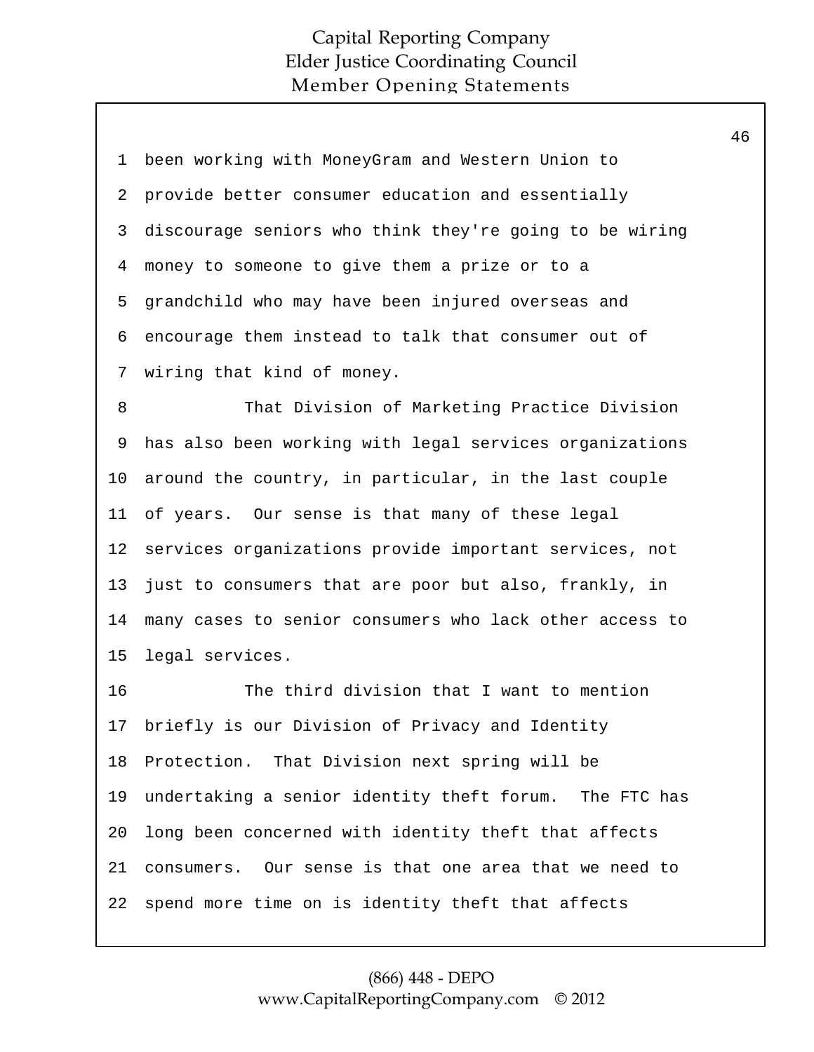been working with MoneyGram and Western Union to provide better consumer education and essentially discourage seniors who think they're going to be wiring money to someone to give them a prize or to a grandchild who may have been injured overseas and encourage them instead to talk that consumer out of wiring that kind of money.

That Division of Marketing Practice Division has also been working with legal services organizations around the country, in particular, in the last couple of years. Our sense is that many of these legal services organizations provide important services, not just to consumers that are poor but also, frankly, in many cases to senior consumers who lack other access to legal services.

The third division that I want to mention briefly is our Division of Privacy and Identity Protection. That Division next spring will be undertaking a senior identity theft forum. The FTC has long been concerned with identity theft that affects consumers. Our sense is that one area that we need to spend more time on is identity theft that affects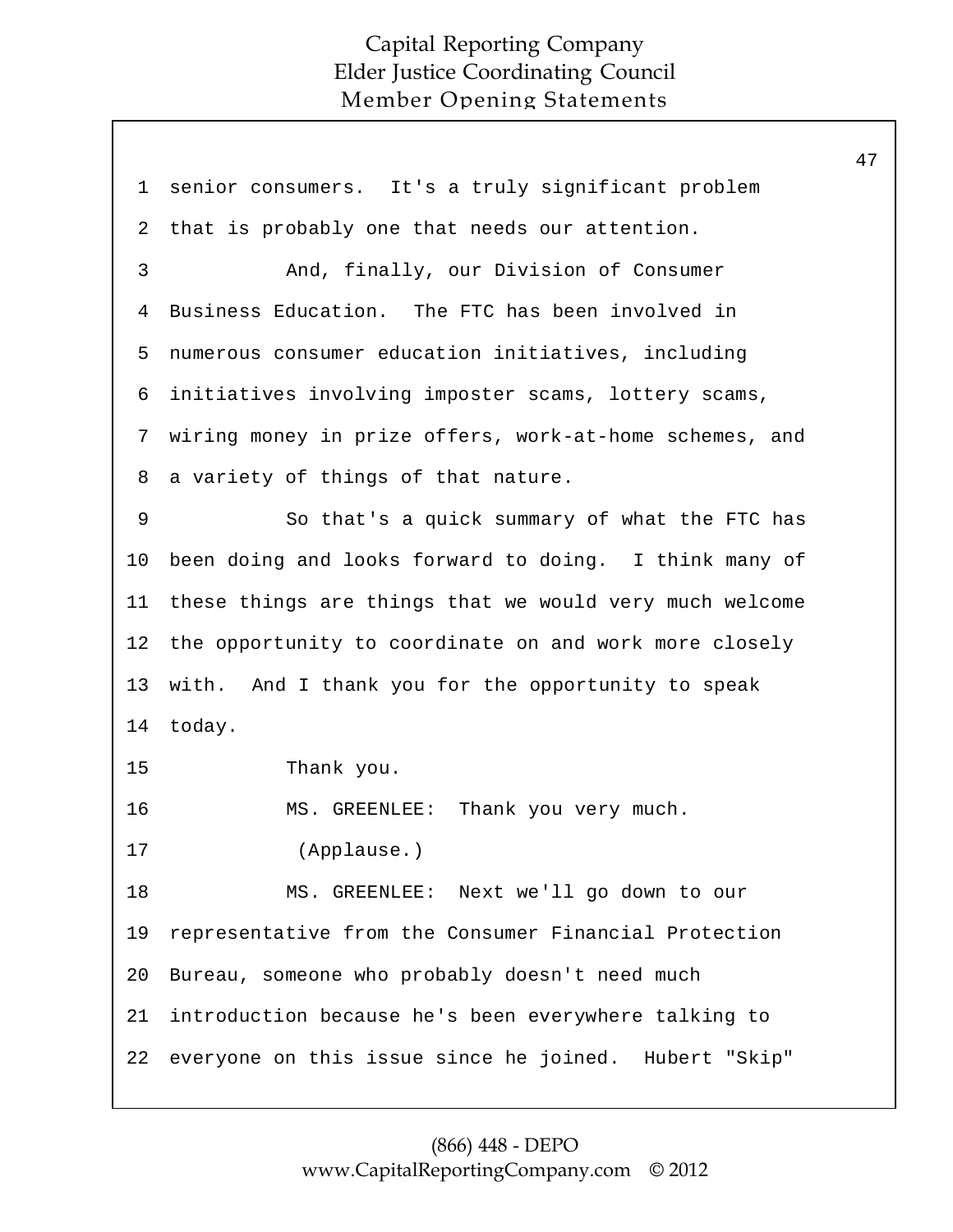senior consumers. It's a truly significant problem that is probably one that needs our attention.

And, finally, our Division of Consumer Business Education. The FTC has been involved in numerous consumer education initiatives, including initiatives involving imposter scams, lottery scams, wiring money in prize offers, work-at-home schemes, and a variety of things of that nature.

So that's a quick summary of what the FTC has been doing and looks forward to doing. I think many of these things are things that we would very much welcome the opportunity to coordinate on and work more closely with. And I thank you for the opportunity to speak today.

Thank you.

MS. GREENLEE: Thank you very much.

(Applause.)

MS. GREENLEE: Next we'll go down to our representative from the Consumer Financial Protection Bureau, someone who probably doesn't need much introduction because he's been everywhere talking to everyone on this issue since he joined. Hubert "Skip"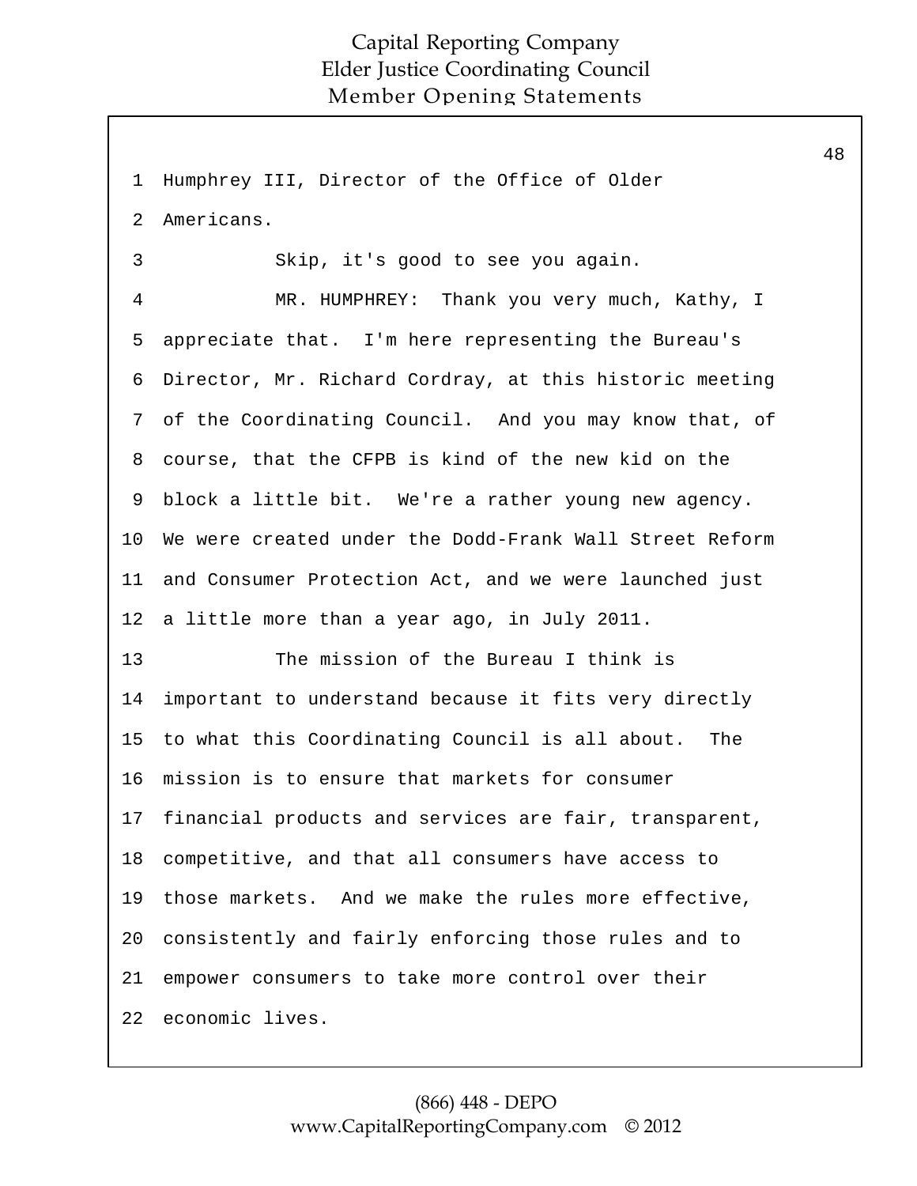Humphrey III, Director of the Office of Older Americans.

Skip, it's good to see you again.

MR. HUMPHREY: Thank you very much, Kathy, I appreciate that. I'm here representing the Bureau's Director, Mr. Richard Cordray, at this historic meeting of the Coordinating Council. And you may know that, of course, that the CFPB is kind of the new kid on the block a little bit. We're a rather young new agency. We were created under the Dodd-Frank Wall Street Reform and Consumer Protection Act, and we were launched just a little more than a year ago, in July 2011.

The mission of the Bureau I think is important to understand because it fits very directly to what this Coordinating Council is all about. The mission is to ensure that markets for consumer financial products and services are fair, transparent, competitive, and that all consumers have access to those markets. And we make the rules more effective, consistently and fairly enforcing those rules and to empower consumers to take more control over their economic lives.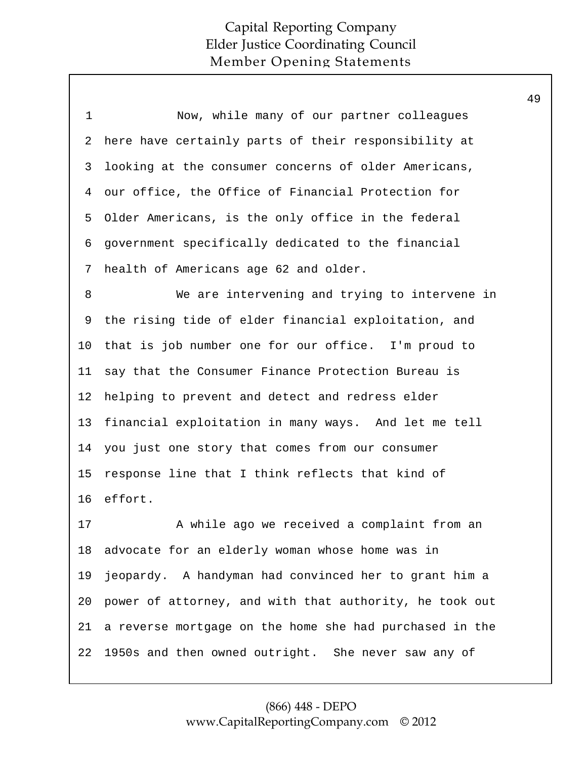Now, while many of our partner colleagues here have certainly parts of their responsibility at looking at the consumer concerns of older Americans, our office, the Office of Financial Protection for Older Americans, is the only office in the federal government specifically dedicated to the financial health of Americans age 62 and older.

We are intervening and trying to intervene in the rising tide of elder financial exploitation, and that is job number one for our office. I'm proud to say that the Consumer Finance Protection Bureau is helping to prevent and detect and redress elder financial exploitation in many ways. And let me tell you just one story that comes from our consumer response line that I think reflects that kind of effort.

A while ago we received a complaint from an advocate for an elderly woman whose home was in jeopardy. A handyman had convinced her to grant him a power of attorney, and with that authority, he took out a reverse mortgage on the home she had purchased in the 1950s and then owned outright. She never saw any of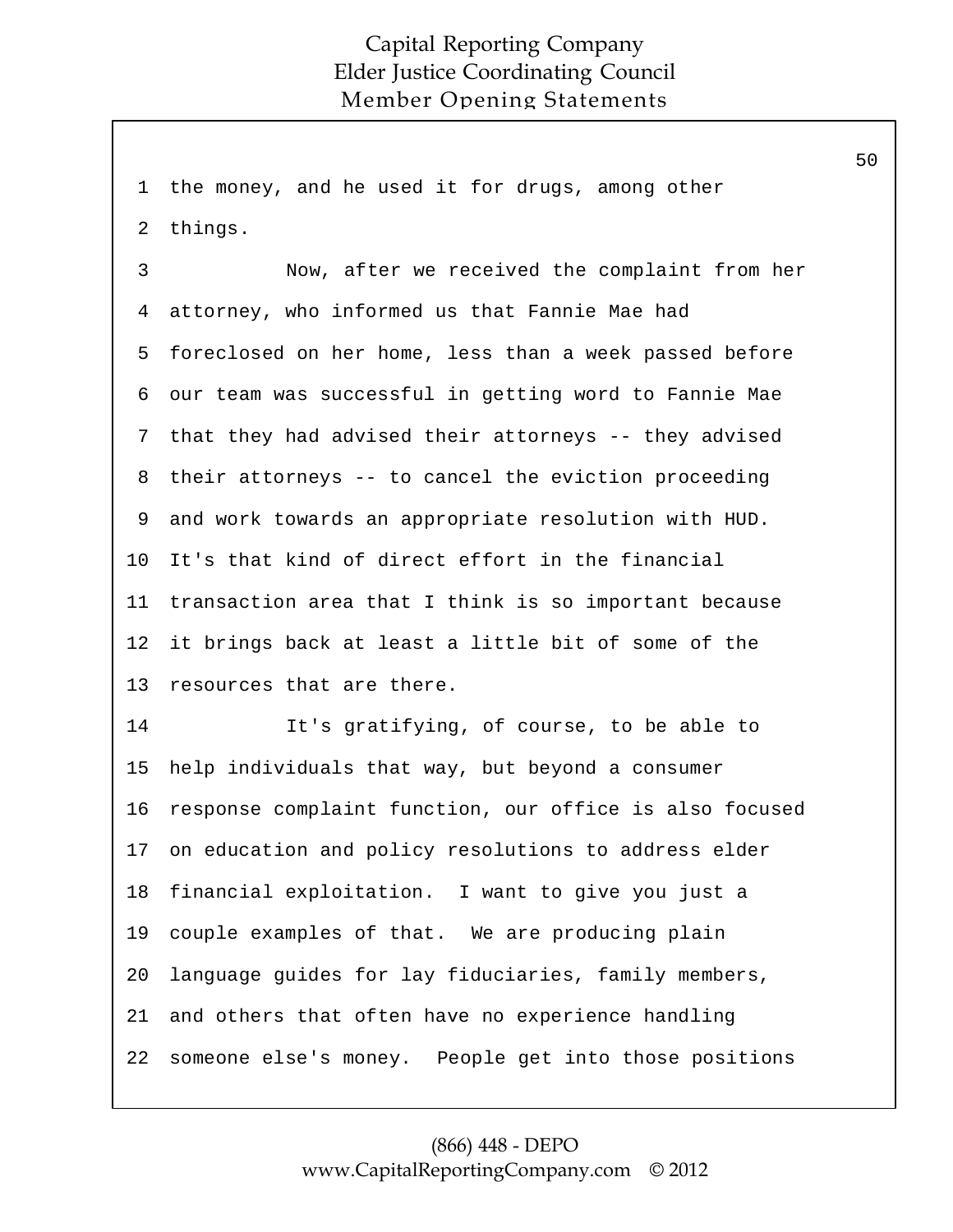1 the money, and he used it for drugs, among other

2 things.

3 Now, after we received the complaint from her

4 attorney, who informed us that Fannie Mae had

5 foreclosed on her home, less than a week passed before

6 our team was successful in getting word to Fannie Mae

7 that they had advised their attorneys -- they advised

8 their attorneys -- to cancel the eviction proceeding

9 and work towards an appropriate resolution with HUD.

10 It's that kind of direct effort in the financial

11 transaction area that I think is so important because

12 it brings back at least a little bit of some of the

13 resources that are there.

14 It's gratifying, of course, to be able to

15 help individuals that way, but beyond a consumer

16 response complaint function, our office is also focused

17 on education and policy resolutions to address elder

18 financial exploitation. I want to give you just a

19 couple examples of that. We are producing plain

20 language guides for lay fiduciaries, family members,

21 and others that often have no experience handling

22 someone else's money. People get into those positions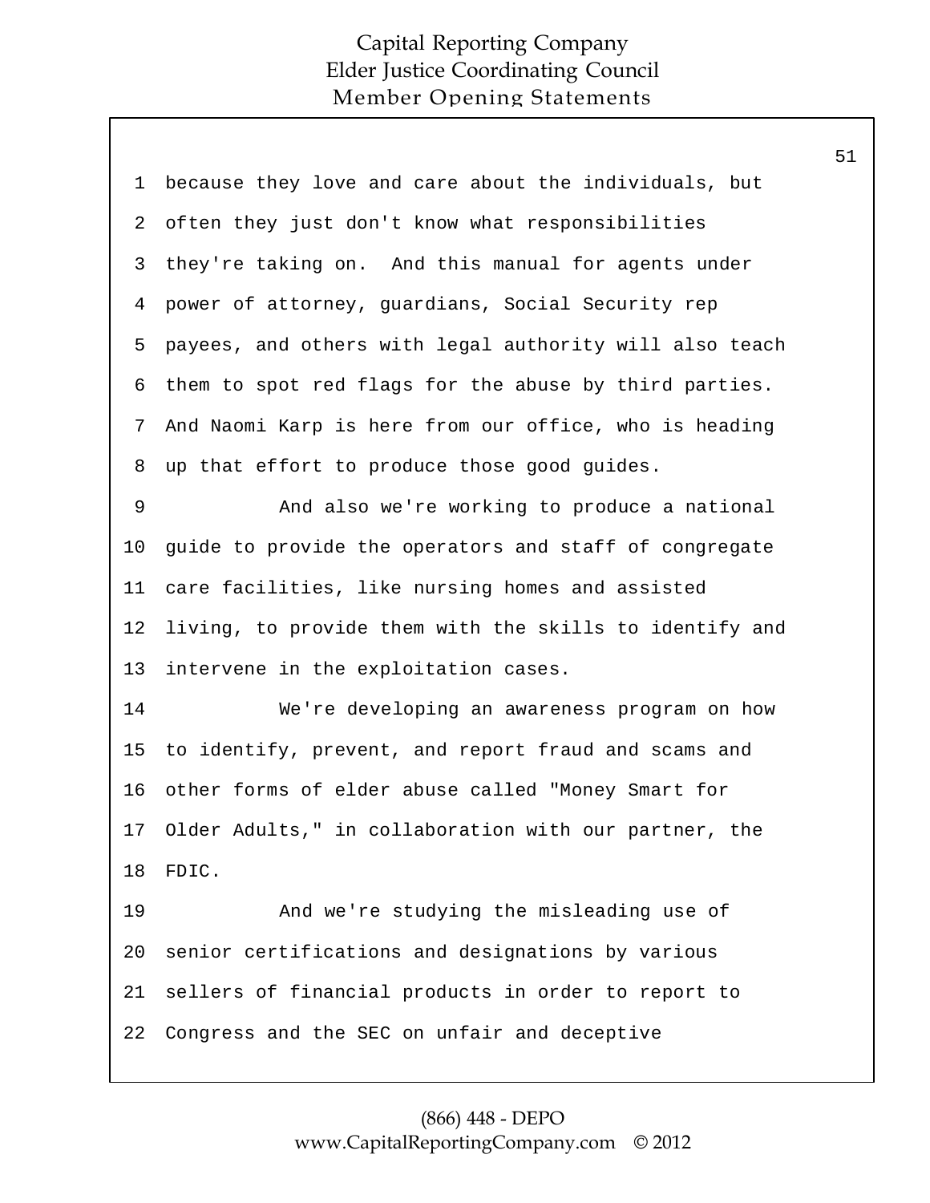because they love and care about the individuals, but often they just don't know what responsibilities they're taking on. And this manual for agents under power of attorney, guardians, Social Security rep payees, and others with legal authority will also teach them to spot red flags for the abuse by third parties. And Naomi Karp is here from our office, who is heading up that effort to produce those good guides.

And also we're working to produce a national guide to provide the operators and staff of congregate care facilities, like nursing homes and assisted living, to provide them with the skills to identify and intervene in the exploitation cases.

We're developing an awareness program on how to identify, prevent, and report fraud and scams and other forms of elder abuse called "Money Smart for Older Adults," in collaboration with our partner, the FDIC.

And we're studying the misleading use of senior certifications and designations by various sellers of financial products in order to report to Congress and the SEC on unfair and deceptive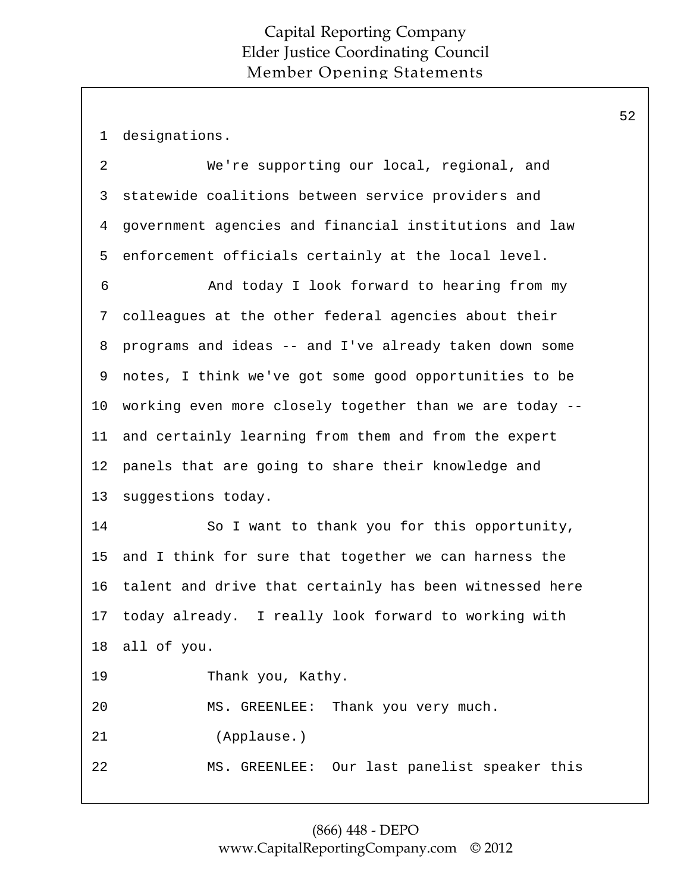designations.

We're supporting our local, regional, and statewide coalitions between service providers and government agencies and financial institutions and law enforcement officials certainly at the local level.

And today I look forward to hearing from my colleagues at the other federal agencies about their programs and ideas -- and I've already taken down some notes, I think we've got some good opportunities to be working even more closely together than we are today -- and certainly learning from them and from the expert panels that are going to share their knowledge and suggestions today.

So I want to thank you for this opportunity, and I think for sure that together we can harness the talent and drive that certainly has been witnessed here today already. I really look forward to working with all of you.

Thank you, Kathy.

MS. GREENLEE: Thank you very much.

(Applause.)

MS. GREENLEE: Our last panelist speaker this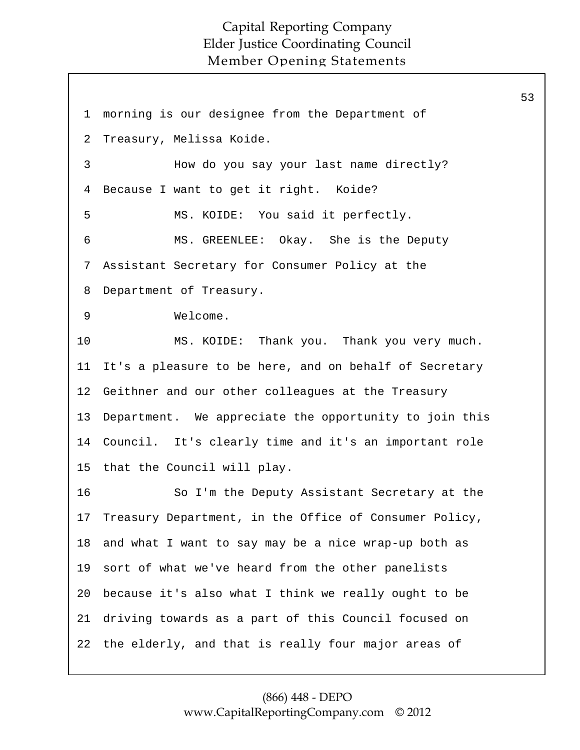morning is our designee from the Department of Treasury, Melissa Koide.

How do you say your last name directly? Because I want to get it right. Koide?

MS. KOIDE: You said it perfectly.

MS. GREENLEE: Okay. She is the Deputy Assistant Secretary for Consumer Policy at the Department of Treasury.

Welcome.

MS. KOIDE: Thank you. Thank you very much. It's a pleasure to be here, and on behalf of Secretary Geithner and our other colleagues at the Treasury Department. We appreciate the opportunity to join this Council. It's clearly time and it's an important role that the Council will play.

So I'm the Deputy Assistant Secretary at the Treasury Department, in the Office of Consumer Policy, and what I want to say may be a nice wrap-up both as sort of what we've heard from the other panelists because it's also what I think we really ought to be driving towards as a part of this Council focused on the elderly, and that is really four major areas of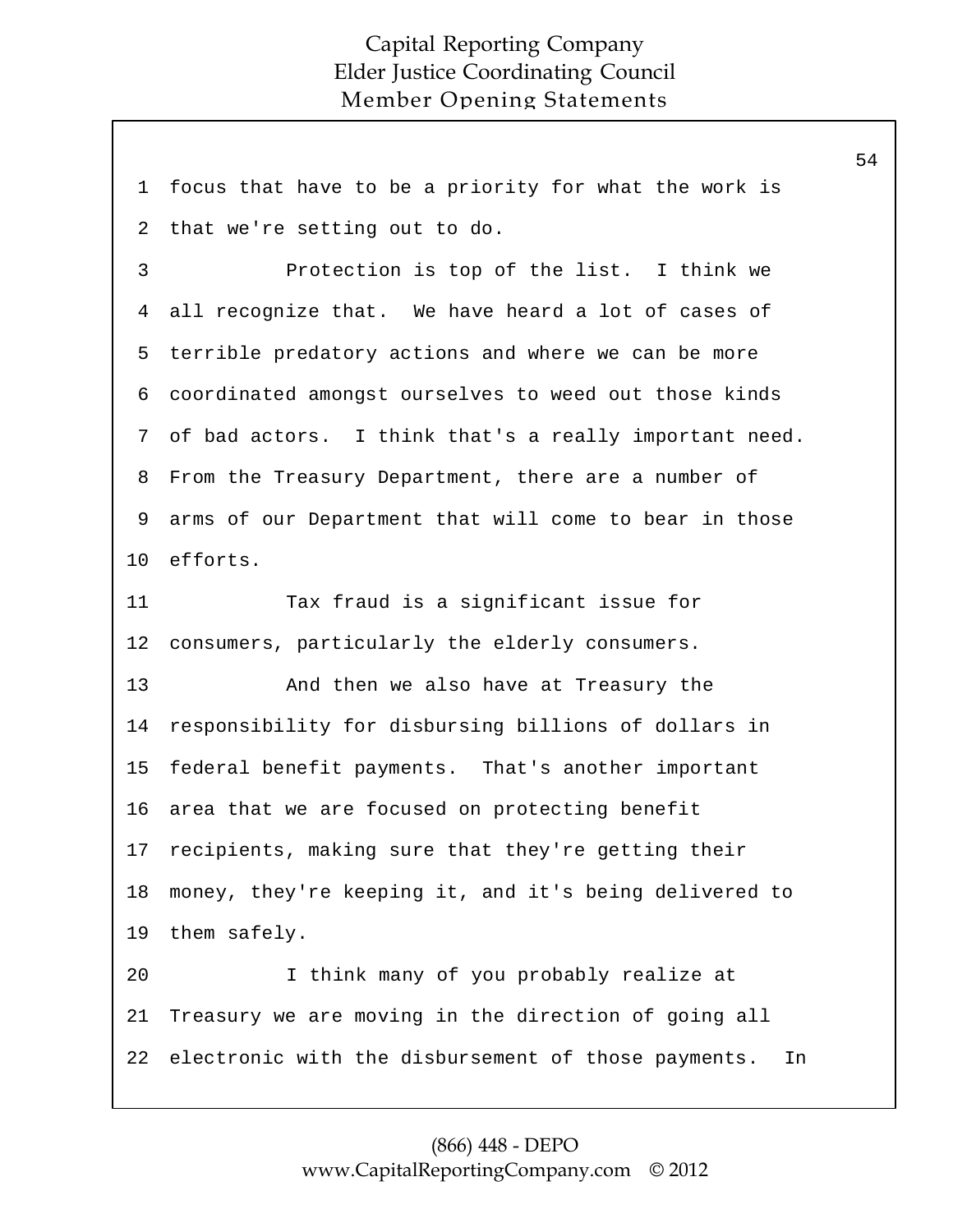focus that have to be a priority for what the work is that we're setting out to do.

Protection is top of the list. I think we all recognize that. We have heard a lot of cases of terrible predatory actions and where we can be more coordinated amongst ourselves to weed out those kinds of bad actors. I think that's a really important need. From the Treasury Department, there are a number of arms of our Department that will come to bear in those efforts.

Tax fraud is a significant issue for consumers, particularly the elderly consumers.

And then we also have at Treasury the responsibility for disbursing billions of dollars in federal benefit payments. That's another important area that we are focused on protecting benefit recipients, making sure that they're getting their money, they're keeping it, and it's being delivered to them safely.

I think many of you probably realize at Treasury we are moving in the direction of going all electronic with the disbursement of those payments. In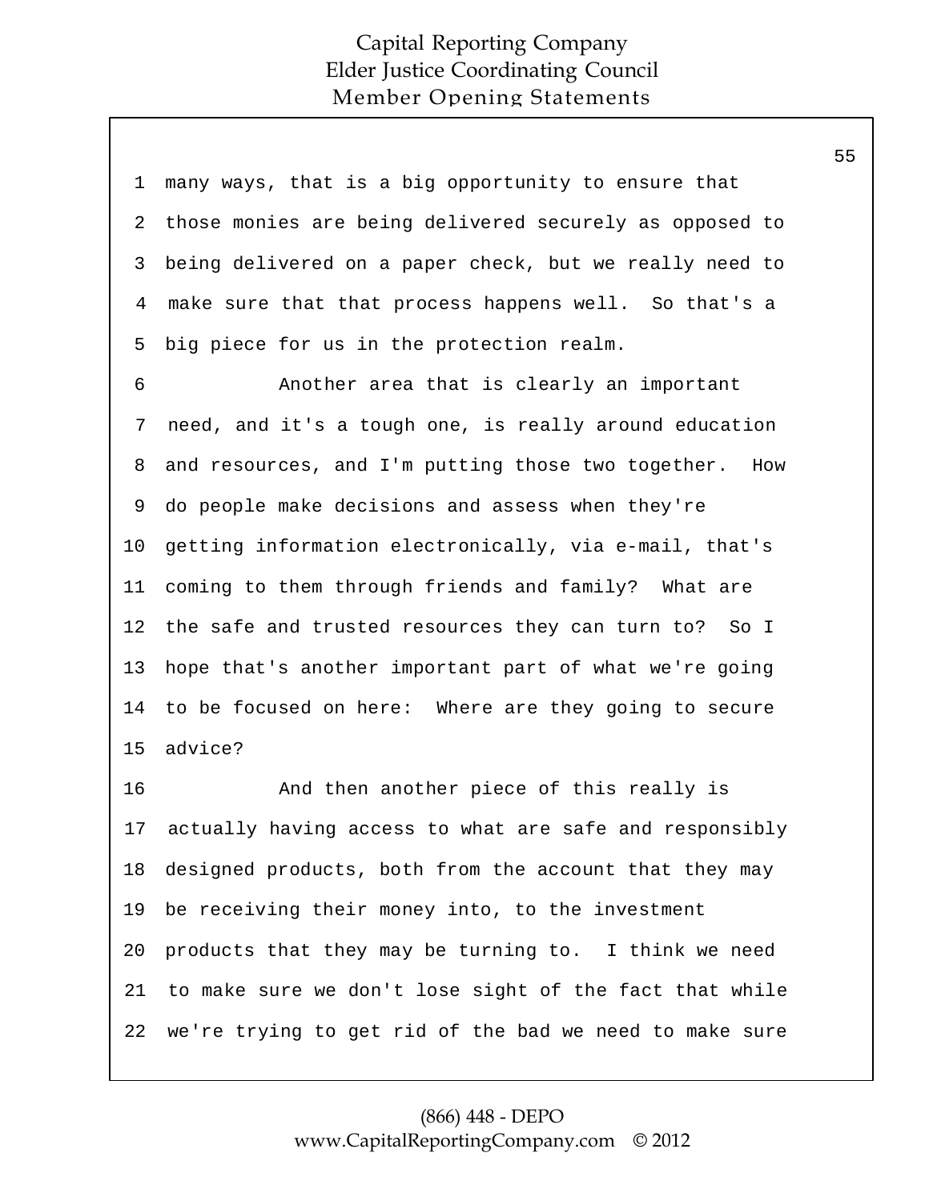many ways, that is a big opportunity to ensure that those monies are being delivered securely as opposed to being delivered on a paper check, but we really need to make sure that that process happens well. So that's a big piece for us in the protection realm.

Another area that is clearly an important need, and it's a tough one, is really around education and resources, and I'm putting those two together. How do people make decisions and assess when they're getting information electronically, via e-mail, that's coming to them through friends and family? What are the safe and trusted resources they can turn to? So I hope that's another important part of what we're going to be focused on here: Where are they going to secure advice?

And then another piece of this really is actually having access to what are safe and responsibly designed products, both from the account that they may be receiving their money into, to the investment products that they may be turning to. I think we need to make sure we don't lose sight of the fact that while we're trying to get rid of the bad we need to make sure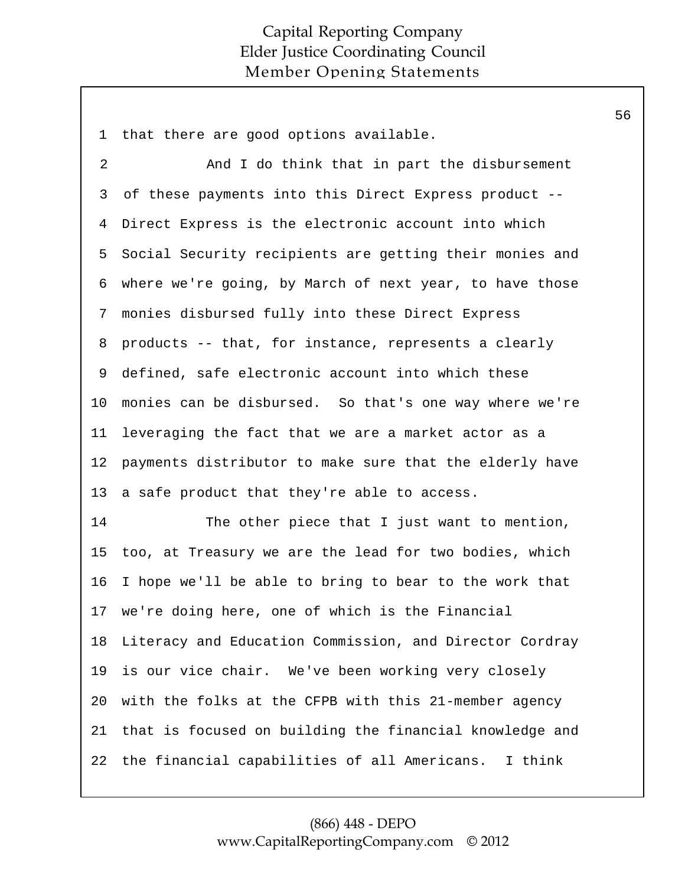that there are good options available.

And I do think that in part the disbursement of these payments into this Direct Express product -- Direct Express is the electronic account into which Social Security recipients are getting their monies and where we're going, by March of next year, to have those monies disbursed fully into these Direct Express products -- that, for instance, represents a clearly defined, safe electronic account into which these monies can be disbursed. So that's one way where we're leveraging the fact that we are a market actor as a payments distributor to make sure that the elderly have a safe product that they're able to access.

The other piece that I just want to mention, too, at Treasury we are the lead for two bodies, which I hope we'll be able to bring to bear to the work that we're doing here, one of which is the Financial Literacy and Education Commission, and Director Cordray is our vice chair. We've been working very closely with the folks at the CFPB with this 21-member agency that is focused on building the financial knowledge and the financial capabilities of all Americans. I think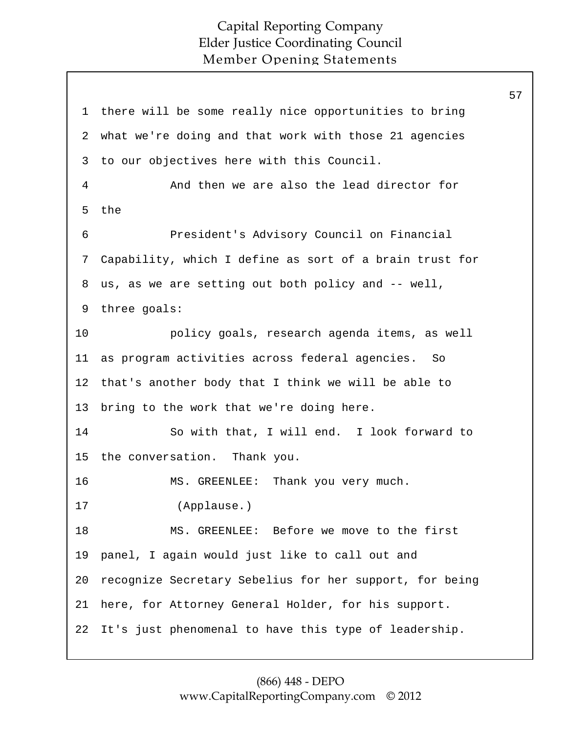1 there will be some really nice opportunities to bring
2 what we're doing and that work with those 21 agencies
3 to our objectives here with this Council.
4 And then we are also the lead director for
5 the
6 President's Advisory Council on Financial
7 Capability, which I define as sort of a brain trust for
8 us, as we are setting out both policy and -- well,
9 three goals:
10 policy goals, research agenda items, as well
11 as program activities across federal agencies. So
12 that's another body that I think we will be able to
13 bring to the work that we're doing here.
14 So with that, I will end. I look forward to
15 the conversation. Thank you.
16 MS. GREENLEE: Thank you very much.
17 (Applause.)
18 MS. GREENLEE: Before we move to the first
19 panel, I again would just like to call out and
20 recognize Secretary Sebelius for her support, for being
21 here, for Attorney General Holder, for his support.
22 It's just phenomenal to have this type of leadership.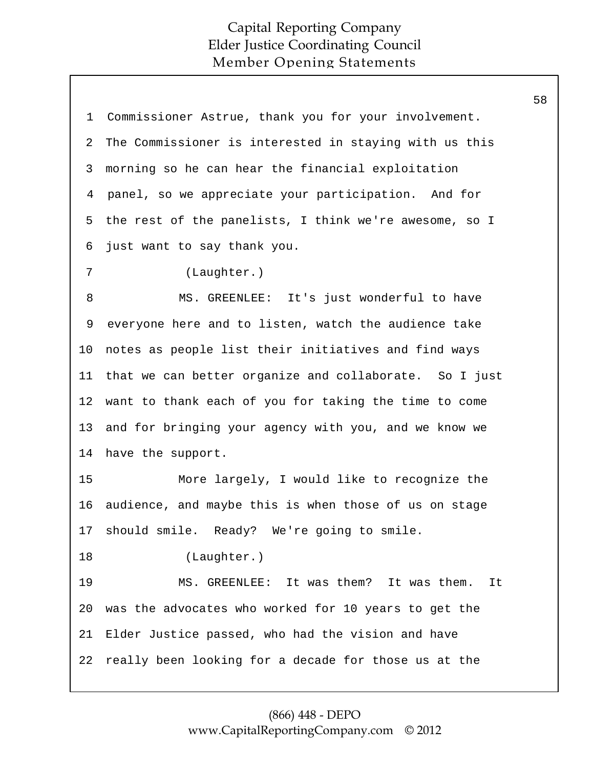1 Commissioner Astrue, thank you for your involvement.
2 The Commissioner is interested in staying with us this
3 morning so he can hear the financial exploitation
4 panel, so we appreciate your participation. And for
5 the rest of the panelists, I think we're awesome, so I
6 just want to say thank you.
7 (Laughter.)
8 MS. GREENLEE: It's just wonderful to have
9 everyone here and to listen, watch the audience take
10 notes as people list their initiatives and find ways
11 that we can better organize and collaborate. So I just
12 want to thank each of you for taking the time to come
13 and for bringing your agency with you, and we know we
14 have the support.
15 More largely, I would like to recognize the
16 audience, and maybe this is when those of us on stage
17 should smile. Ready? We're going to smile.
18 (Laughter.)
19 MS. GREENLEE: It was them? It was them. It
20 was the advocates who worked for 10 years to get the
21 Elder Justice passed, who had the vision and have
22 really been looking for a decade for those us at the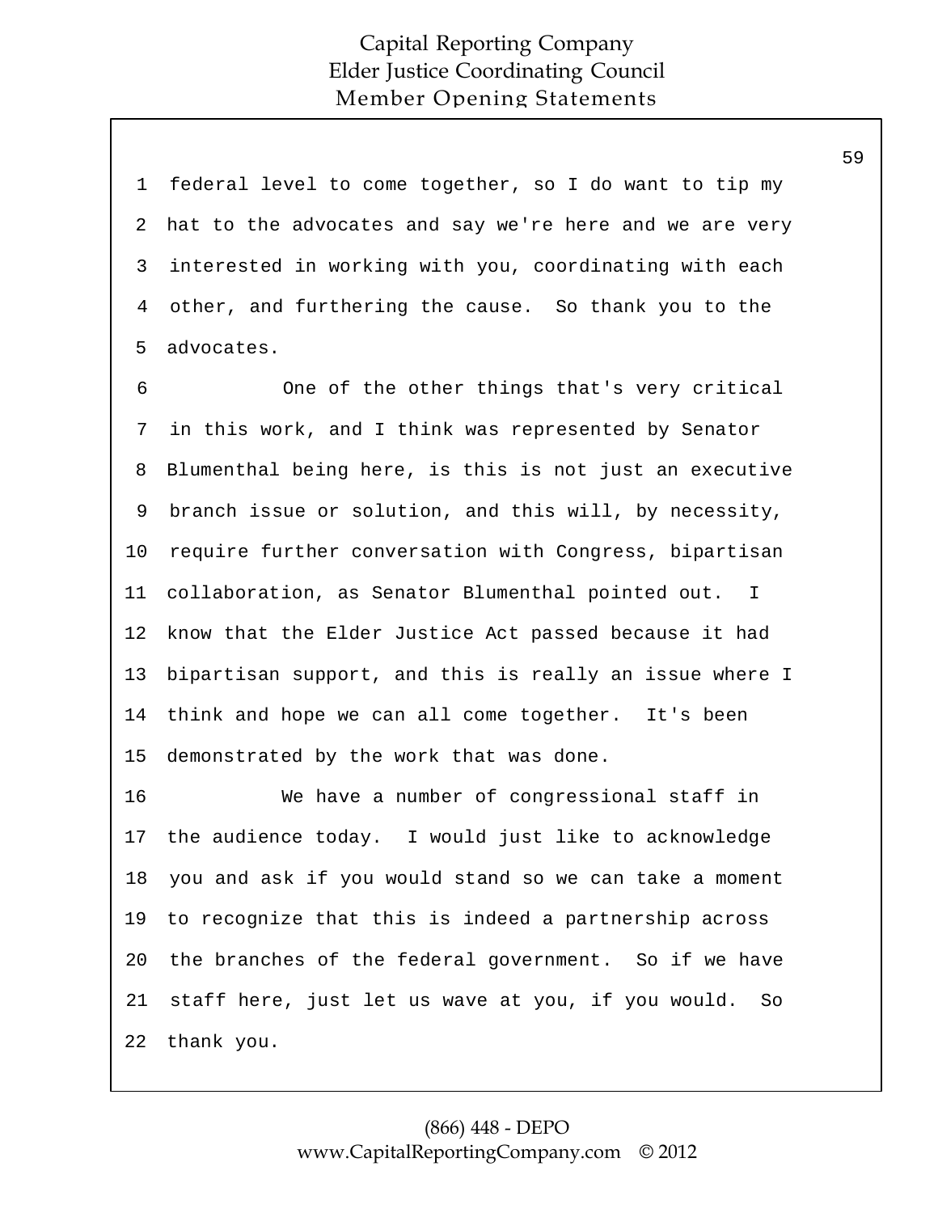federal level to come together, so I do want to tip my hat to the advocates and say we're here and we are very interested in working with you, coordinating with each other, and furthering the cause. So thank you to the advocates.

One of the other things that's very critical in this work, and I think was represented by Senator Blumenthal being here, is this is not just an executive branch issue or solution, and this will, by necessity, require further conversation with Congress, bipartisan collaboration, as Senator Blumenthal pointed out. I know that the Elder Justice Act passed because it had bipartisan support, and this is really an issue where I think and hope we can all come together. It's been demonstrated by the work that was done.

We have a number of congressional staff in the audience today. I would just like to acknowledge you and ask if you would stand so we can take a moment to recognize that this is indeed a partnership across the branches of the federal government. So if we have staff here, just let us wave at you, if you would. So thank you.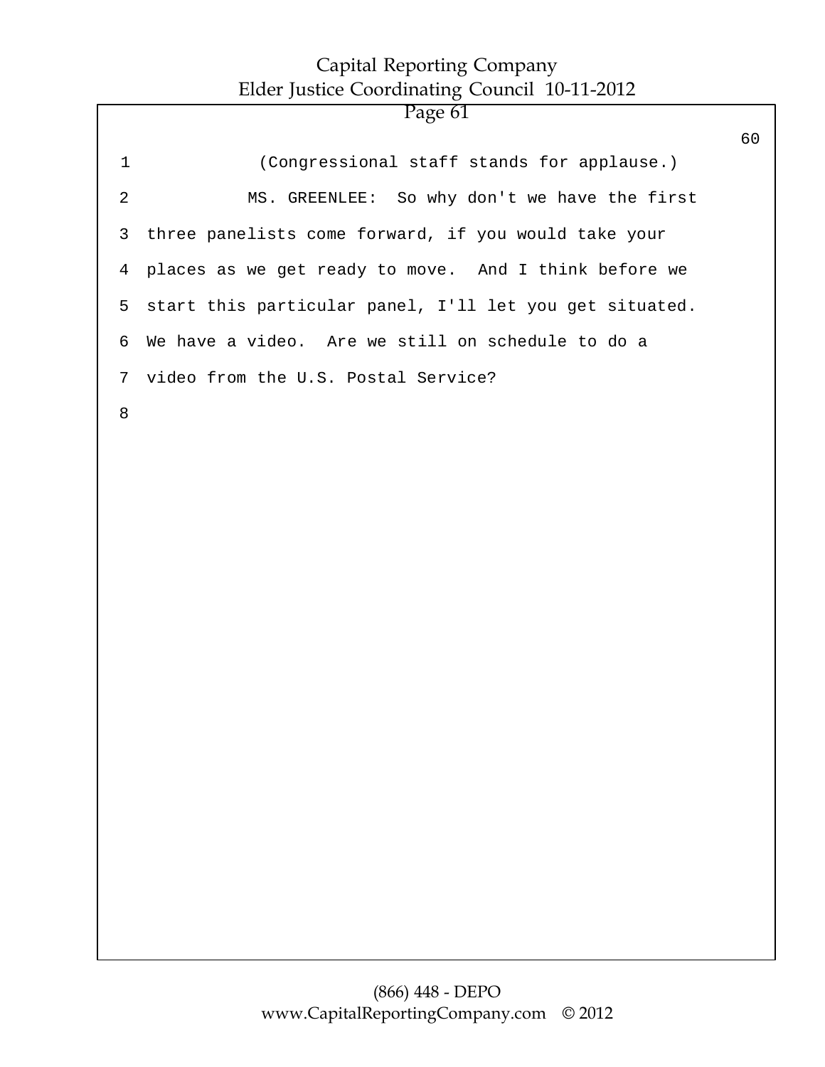1 (Congressional staff stands for applause.)

2 MS. GREENLEE: So why don't we have the first

3 three panelists come forward, if you would take your

4 places as we get ready to move. And I think before we

5 start this particular panel, I'll let you get situated.

6 We have a video. Are we still on schedule to do a

7 video from the U.S. Postal Service?

8